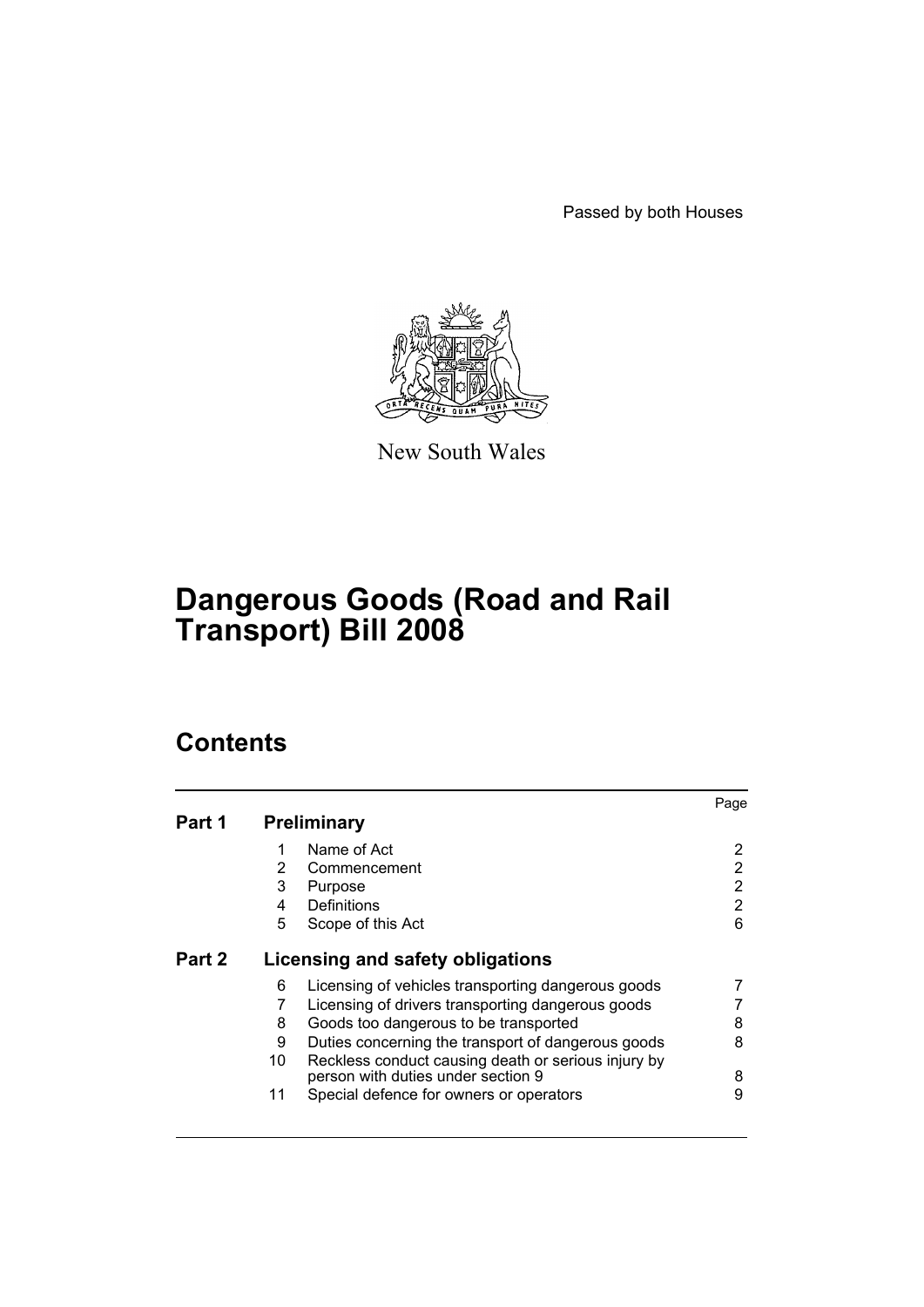Passed by both Houses

New South Wales

# Dangerous Goods (Road and Rail Transport) Bill 2008

## Contents

| | | | Page |
|---|---|---|---|
| **Part 1** | **Preliminary** | | |
| | 1 | Name of Act | 2 |
| | 2 | Commencement | 2 |
| | 3 | Purpose | 2 |
| | 4 | Definitions | 2 |
| | 5 | Scope of this Act | 6 |
| **Part 2** | **Licensing and safety obligations** | | |
| | 6 | Licensing of vehicles transporting dangerous goods | 7 |
| | 7 | Licensing of drivers transporting dangerous goods | 7 |
| | 8 | Goods too dangerous to be transported | 8 |
| | 9 | Duties concerning the transport of dangerous goods | 8 |
| | 10 | Reckless conduct causing death or serious injury by person with duties under section 9 | 8 |
| | 11 | Special defence for owners or operators | 9 |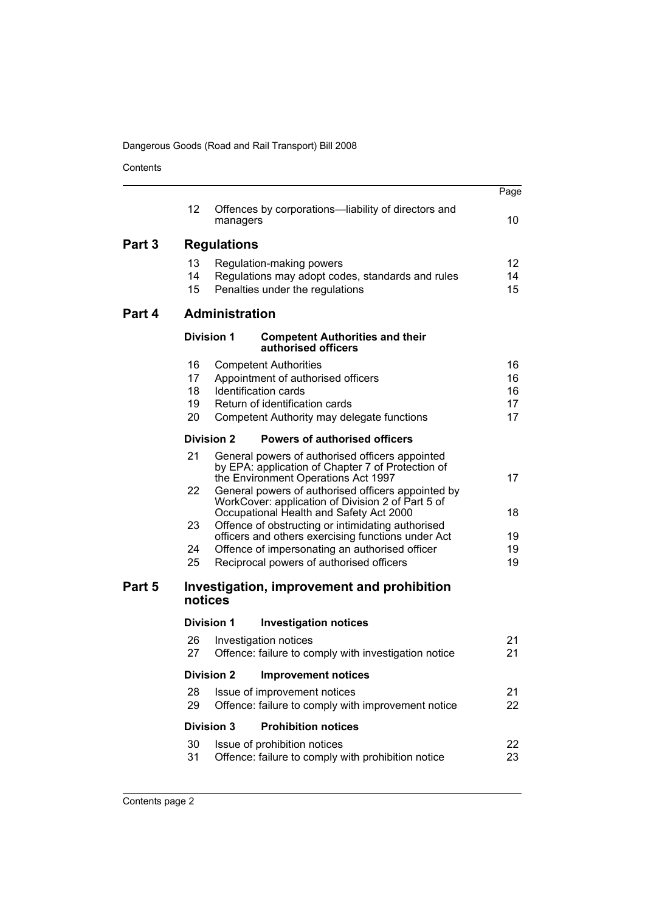| | | | Page |
|---|---|---|---|
| | 12 | Offences by corporations—liability of directors and managers | 10 |
| **Part 3** | | **Regulations** | |
| | 13 | Regulation-making powers | 12 |
| | 14 | Regulations may adopt codes, standards and rules | 14 |
| | 15 | Penalties under the regulations | 15 |
| **Part 4** | | **Administration** | |
| | **Division 1** | **Competent Authorities and their authorised officers** | |
| | 16 | Competent Authorities | 16 |
| | 17 | Appointment of authorised officers | 16 |
| | 18 | Identification cards | 16 |
| | 19 | Return of identification cards | 17 |
| | 20 | Competent Authority may delegate functions | 17 |
| | **Division 2** | **Powers of authorised officers** | |
| | 21 | General powers of authorised officers appointed by EPA: application of Chapter 7 of Protection of the Environment Operations Act 1997 | 17 |
| | 22 | General powers of authorised officers appointed by WorkCover: application of Division 2 of Part 5 of Occupational Health and Safety Act 2000 | 18 |
| | 23 | Offence of obstructing or intimidating authorised officers and others exercising functions under Act | 19 |
| | 24 | Offence of impersonating an authorised officer | 19 |
| | 25 | Reciprocal powers of authorised officers | 19 |
| **Part 5** | | **Investigation, improvement and prohibition notices** | |
| | **Division 1** | **Investigation notices** | |
| | 26 | Investigation notices | 21 |
| | 27 | Offence: failure to comply with investigation notice | 21 |
| | **Division 2** | **Improvement notices** | |
| | 28 | Issue of improvement notices | 21 |
| | 29 | Offence: failure to comply with improvement notice | 22 |
| | **Division 3** | **Prohibition notices** | |
| | 30 | Issue of prohibition notices | 22 |
| | 31 | Offence: failure to comply with prohibition notice | 23 |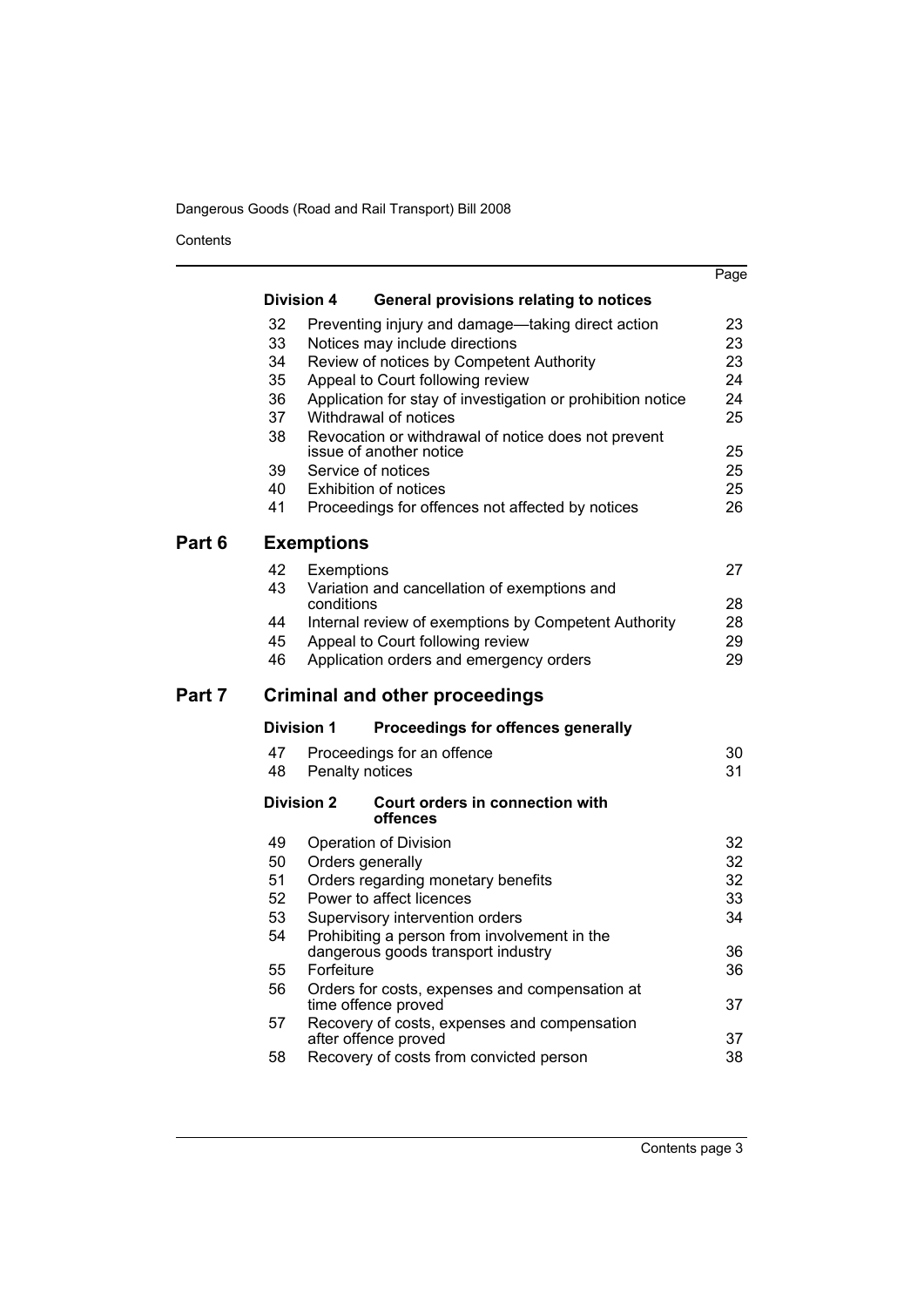| | | Page |
|---|---|---|
| **Division 4** | **General provisions relating to notices** | |
| 32 | Preventing injury and damage—taking direct action | 23 |
| 33 | Notices may include directions | 23 |
| 34 | Review of notices by Competent Authority | 23 |
| 35 | Appeal to Court following review | 24 |
| 36 | Application for stay of investigation or prohibition notice | 24 |
| 37 | Withdrawal of notices | 25 |
| 38 | Revocation or withdrawal of notice does not prevent issue of another notice | 25 |
| 39 | Service of notices | 25 |
| 40 | Exhibition of notices | 25 |
| 41 | Proceedings for offences not affected by notices | 26 |

## Part 6 Exemptions

| | | |
|---|---|---|
| 42 | Exemptions | 27 |
| 43 | Variation and cancellation of exemptions and conditions | 28 |
| 44 | Internal review of exemptions by Competent Authority | 28 |
| 45 | Appeal to Court following review | 29 |
| 46 | Application orders and emergency orders | 29 |

## Part 7 Criminal and other proceedings

| | | |
|---|---|---|
| **Division 1** | **Proceedings for offences generally** | |
| 47 | Proceedings for an offence | 30 |
| 48 | Penalty notices | 31 |
| **Division 2** | **Court orders in connection with offences** | |
| 49 | Operation of Division | 32 |
| 50 | Orders generally | 32 |
| 51 | Orders regarding monetary benefits | 32 |
| 52 | Power to affect licences | 33 |
| 53 | Supervisory intervention orders | 34 |
| 54 | Prohibiting a person from involvement in the dangerous goods transport industry | 36 |
| 55 | Forfeiture | 36 |
| 56 | Orders for costs, expenses and compensation at time offence proved | 37 |
| 57 | Recovery of costs, expenses and compensation after offence proved | 37 |
| 58 | Recovery of costs from convicted person | 38 |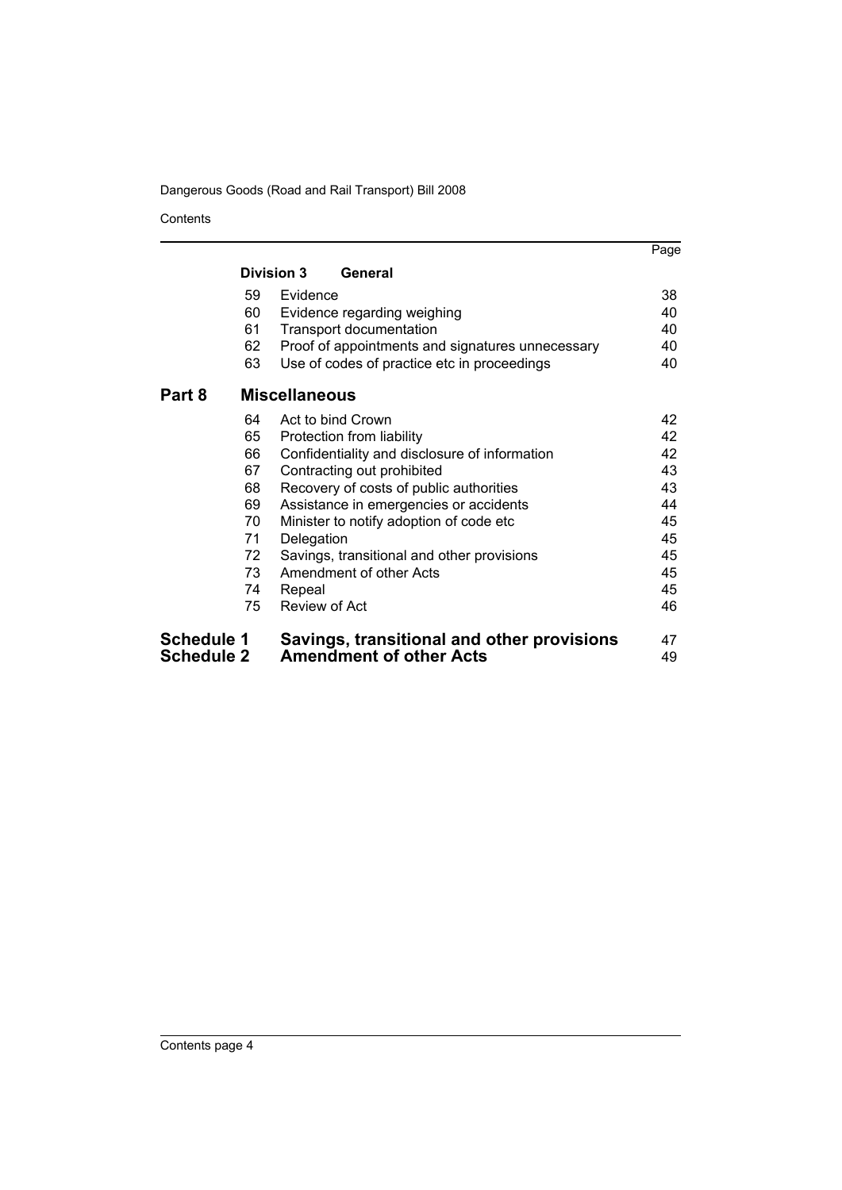| | | | Page |
|---|---|---|---|
| | **Division 3** | **General** | |
| | 59 | Evidence | 38 |
| | 60 | Evidence regarding weighing | 40 |
| | 61 | Transport documentation | 40 |
| | 62 | Proof of appointments and signatures unnecessary | 40 |
| | 63 | Use of codes of practice etc in proceedings | 40 |
| **Part 8** | **Miscellaneous** | | |
| | 64 | Act to bind Crown | 42 |
| | 65 | Protection from liability | 42 |
| | 66 | Confidentiality and disclosure of information | 42 |
| | 67 | Contracting out prohibited | 43 |
| | 68 | Recovery of costs of public authorities | 43 |
| | 69 | Assistance in emergencies or accidents | 44 |
| | 70 | Minister to notify adoption of code etc | 45 |
| | 71 | Delegation | 45 |
| | 72 | Savings, transitional and other provisions | 45 |
| | 73 | Amendment of other Acts | 45 |
| | 74 | Repeal | 45 |
| | 75 | Review of Act | 46 |
| **Schedule 1** | **Savings, transitional and other provisions** | | 47 |
| **Schedule 2** | **Amendment of other Acts** | | 49 |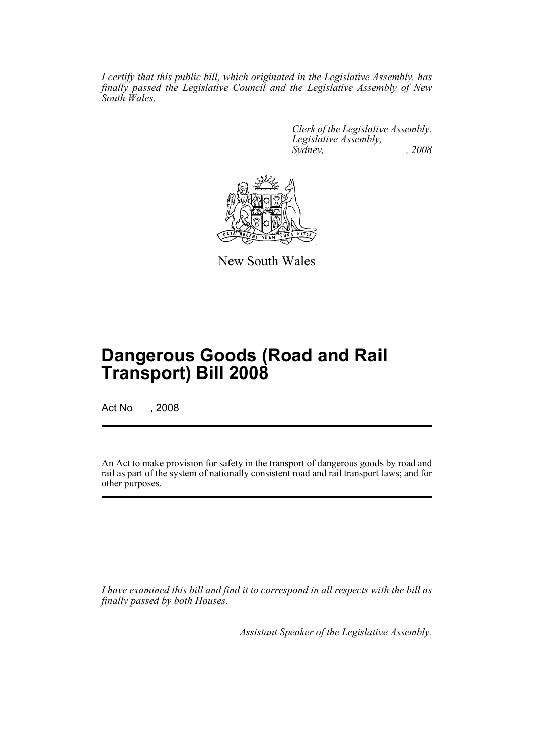*I certify that this public bill, which originated in the Legislative Assembly, has finally passed the Legislative Council and the Legislative Assembly of New South Wales.*

*Clerk of the Legislative Assembly.*
*Legislative Assembly,*
*Sydney, , 2008*

New South Wales

# Dangerous Goods (Road and Rail Transport) Bill 2008

Act No , 2008

An Act to make provision for safety in the transport of dangerous goods by road and rail as part of the system of nationally consistent road and rail transport laws; and for other purposes.

*I have examined this bill and find it to correspond in all respects with the bill as finally passed by both Houses.*

*Assistant Speaker of the Legislative Assembly.*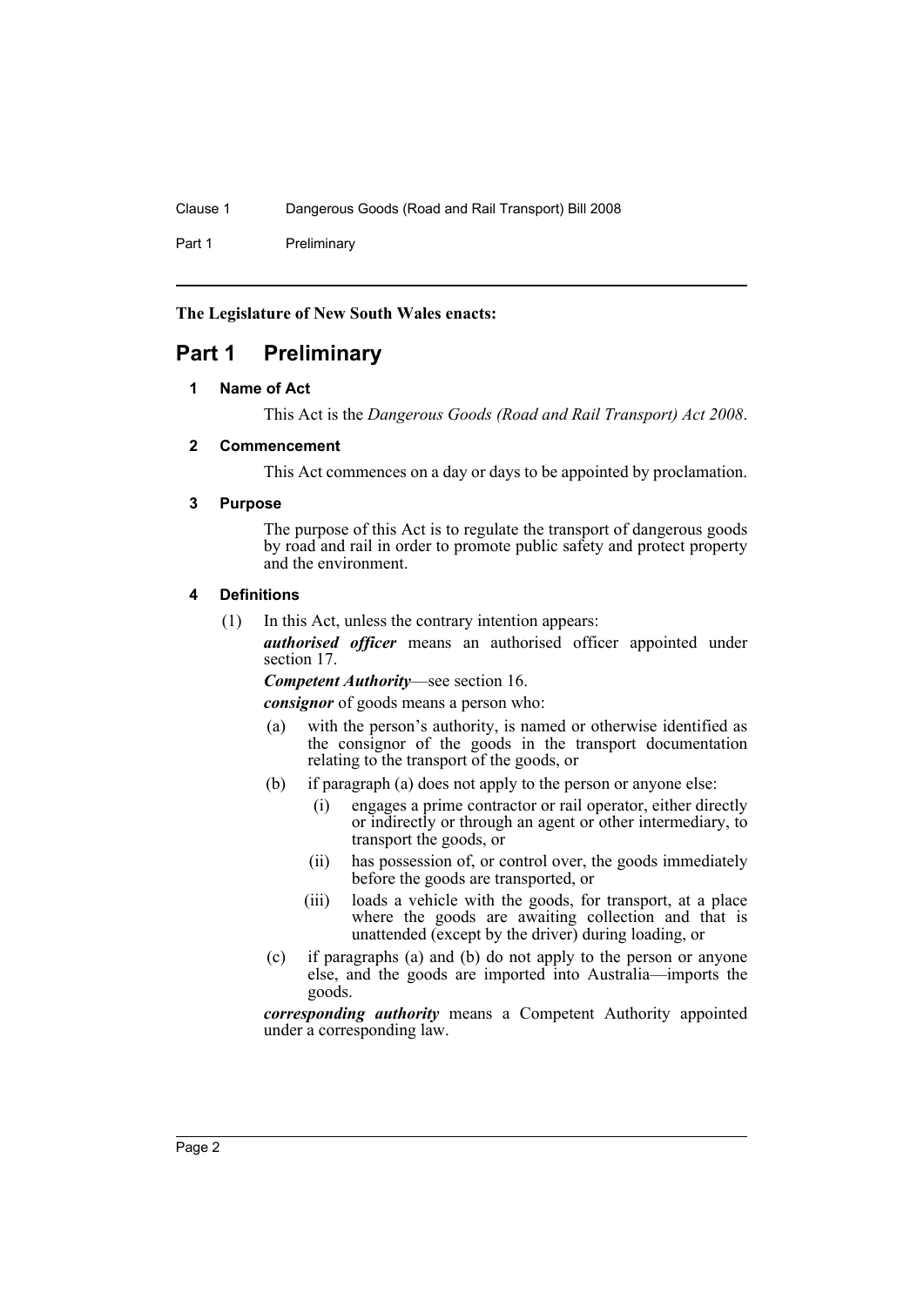**The Legislature of New South Wales enacts:**

# Part 1 Preliminary

## 1 Name of Act

This Act is the *Dangerous Goods (Road and Rail Transport) Act 2008*.

## 2 Commencement

This Act commences on a day or days to be appointed by proclamation.

## 3 Purpose

The purpose of this Act is to regulate the transport of dangerous goods by road and rail in order to promote public safety and protect property and the environment.

## 4 Definitions

(1) In this Act, unless the contrary intention appears:

***authorised officer*** means an authorised officer appointed under section 17.

***Competent Authority***—see section 16.

***consignor*** of goods means a person who:

- (a) with the person's authority, is named or otherwise identified as the consignor of the goods in the transport documentation relating to the transport of the goods, or
- (b) if paragraph (a) does not apply to the person or anyone else:
  - (i) engages a prime contractor or rail operator, either directly or indirectly or through an agent or other intermediary, to transport the goods, or
  - (ii) has possession of, or control over, the goods immediately before the goods are transported, or
  - (iii) loads a vehicle with the goods, for transport, at a place where the goods are awaiting collection and that is unattended (except by the driver) during loading, or
- (c) if paragraphs (a) and (b) do not apply to the person or anyone else, and the goods are imported into Australia—imports the goods.

***corresponding authority*** means a Competent Authority appointed under a corresponding law.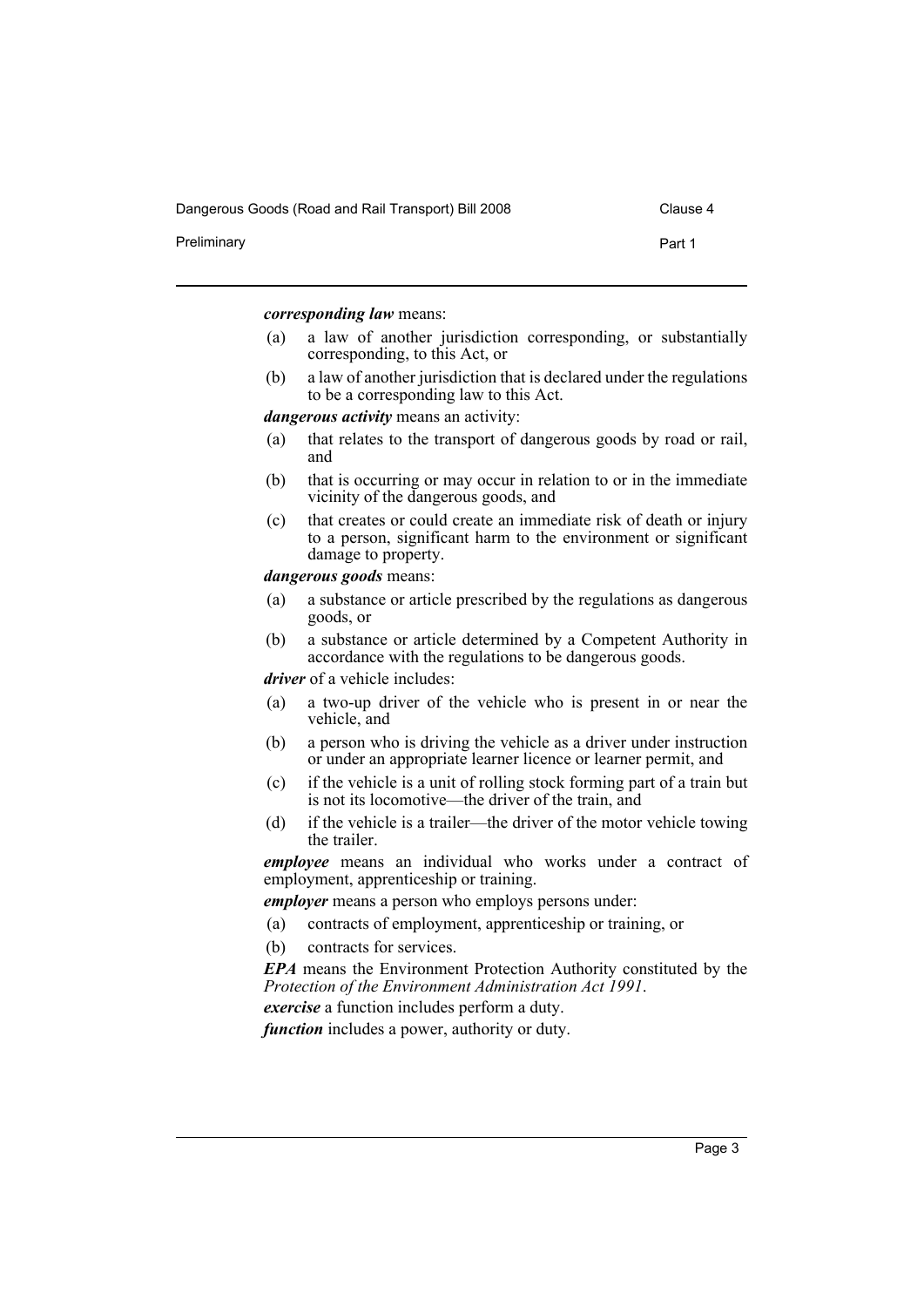***corresponding law*** means:

(a) a law of another jurisdiction corresponding, or substantially corresponding, to this Act, or

(b) a law of another jurisdiction that is declared under the regulations to be a corresponding law to this Act.

***dangerous activity*** means an activity:

(a) that relates to the transport of dangerous goods by road or rail, and

(b) that is occurring or may occur in relation to or in the immediate vicinity of the dangerous goods, and

(c) that creates or could create an immediate risk of death or injury to a person, significant harm to the environment or significant damage to property.

***dangerous goods*** means:

(a) a substance or article prescribed by the regulations as dangerous goods, or

(b) a substance or article determined by a Competent Authority in accordance with the regulations to be dangerous goods.

***driver*** of a vehicle includes:

(a) a two-up driver of the vehicle who is present in or near the vehicle, and

(b) a person who is driving the vehicle as a driver under instruction or under an appropriate learner licence or learner permit, and

(c) if the vehicle is a unit of rolling stock forming part of a train but is not its locomotive—the driver of the train, and

(d) if the vehicle is a trailer—the driver of the motor vehicle towing the trailer.

***employee*** means an individual who works under a contract of employment, apprenticeship or training.

***employer*** means a person who employs persons under:

(a) contracts of employment, apprenticeship or training, or

(b) contracts for services.

***EPA*** means the Environment Protection Authority constituted by the *Protection of the Environment Administration Act 1991*.

***exercise*** a function includes perform a duty.

***function*** includes a power, authority or duty.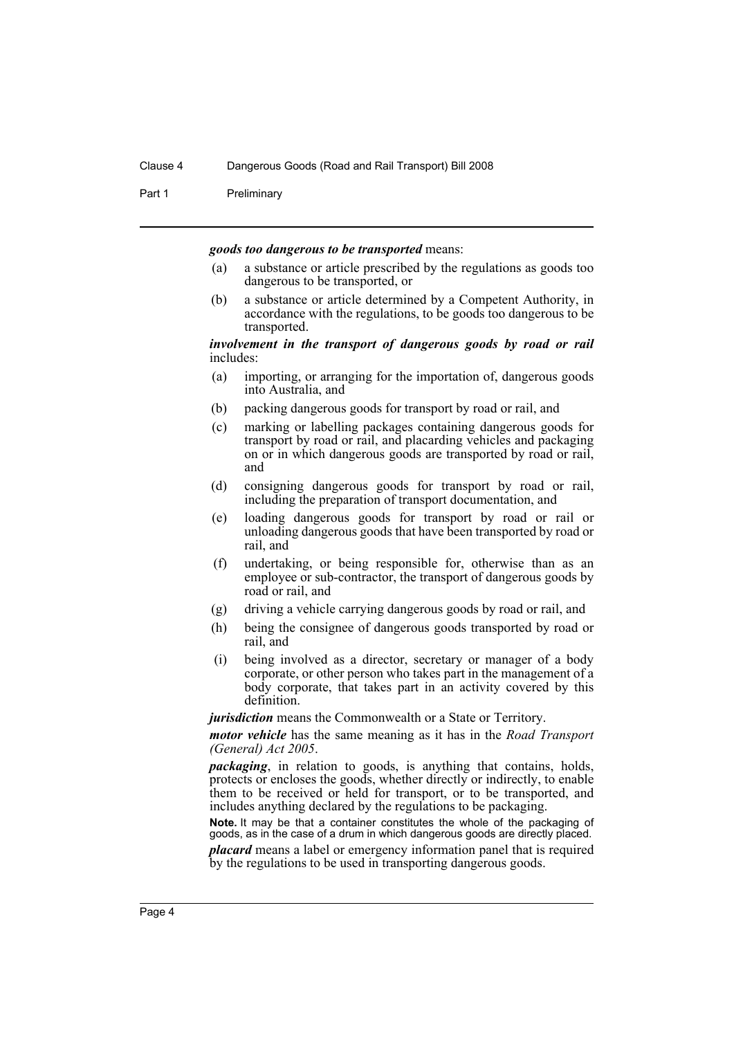***goods too dangerous to be transported*** means:

(a) a substance or article prescribed by the regulations as goods too dangerous to be transported, or

(b) a substance or article determined by a Competent Authority, in accordance with the regulations, to be goods too dangerous to be transported.

***involvement in the transport of dangerous goods by road or rail*** includes:

(a) importing, or arranging for the importation of, dangerous goods into Australia, and

(b) packing dangerous goods for transport by road or rail, and

(c) marking or labelling packages containing dangerous goods for transport by road or rail, and placarding vehicles and packaging on or in which dangerous goods are transported by road or rail, and

(d) consigning dangerous goods for transport by road or rail, including the preparation of transport documentation, and

(e) loading dangerous goods for transport by road or rail or unloading dangerous goods that have been transported by road or rail, and

(f) undertaking, or being responsible for, otherwise than as an employee or sub-contractor, the transport of dangerous goods by road or rail, and

(g) driving a vehicle carrying dangerous goods by road or rail, and

(h) being the consignee of dangerous goods transported by road or rail, and

(i) being involved as a director, secretary or manager of a body corporate, or other person who takes part in the management of a body corporate, that takes part in an activity covered by this definition.

***jurisdiction*** means the Commonwealth or a State or Territory.

***motor vehicle*** has the same meaning as it has in the *Road Transport (General) Act 2005*.

***packaging***, in relation to goods, is anything that contains, holds, protects or encloses the goods, whether directly or indirectly, to enable them to be received or held for transport, or to be transported, and includes anything declared by the regulations to be packaging.

**Note.** It may be that a container constitutes the whole of the packaging of goods, as in the case of a drum in which dangerous goods are directly placed.

***placard*** means a label or emergency information panel that is required by the regulations to be used in transporting dangerous goods.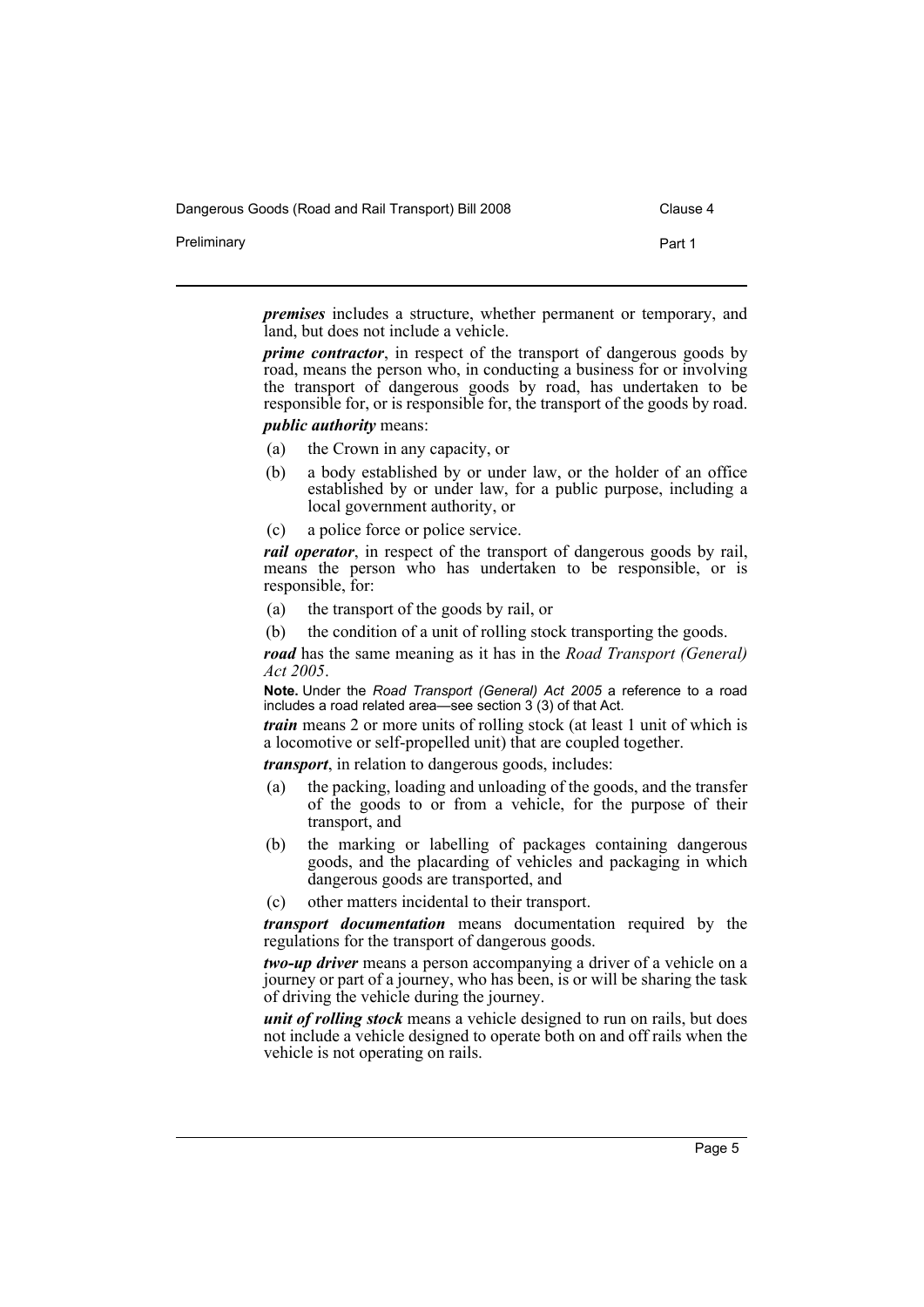***premises*** includes a structure, whether permanent or temporary, and land, but does not include a vehicle.

***prime contractor***, in respect of the transport of dangerous goods by road, means the person who, in conducting a business for or involving the transport of dangerous goods by road, has undertaken to be responsible for, or is responsible for, the transport of the goods by road.

***public authority*** means:

- (a) the Crown in any capacity, or
- (b) a body established by or under law, or the holder of an office established by or under law, for a public purpose, including a local government authority, or
- (c) a police force or police service.

***rail operator***, in respect of the transport of dangerous goods by rail, means the person who has undertaken to be responsible, or is responsible, for:

- (a) the transport of the goods by rail, or
- (b) the condition of a unit of rolling stock transporting the goods.

***road*** has the same meaning as it has in the *Road Transport (General) Act 2005*.

**Note.** Under the *Road Transport (General) Act 2005* a reference to a road includes a road related area—see section 3 (3) of that Act.

***train*** means 2 or more units of rolling stock (at least 1 unit of which is a locomotive or self-propelled unit) that are coupled together.

***transport***, in relation to dangerous goods, includes:

- (a) the packing, loading and unloading of the goods, and the transfer of the goods to or from a vehicle, for the purpose of their transport, and
- (b) the marking or labelling of packages containing dangerous goods, and the placarding of vehicles and packaging in which dangerous goods are transported, and
- (c) other matters incidental to their transport.

***transport documentation*** means documentation required by the regulations for the transport of dangerous goods.

***two-up driver*** means a person accompanying a driver of a vehicle on a journey or part of a journey, who has been, is or will be sharing the task of driving the vehicle during the journey.

***unit of rolling stock*** means a vehicle designed to run on rails, but does not include a vehicle designed to operate both on and off rails when the vehicle is not operating on rails.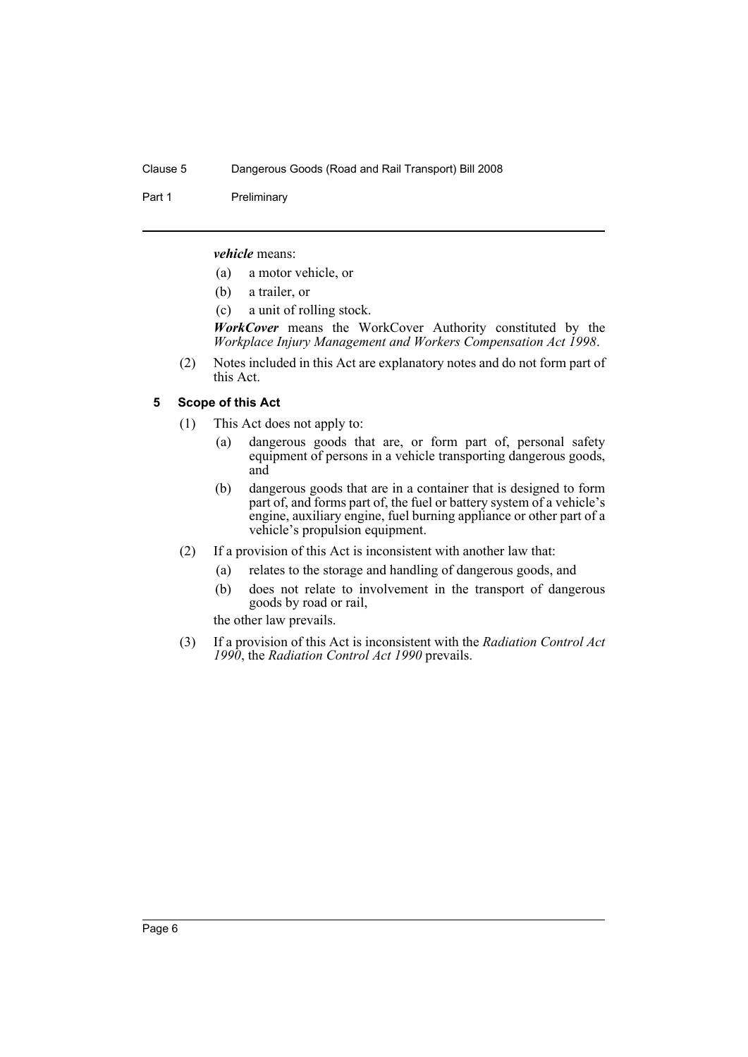***vehicle*** means:

(a) a motor vehicle, or

(b) a trailer, or

(c) a unit of rolling stock.

***WorkCover*** means the WorkCover Authority constituted by the *Workplace Injury Management and Workers Compensation Act 1998*.

(2) Notes included in this Act are explanatory notes and do not form part of this Act.

#### 5 Scope of this Act

(1) This Act does not apply to:

(a) dangerous goods that are, or form part of, personal safety equipment of persons in a vehicle transporting dangerous goods, and

(b) dangerous goods that are in a container that is designed to form part of, and forms part of, the fuel or battery system of a vehicle's engine, auxiliary engine, fuel burning appliance or other part of a vehicle's propulsion equipment.

(2) If a provision of this Act is inconsistent with another law that:

(a) relates to the storage and handling of dangerous goods, and

(b) does not relate to involvement in the transport of dangerous goods by road or rail,

the other law prevails.

(3) If a provision of this Act is inconsistent with the *Radiation Control Act 1990*, the *Radiation Control Act 1990* prevails.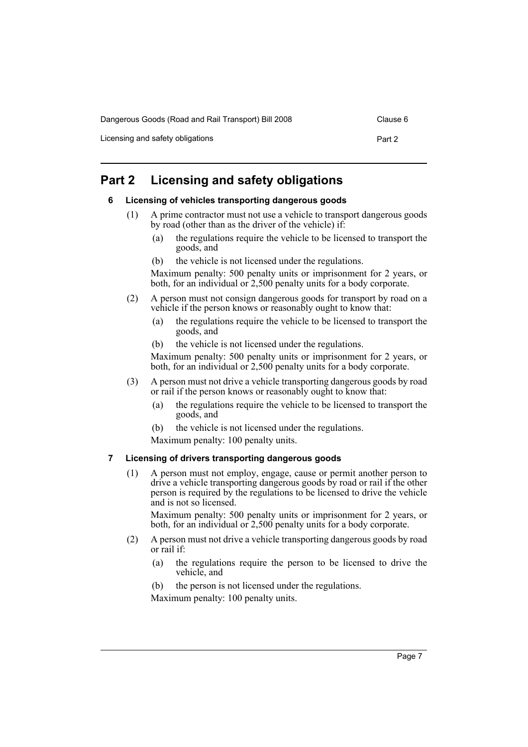# Part 2 Licensing and safety obligations

### 6 Licensing of vehicles transporting dangerous goods

(1) A prime contractor must not use a vehicle to transport dangerous goods by road (other than as the driver of the vehicle) if:

- (a) the regulations require the vehicle to be licensed to transport the goods, and
- (b) the vehicle is not licensed under the regulations.

Maximum penalty: 500 penalty units or imprisonment for 2 years, or both, for an individual or 2,500 penalty units for a body corporate.

(2) A person must not consign dangerous goods for transport by road on a vehicle if the person knows or reasonably ought to know that:

- (a) the regulations require the vehicle to be licensed to transport the goods, and
- (b) the vehicle is not licensed under the regulations.

Maximum penalty: 500 penalty units or imprisonment for 2 years, or both, for an individual or 2,500 penalty units for a body corporate.

(3) A person must not drive a vehicle transporting dangerous goods by road or rail if the person knows or reasonably ought to know that:

- (a) the regulations require the vehicle to be licensed to transport the goods, and
- (b) the vehicle is not licensed under the regulations.

Maximum penalty: 100 penalty units.

### 7 Licensing of drivers transporting dangerous goods

(1) A person must not employ, engage, cause or permit another person to drive a vehicle transporting dangerous goods by road or rail if the other person is required by the regulations to be licensed to drive the vehicle and is not so licensed.

Maximum penalty: 500 penalty units or imprisonment for 2 years, or both, for an individual or 2,500 penalty units for a body corporate.

(2) A person must not drive a vehicle transporting dangerous goods by road or rail if:

- (a) the regulations require the person to be licensed to drive the vehicle, and
- (b) the person is not licensed under the regulations.

Maximum penalty: 100 penalty units.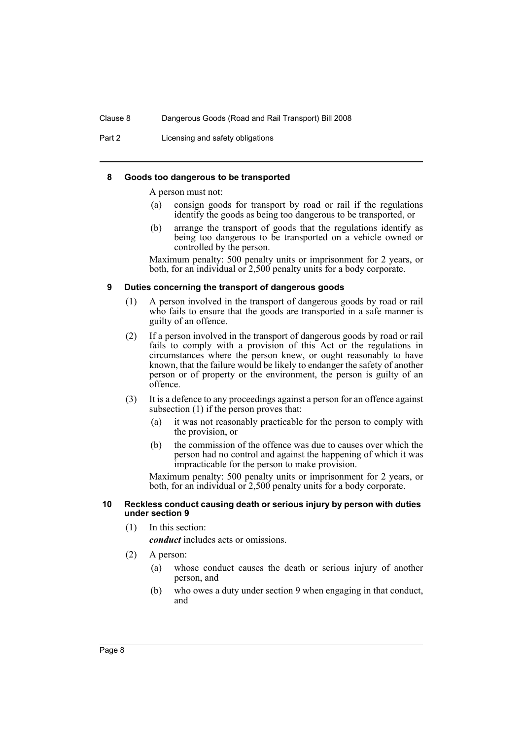#### 8 Goods too dangerous to be transported

A person must not:

(a) consign goods for transport by road or rail if the regulations identify the goods as being too dangerous to be transported, or

(b) arrange the transport of goods that the regulations identify as being too dangerous to be transported on a vehicle owned or controlled by the person.

Maximum penalty: 500 penalty units or imprisonment for 2 years, or both, for an individual or 2,500 penalty units for a body corporate.

#### 9 Duties concerning the transport of dangerous goods

(1) A person involved in the transport of dangerous goods by road or rail who fails to ensure that the goods are transported in a safe manner is guilty of an offence.

(2) If a person involved in the transport of dangerous goods by road or rail fails to comply with a provision of this Act or the regulations in circumstances where the person knew, or ought reasonably to have known, that the failure would be likely to endanger the safety of another person or of property or the environment, the person is guilty of an offence.

(3) It is a defence to any proceedings against a person for an offence against subsection (1) if the person proves that:

(a) it was not reasonably practicable for the person to comply with the provision, or

(b) the commission of the offence was due to causes over which the person had no control and against the happening of which it was impracticable for the person to make provision.

Maximum penalty: 500 penalty units or imprisonment for 2 years, or both, for an individual or 2,500 penalty units for a body corporate.

#### 10 Reckless conduct causing death or serious injury by person with duties under section 9

(1) In this section:

***conduct*** includes acts or omissions.

(2) A person:

(a) whose conduct causes the death or serious injury of another person, and

(b) who owes a duty under section 9 when engaging in that conduct, and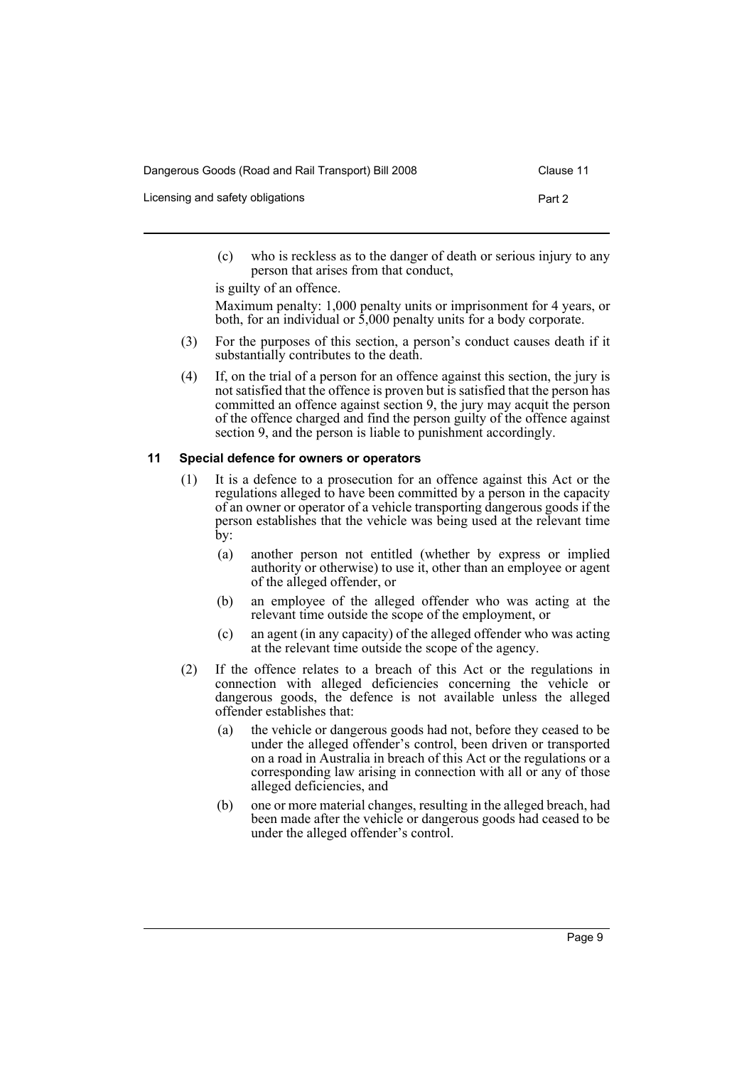(c) who is reckless as to the danger of death or serious injury to any person that arises from that conduct,

is guilty of an offence.

Maximum penalty: 1,000 penalty units or imprisonment for 4 years, or both, for an individual or 5,000 penalty units for a body corporate.

(3) For the purposes of this section, a person's conduct causes death if it substantially contributes to the death.

(4) If, on the trial of a person for an offence against this section, the jury is not satisfied that the offence is proven but is satisfied that the person has committed an offence against section 9, the jury may acquit the person of the offence charged and find the person guilty of the offence against section 9, and the person is liable to punishment accordingly.

### 11 Special defence for owners or operators

(1) It is a defence to a prosecution for an offence against this Act or the regulations alleged to have been committed by a person in the capacity of an owner or operator of a vehicle transporting dangerous goods if the person establishes that the vehicle was being used at the relevant time by:

(a) another person not entitled (whether by express or implied authority or otherwise) to use it, other than an employee or agent of the alleged offender, or

(b) an employee of the alleged offender who was acting at the relevant time outside the scope of the employment, or

(c) an agent (in any capacity) of the alleged offender who was acting at the relevant time outside the scope of the agency.

(2) If the offence relates to a breach of this Act or the regulations in connection with alleged deficiencies concerning the vehicle or dangerous goods, the defence is not available unless the alleged offender establishes that:

(a) the vehicle or dangerous goods had not, before they ceased to be under the alleged offender's control, been driven or transported on a road in Australia in breach of this Act or the regulations or a corresponding law arising in connection with all or any of those alleged deficiencies, and

(b) one or more material changes, resulting in the alleged breach, had been made after the vehicle or dangerous goods had ceased to be under the alleged offender's control.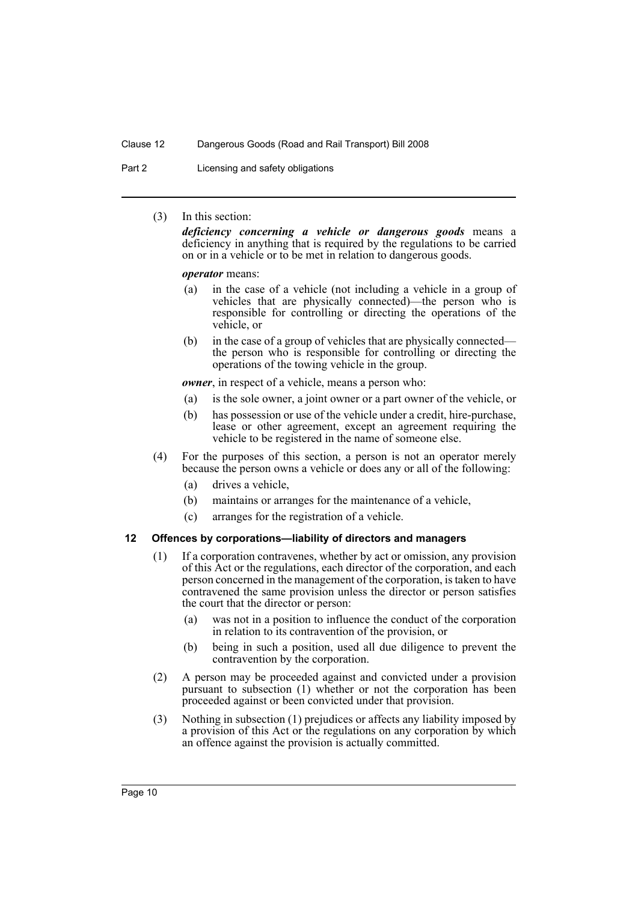(3) In this section:

***deficiency concerning a vehicle or dangerous goods*** means a deficiency in anything that is required by the regulations to be carried on or in a vehicle or to be met in relation to dangerous goods.

***operator*** means:

- (a) in the case of a vehicle (not including a vehicle in a group of vehicles that are physically connected)—the person who is responsible for controlling or directing the operations of the vehicle, or
- (b) in the case of a group of vehicles that are physically connected—the person who is responsible for controlling or directing the operations of the towing vehicle in the group.

***owner***, in respect of a vehicle, means a person who:

- (a) is the sole owner, a joint owner or a part owner of the vehicle, or
- (b) has possession or use of the vehicle under a credit, hire-purchase, lease or other agreement, except an agreement requiring the vehicle to be registered in the name of someone else.

(4) For the purposes of this section, a person is not an operator merely because the person owns a vehicle or does any or all of the following:

- (a) drives a vehicle,
- (b) maintains or arranges for the maintenance of a vehicle,
- (c) arranges for the registration of a vehicle.

### 12 Offences by corporations—liability of directors and managers

(1) If a corporation contravenes, whether by act or omission, any provision of this Act or the regulations, each director of the corporation, and each person concerned in the management of the corporation, is taken to have contravened the same provision unless the director or person satisfies the court that the director or person:

- (a) was not in a position to influence the conduct of the corporation in relation to its contravention of the provision, or
- (b) being in such a position, used all due diligence to prevent the contravention by the corporation.

(2) A person may be proceeded against and convicted under a provision pursuant to subsection (1) whether or not the corporation has been proceeded against or been convicted under that provision.

(3) Nothing in subsection (1) prejudices or affects any liability imposed by a provision of this Act or the regulations on any corporation by which an offence against the provision is actually committed.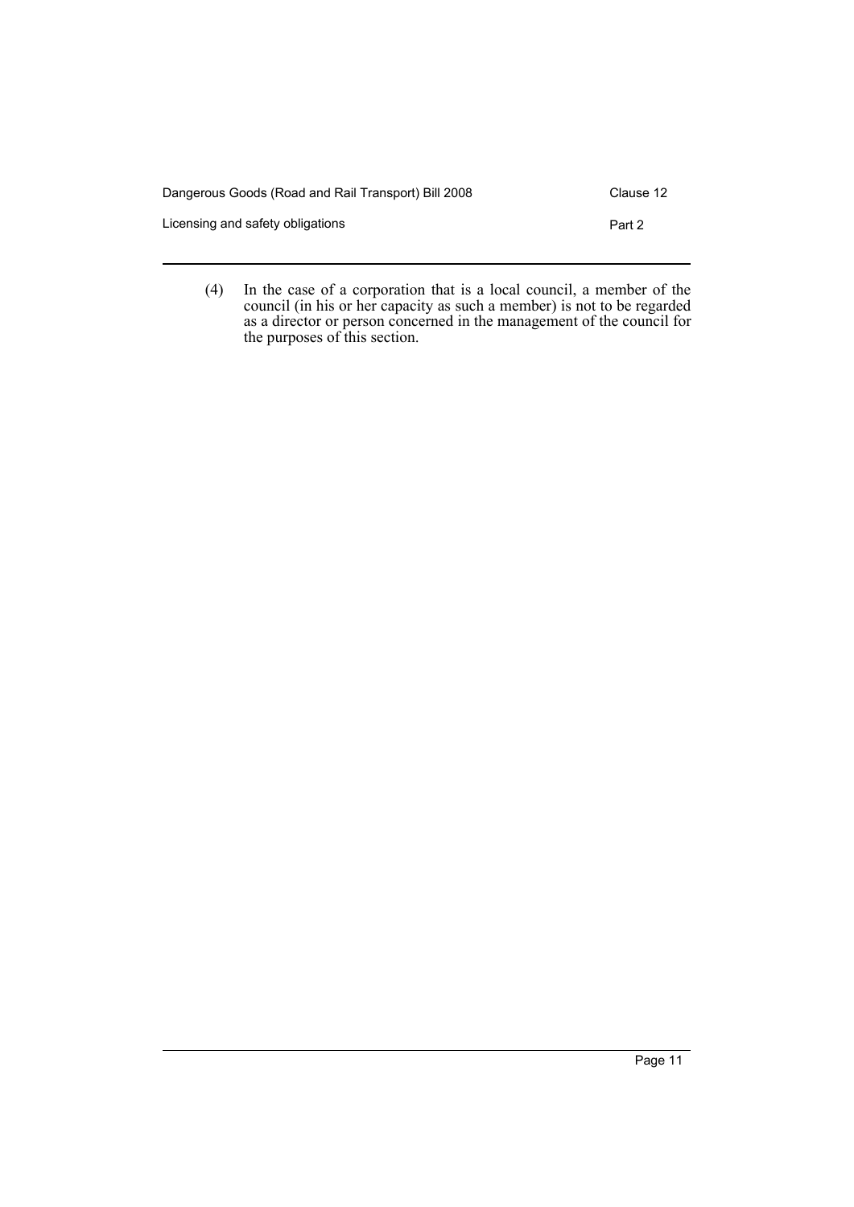(4) In the case of a corporation that is a local council, a member of the council (in his or her capacity as such a member) is not to be regarded as a director or person concerned in the management of the council for the purposes of this section.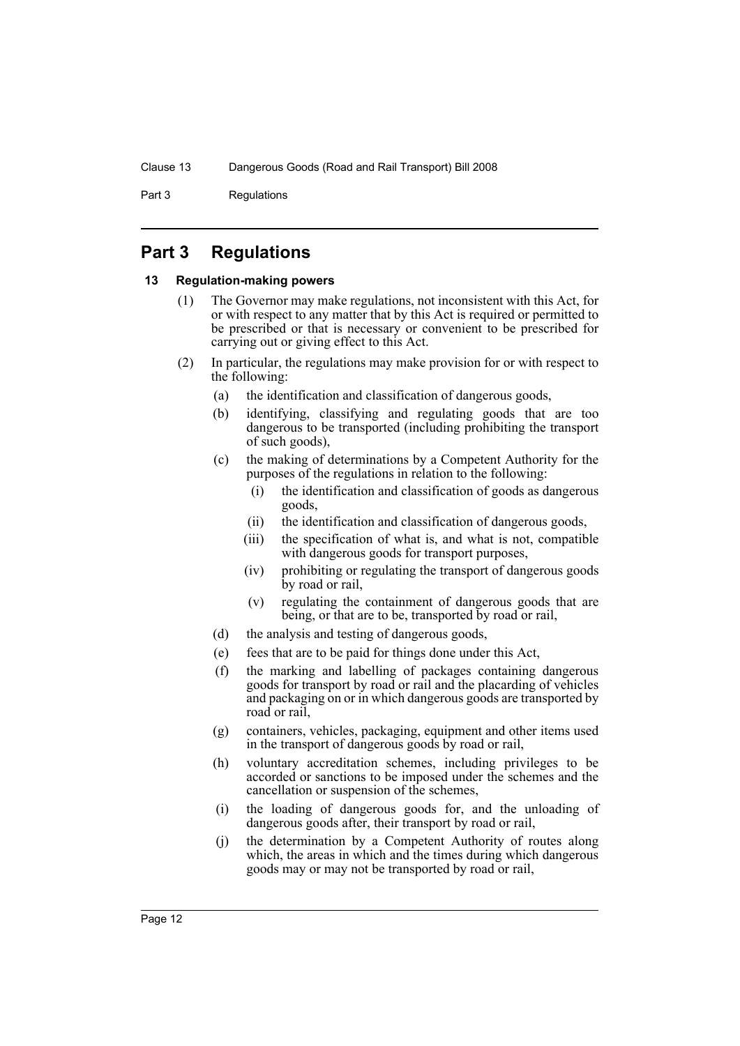# Part 3 Regulations

## 13 Regulation-making powers

(1) The Governor may make regulations, not inconsistent with this Act, for or with respect to any matter that by this Act is required or permitted to be prescribed or that is necessary or convenient to be prescribed for carrying out or giving effect to this Act.

(2) In particular, the regulations may make provision for or with respect to the following:

- (a) the identification and classification of dangerous goods,
- (b) identifying, classifying and regulating goods that are too dangerous to be transported (including prohibiting the transport of such goods),
- (c) the making of determinations by a Competent Authority for the purposes of the regulations in relation to the following:
  - (i) the identification and classification of goods as dangerous goods,
  - (ii) the identification and classification of dangerous goods,
  - (iii) the specification of what is, and what is not, compatible with dangerous goods for transport purposes,
  - (iv) prohibiting or regulating the transport of dangerous goods by road or rail,
  - (v) regulating the containment of dangerous goods that are being, or that are to be, transported by road or rail,
- (d) the analysis and testing of dangerous goods,
- (e) fees that are to be paid for things done under this Act,
- (f) the marking and labelling of packages containing dangerous goods for transport by road or rail and the placarding of vehicles and packaging on or in which dangerous goods are transported by road or rail,
- (g) containers, vehicles, packaging, equipment and other items used in the transport of dangerous goods by road or rail,
- (h) voluntary accreditation schemes, including privileges to be accorded or sanctions to be imposed under the schemes and the cancellation or suspension of the schemes,
- (i) the loading of dangerous goods for, and the unloading of dangerous goods after, their transport by road or rail,
- (j) the determination by a Competent Authority of routes along which, the areas in which and the times during which dangerous goods may or may not be transported by road or rail,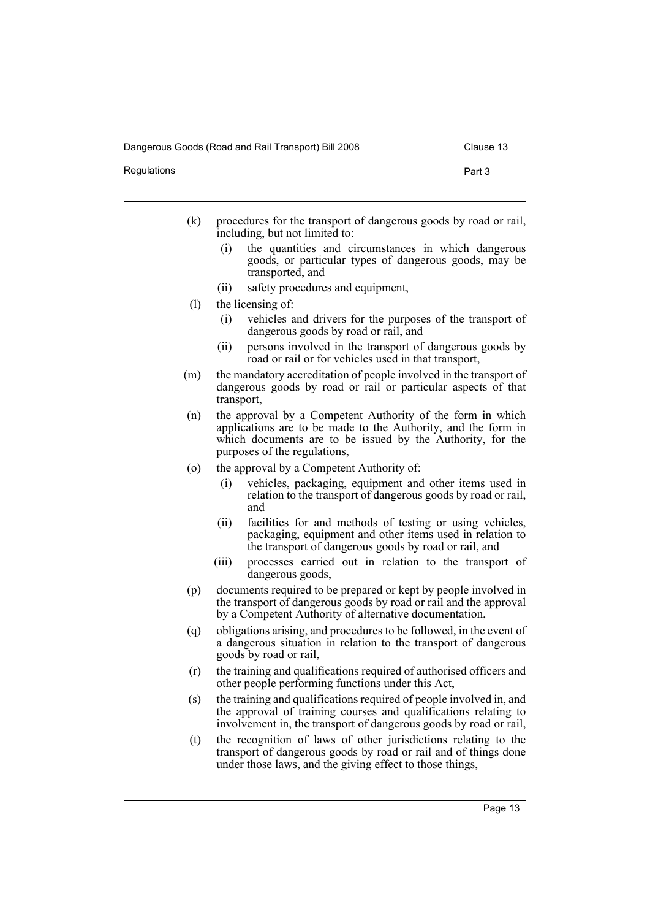(k) procedures for the transport of dangerous goods by road or rail, including, but not limited to:

   (i) the quantities and circumstances in which dangerous goods, or particular types of dangerous goods, may be transported, and

   (ii) safety procedures and equipment,

(l) the licensing of:

   (i) vehicles and drivers for the purposes of the transport of dangerous goods by road or rail, and

   (ii) persons involved in the transport of dangerous goods by road or rail or for vehicles used in that transport,

(m) the mandatory accreditation of people involved in the transport of dangerous goods by road or rail or particular aspects of that transport,

(n) the approval by a Competent Authority of the form in which applications are to be made to the Authority, and the form in which documents are to be issued by the Authority, for the purposes of the regulations,

(o) the approval by a Competent Authority of:

   (i) vehicles, packaging, equipment and other items used in relation to the transport of dangerous goods by road or rail, and

   (ii) facilities for and methods of testing or using vehicles, packaging, equipment and other items used in relation to the transport of dangerous goods by road or rail, and

   (iii) processes carried out in relation to the transport of dangerous goods,

(p) documents required to be prepared or kept by people involved in the transport of dangerous goods by road or rail and the approval by a Competent Authority of alternative documentation,

(q) obligations arising, and procedures to be followed, in the event of a dangerous situation in relation to the transport of dangerous goods by road or rail,

(r) the training and qualifications required of authorised officers and other people performing functions under this Act,

(s) the training and qualifications required of people involved in, and the approval of training courses and qualifications relating to involvement in, the transport of dangerous goods by road or rail,

(t) the recognition of laws of other jurisdictions relating to the transport of dangerous goods by road or rail and of things done under those laws, and the giving effect to those things,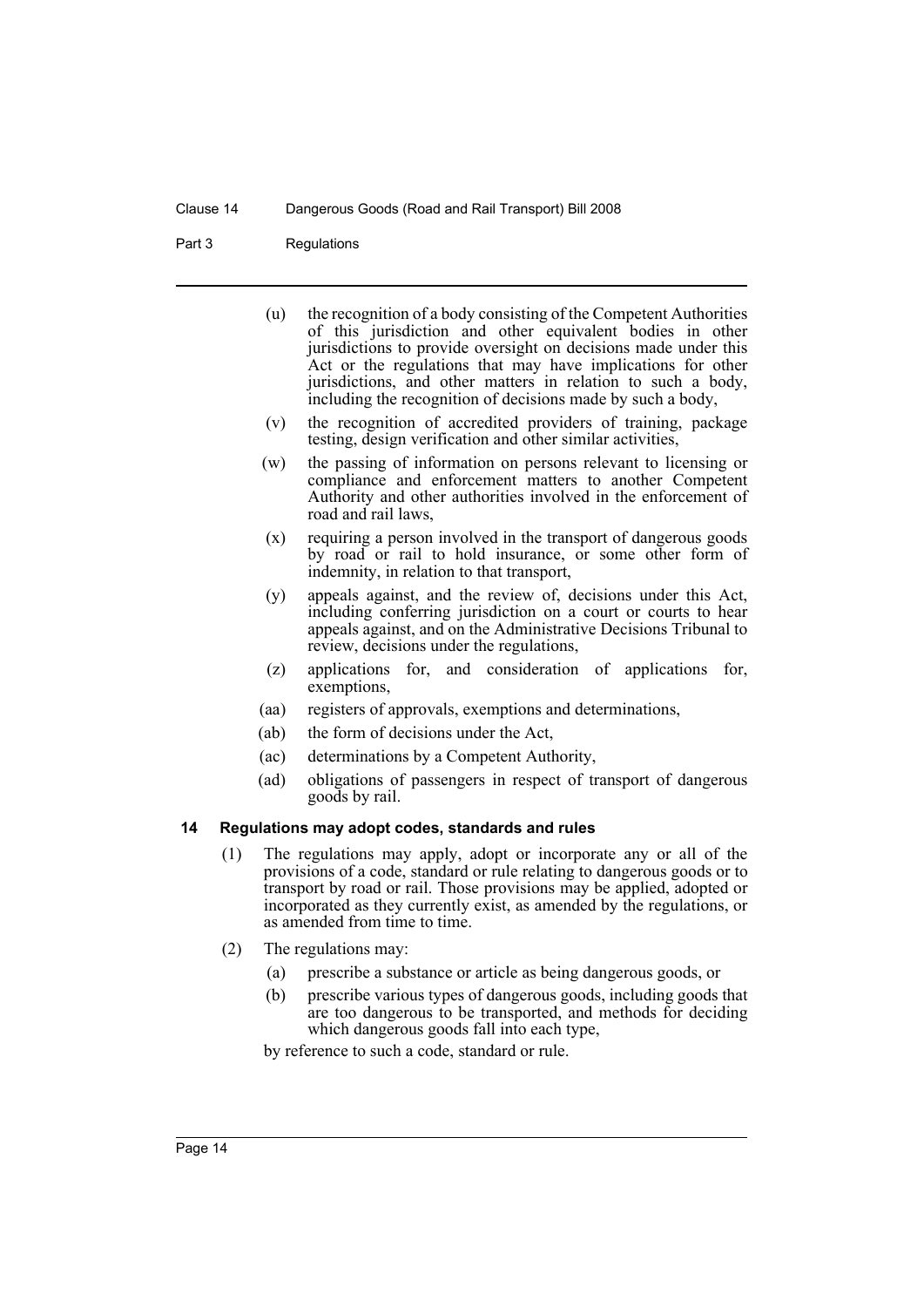(u) the recognition of a body consisting of the Competent Authorities of this jurisdiction and other equivalent bodies in other jurisdictions to provide oversight on decisions made under this Act or the regulations that may have implications for other jurisdictions, and other matters in relation to such a body, including the recognition of decisions made by such a body,

(v) the recognition of accredited providers of training, package testing, design verification and other similar activities,

(w) the passing of information on persons relevant to licensing or compliance and enforcement matters to another Competent Authority and other authorities involved in the enforcement of road and rail laws,

(x) requiring a person involved in the transport of dangerous goods by road or rail to hold insurance, or some other form of indemnity, in relation to that transport,

(y) appeals against, and the review of, decisions under this Act, including conferring jurisdiction on a court or courts to hear appeals against, and on the Administrative Decisions Tribunal to review, decisions under the regulations,

(z) applications for, and consideration of applications for, exemptions,

(aa) registers of approvals, exemptions and determinations,

(ab) the form of decisions under the Act,

(ac) determinations by a Competent Authority,

(ad) obligations of passengers in respect of transport of dangerous goods by rail.

### 14 Regulations may adopt codes, standards and rules

(1) The regulations may apply, adopt or incorporate any or all of the provisions of a code, standard or rule relating to dangerous goods or to transport by road or rail. Those provisions may be applied, adopted or incorporated as they currently exist, as amended by the regulations, or as amended from time to time.

(2) The regulations may:

(a) prescribe a substance or article as being dangerous goods, or

(b) prescribe various types of dangerous goods, including goods that are too dangerous to be transported, and methods for deciding which dangerous goods fall into each type,

by reference to such a code, standard or rule.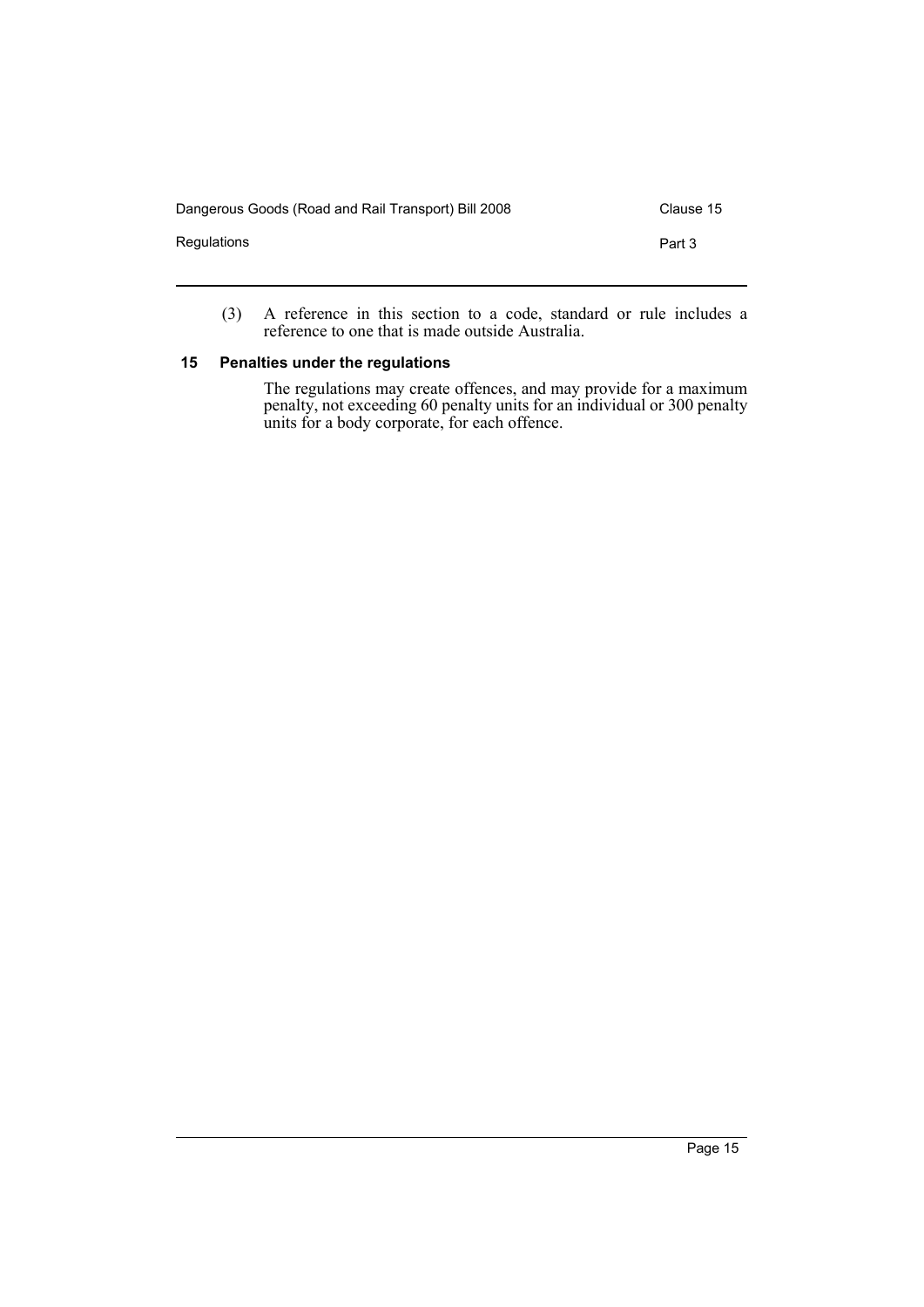(3) A reference in this section to a code, standard or rule includes a reference to one that is made outside Australia.

### 15 Penalties under the regulations

The regulations may create offences, and may provide for a maximum penalty, not exceeding 60 penalty units for an individual or 300 penalty units for a body corporate, for each offence.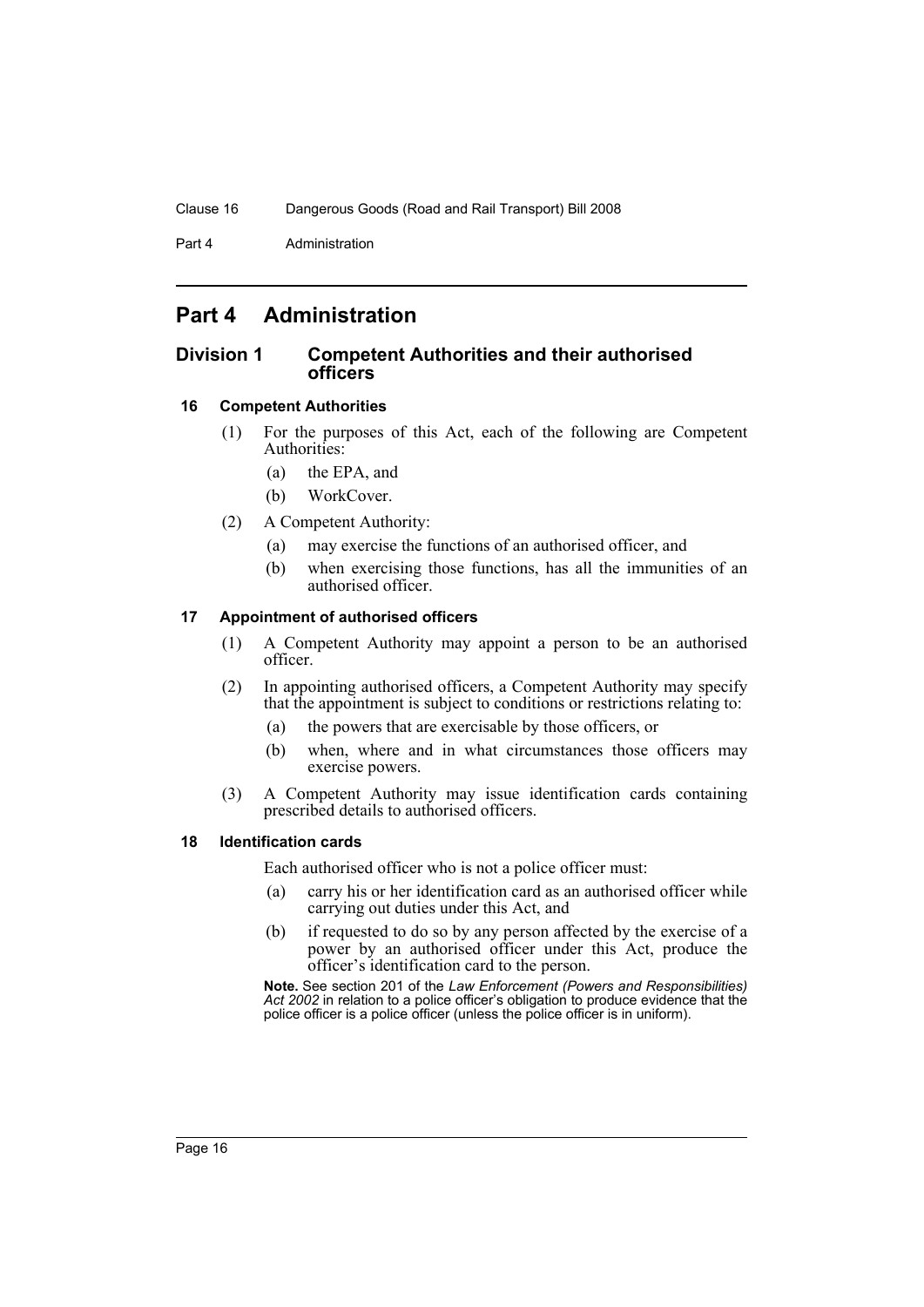# Part 4 Administration

## Division 1 Competent Authorities and their authorised officers

### 16 Competent Authorities

(1) For the purposes of this Act, each of the following are Competent Authorities:

- (a) the EPA, and
- (b) WorkCover.

(2) A Competent Authority:

- (a) may exercise the functions of an authorised officer, and
- (b) when exercising those functions, has all the immunities of an authorised officer.

### 17 Appointment of authorised officers

(1) A Competent Authority may appoint a person to be an authorised officer.

(2) In appointing authorised officers, a Competent Authority may specify that the appointment is subject to conditions or restrictions relating to:

- (a) the powers that are exercisable by those officers, or
- (b) when, where and in what circumstances those officers may exercise powers.

(3) A Competent Authority may issue identification cards containing prescribed details to authorised officers.

### 18 Identification cards

Each authorised officer who is not a police officer must:

- (a) carry his or her identification card as an authorised officer while carrying out duties under this Act, and
- (b) if requested to do so by any person affected by the exercise of a power by an authorised officer under this Act, produce the officer's identification card to the person.

**Note.** See section 201 of the *Law Enforcement (Powers and Responsibilities) Act 2002* in relation to a police officer's obligation to produce evidence that the police officer is a police officer (unless the police officer is in uniform).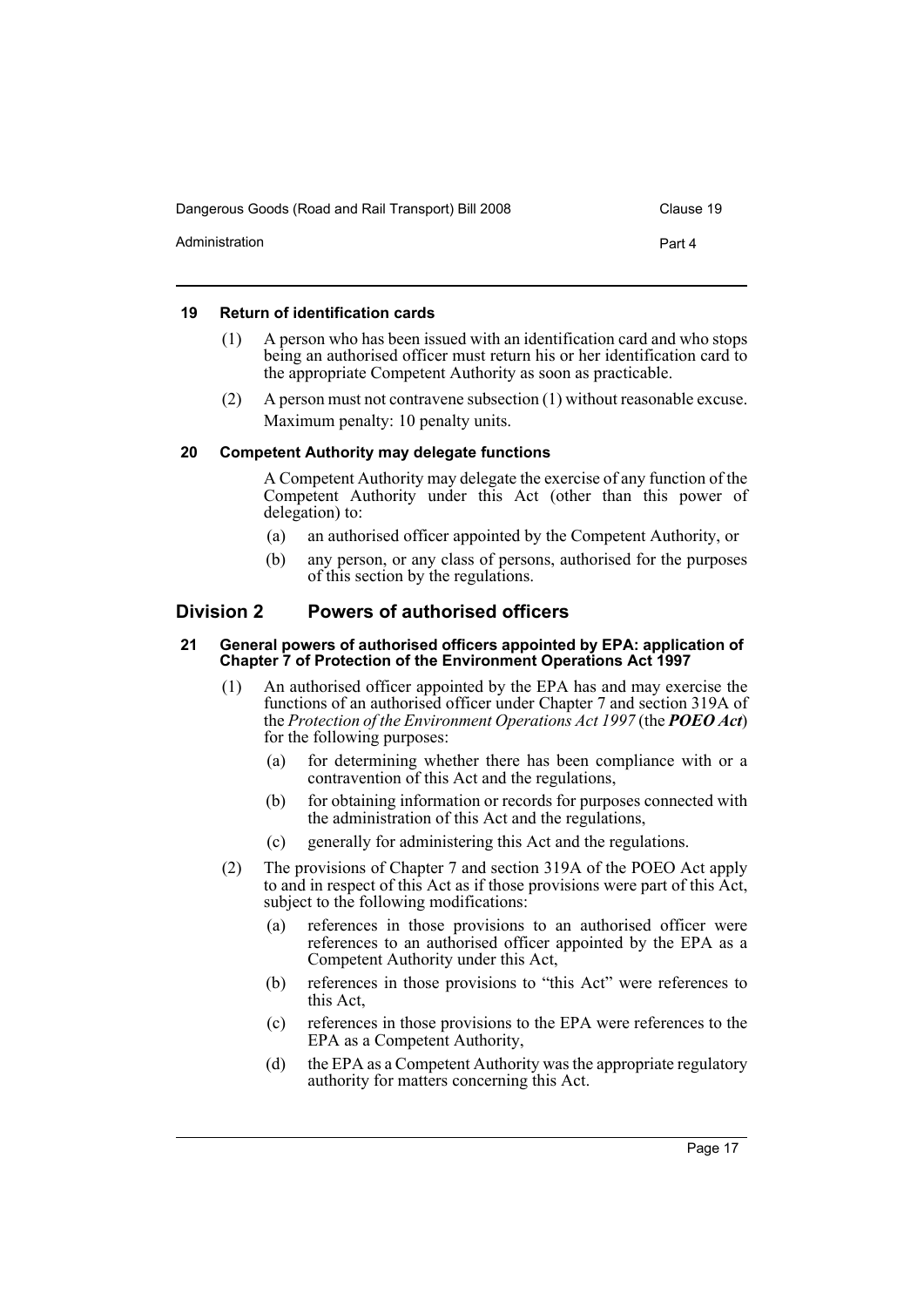#### 19 Return of identification cards

(1) A person who has been issued with an identification card and who stops being an authorised officer must return his or her identification card to the appropriate Competent Authority as soon as practicable.

(2) A person must not contravene subsection (1) without reasonable excuse.

Maximum penalty: 10 penalty units.

#### 20 Competent Authority may delegate functions

A Competent Authority may delegate the exercise of any function of the Competent Authority under this Act (other than this power of delegation) to:

(a) an authorised officer appointed by the Competent Authority, or

(b) any person, or any class of persons, authorised for the purposes of this section by the regulations.

## Division 2 Powers of authorised officers

#### 21 General powers of authorised officers appointed by EPA: application of Chapter 7 of Protection of the Environment Operations Act 1997

(1) An authorised officer appointed by the EPA has and may exercise the functions of an authorised officer under Chapter 7 and section 319A of the *Protection of the Environment Operations Act 1997* (the ***POEO Act***) for the following purposes:

(a) for determining whether there has been compliance with or a contravention of this Act and the regulations,

(b) for obtaining information or records for purposes connected with the administration of this Act and the regulations,

(c) generally for administering this Act and the regulations.

(2) The provisions of Chapter 7 and section 319A of the POEO Act apply to and in respect of this Act as if those provisions were part of this Act, subject to the following modifications:

(a) references in those provisions to an authorised officer were references to an authorised officer appointed by the EPA as a Competent Authority under this Act,

(b) references in those provisions to "this Act" were references to this Act,

(c) references in those provisions to the EPA were references to the EPA as a Competent Authority,

(d) the EPA as a Competent Authority was the appropriate regulatory authority for matters concerning this Act.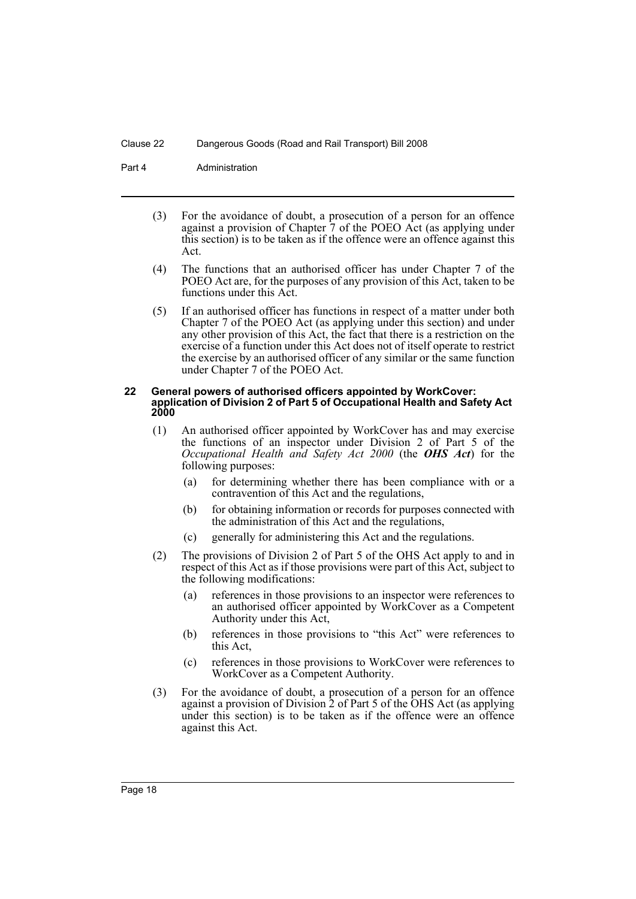(3) For the avoidance of doubt, a prosecution of a person for an offence against a provision of Chapter 7 of the POEO Act (as applying under this section) is to be taken as if the offence were an offence against this Act.

(4) The functions that an authorised officer has under Chapter 7 of the POEO Act are, for the purposes of any provision of this Act, taken to be functions under this Act.

(5) If an authorised officer has functions in respect of a matter under both Chapter 7 of the POEO Act (as applying under this section) and under any other provision of this Act, the fact that there is a restriction on the exercise of a function under this Act does not of itself operate to restrict the exercise by an authorised officer of any similar or the same function under Chapter 7 of the POEO Act.

### 22 General powers of authorised officers appointed by WorkCover: application of Division 2 of Part 5 of Occupational Health and Safety Act 2000

(1) An authorised officer appointed by WorkCover has and may exercise the functions of an inspector under Division 2 of Part 5 of the *Occupational Health and Safety Act 2000* (the ***OHS Act***) for the following purposes:

- (a) for determining whether there has been compliance with or a contravention of this Act and the regulations,
- (b) for obtaining information or records for purposes connected with the administration of this Act and the regulations,
- (c) generally for administering this Act and the regulations.

(2) The provisions of Division 2 of Part 5 of the OHS Act apply to and in respect of this Act as if those provisions were part of this Act, subject to the following modifications:

- (a) references in those provisions to an inspector were references to an authorised officer appointed by WorkCover as a Competent Authority under this Act,
- (b) references in those provisions to "this Act" were references to this Act,
- (c) references in those provisions to WorkCover were references to WorkCover as a Competent Authority.

(3) For the avoidance of doubt, a prosecution of a person for an offence against a provision of Division 2 of Part 5 of the OHS Act (as applying under this section) is to be taken as if the offence were an offence against this Act.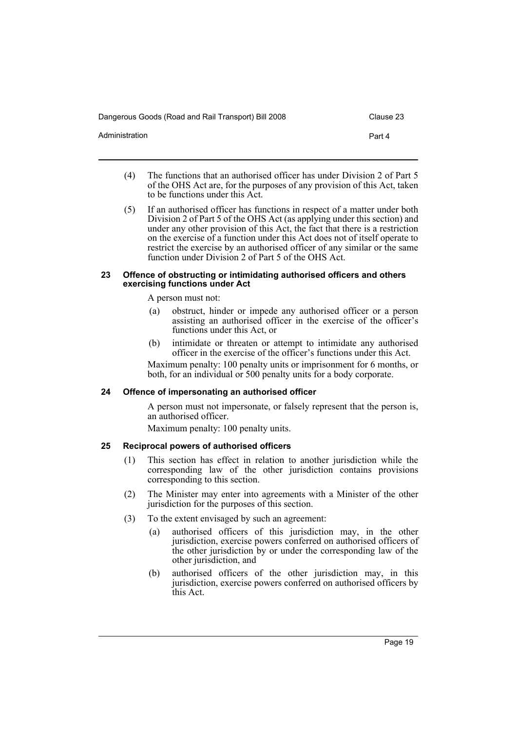(4) The functions that an authorised officer has under Division 2 of Part 5 of the OHS Act are, for the purposes of any provision of this Act, taken to be functions under this Act.

(5) If an authorised officer has functions in respect of a matter under both Division 2 of Part 5 of the OHS Act (as applying under this section) and under any other provision of this Act, the fact that there is a restriction on the exercise of a function under this Act does not of itself operate to restrict the exercise by an authorised officer of any similar or the same function under Division 2 of Part 5 of the OHS Act.

### 23 Offence of obstructing or intimidating authorised officers and others exercising functions under Act

A person must not:

(a) obstruct, hinder or impede any authorised officer or a person assisting an authorised officer in the exercise of the officer's functions under this Act, or

(b) intimidate or threaten or attempt to intimidate any authorised officer in the exercise of the officer's functions under this Act.

Maximum penalty: 100 penalty units or imprisonment for 6 months, or both, for an individual or 500 penalty units for a body corporate.

### 24 Offence of impersonating an authorised officer

A person must not impersonate, or falsely represent that the person is, an authorised officer.

Maximum penalty: 100 penalty units.

### 25 Reciprocal powers of authorised officers

(1) This section has effect in relation to another jurisdiction while the corresponding law of the other jurisdiction contains provisions corresponding to this section.

(2) The Minister may enter into agreements with a Minister of the other jurisdiction for the purposes of this section.

(3) To the extent envisaged by such an agreement:

(a) authorised officers of this jurisdiction may, in the other jurisdiction, exercise powers conferred on authorised officers of the other jurisdiction by or under the corresponding law of the other jurisdiction, and

(b) authorised officers of the other jurisdiction may, in this jurisdiction, exercise powers conferred on authorised officers by this Act.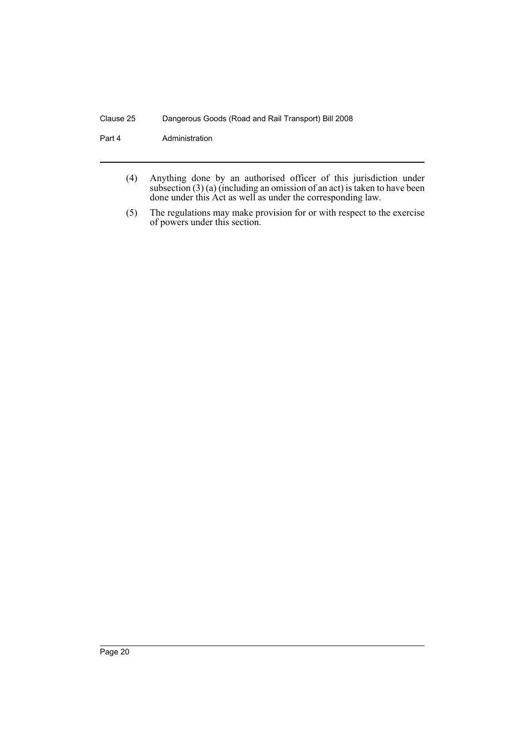(4) Anything done by an authorised officer of this jurisdiction under subsection (3) (a) (including an omission of an act) is taken to have been done under this Act as well as under the corresponding law.

(5) The regulations may make provision for or with respect to the exercise of powers under this section.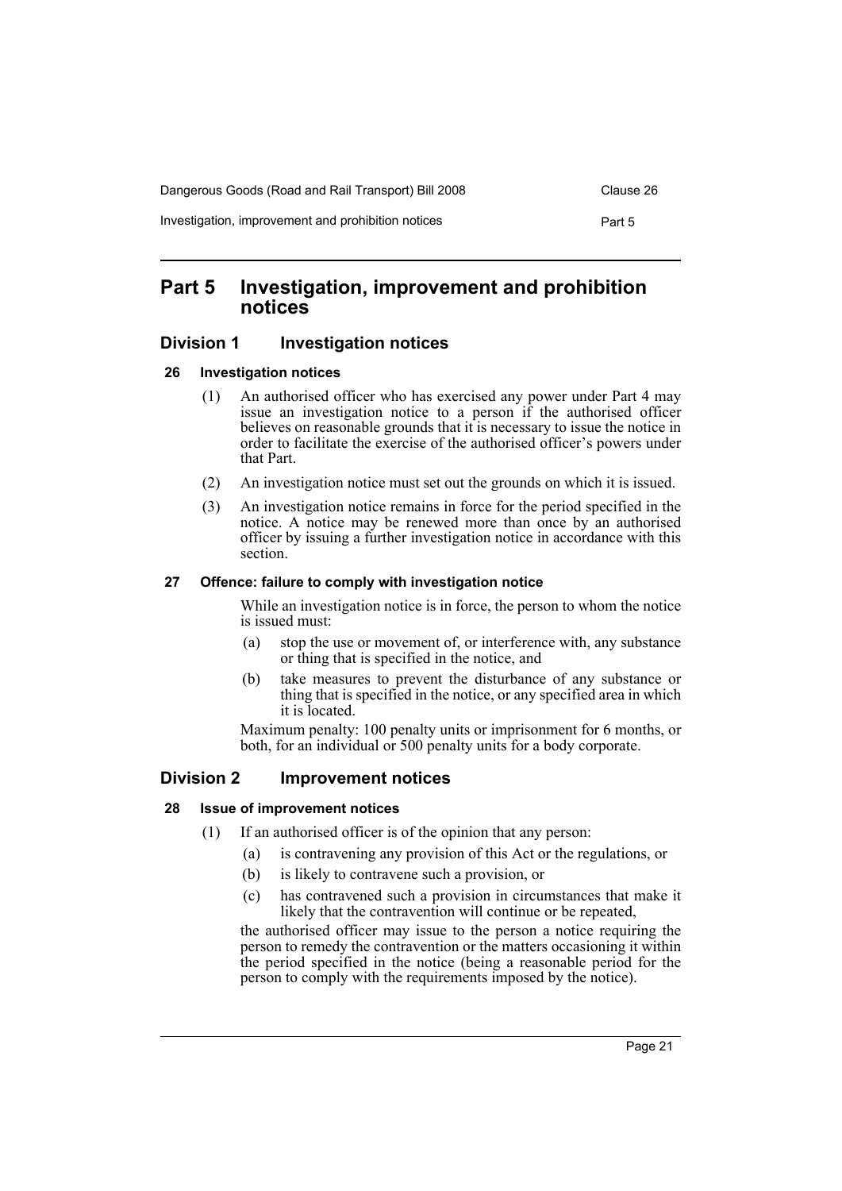# Part 5 Investigation, improvement and prohibition notices

## Division 1 Investigation notices

### 26 Investigation notices

(1) An authorised officer who has exercised any power under Part 4 may issue an investigation notice to a person if the authorised officer believes on reasonable grounds that it is necessary to issue the notice in order to facilitate the exercise of the authorised officer's powers under that Part.

(2) An investigation notice must set out the grounds on which it is issued.

(3) An investigation notice remains in force for the period specified in the notice. A notice may be renewed more than once by an authorised officer by issuing a further investigation notice in accordance with this section.

### 27 Offence: failure to comply with investigation notice

While an investigation notice is in force, the person to whom the notice is issued must:

(a) stop the use or movement of, or interference with, any substance or thing that is specified in the notice, and

(b) take measures to prevent the disturbance of any substance or thing that is specified in the notice, or any specified area in which it is located.

Maximum penalty: 100 penalty units or imprisonment for 6 months, or both, for an individual or 500 penalty units for a body corporate.

## Division 2 Improvement notices

### 28 Issue of improvement notices

(1) If an authorised officer is of the opinion that any person:

(a) is contravening any provision of this Act or the regulations, or

(b) is likely to contravene such a provision, or

(c) has contravened such a provision in circumstances that make it likely that the contravention will continue or be repeated,

the authorised officer may issue to the person a notice requiring the person to remedy the contravention or the matters occasioning it within the period specified in the notice (being a reasonable period for the person to comply with the requirements imposed by the notice).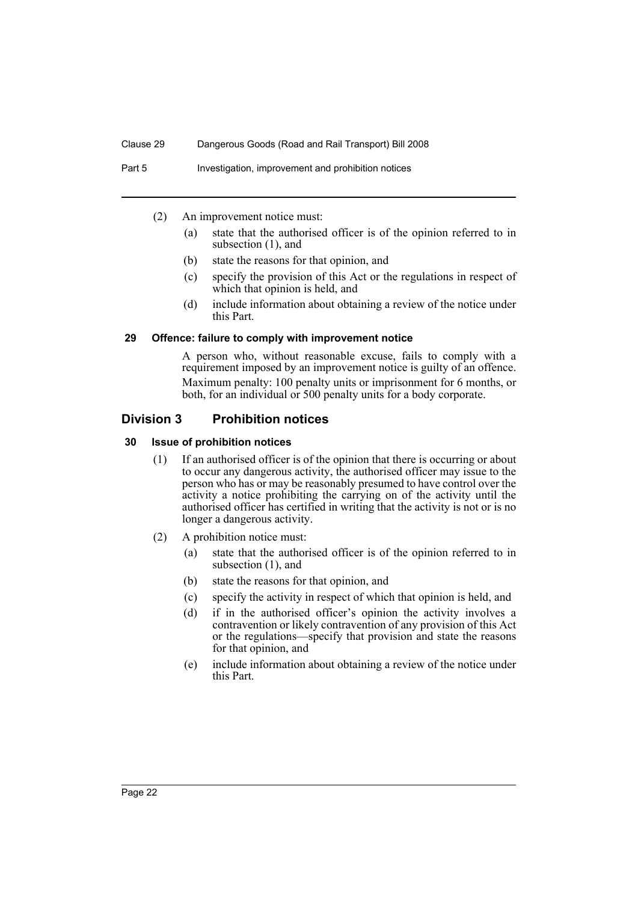(2) An improvement notice must:

  (a) state that the authorised officer is of the opinion referred to in subsection (1), and

  (b) state the reasons for that opinion, and

  (c) specify the provision of this Act or the regulations in respect of which that opinion is held, and

  (d) include information about obtaining a review of the notice under this Part.

#### 29 Offence: failure to comply with improvement notice

A person who, without reasonable excuse, fails to comply with a requirement imposed by an improvement notice is guilty of an offence.

Maximum penalty: 100 penalty units or imprisonment for 6 months, or both, for an individual or 500 penalty units for a body corporate.

## Division 3 Prohibition notices

#### 30 Issue of prohibition notices

(1) If an authorised officer is of the opinion that there is occurring or about to occur any dangerous activity, the authorised officer may issue to the person who has or may be reasonably presumed to have control over the activity a notice prohibiting the carrying on of the activity until the authorised officer has certified in writing that the activity is not or is no longer a dangerous activity.

(2) A prohibition notice must:

  (a) state that the authorised officer is of the opinion referred to in subsection (1), and

  (b) state the reasons for that opinion, and

  (c) specify the activity in respect of which that opinion is held, and

  (d) if in the authorised officer's opinion the activity involves a contravention or likely contravention of any provision of this Act or the regulations—specify that provision and state the reasons for that opinion, and

  (e) include information about obtaining a review of the notice under this Part.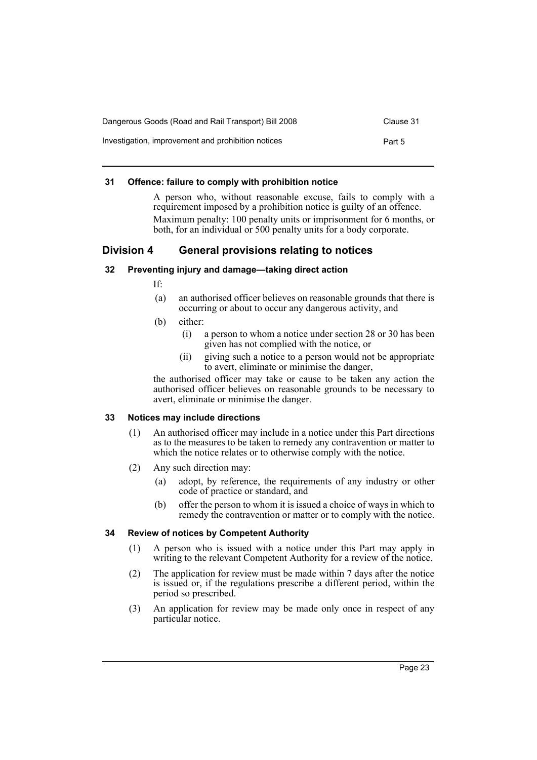### 31 Offence: failure to comply with prohibition notice

A person who, without reasonable excuse, fails to comply with a requirement imposed by a prohibition notice is guilty of an offence.

Maximum penalty: 100 penalty units or imprisonment for 6 months, or both, for an individual or 500 penalty units for a body corporate.

## Division 4 General provisions relating to notices

### 32 Preventing injury and damage—taking direct action

If:

(a) an authorised officer believes on reasonable grounds that there is occurring or about to occur any dangerous activity, and

(b) either:

(i) a person to whom a notice under section 28 or 30 has been given has not complied with the notice, or

(ii) giving such a notice to a person would not be appropriate to avert, eliminate or minimise the danger,

the authorised officer may take or cause to be taken any action the authorised officer believes on reasonable grounds to be necessary to avert, eliminate or minimise the danger.

### 33 Notices may include directions

(1) An authorised officer may include in a notice under this Part directions as to the measures to be taken to remedy any contravention or matter to which the notice relates or to otherwise comply with the notice.

(2) Any such direction may:

(a) adopt, by reference, the requirements of any industry or other code of practice or standard, and

(b) offer the person to whom it is issued a choice of ways in which to remedy the contravention or matter or to comply with the notice.

### 34 Review of notices by Competent Authority

(1) A person who is issued with a notice under this Part may apply in writing to the relevant Competent Authority for a review of the notice.

(2) The application for review must be made within 7 days after the notice is issued or, if the regulations prescribe a different period, within the period so prescribed.

(3) An application for review may be made only once in respect of any particular notice.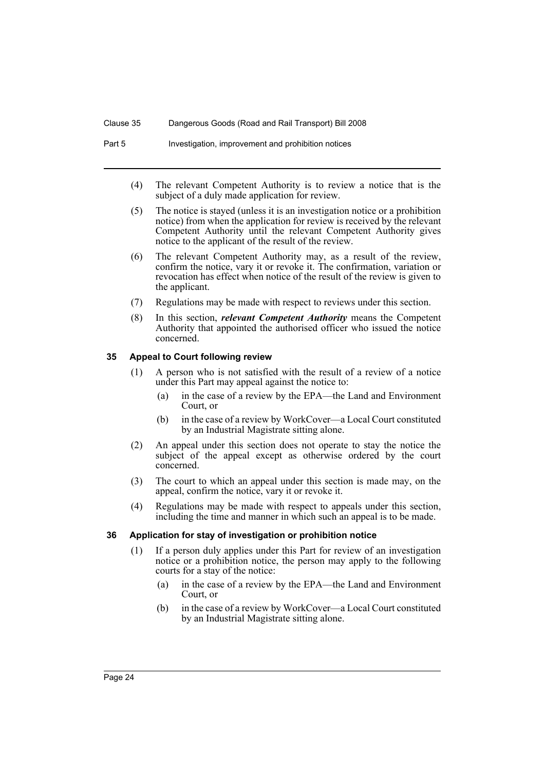(4) The relevant Competent Authority is to review a notice that is the subject of a duly made application for review.

(5) The notice is stayed (unless it is an investigation notice or a prohibition notice) from when the application for review is received by the relevant Competent Authority until the relevant Competent Authority gives notice to the applicant of the result of the review.

(6) The relevant Competent Authority may, as a result of the review, confirm the notice, vary it or revoke it. The confirmation, variation or revocation has effect when notice of the result of the review is given to the applicant.

(7) Regulations may be made with respect to reviews under this section.

(8) In this section, ***relevant Competent Authority*** means the Competent Authority that appointed the authorised officer who issued the notice concerned.

### 35 Appeal to Court following review

(1) A person who is not satisfied with the result of a review of a notice under this Part may appeal against the notice to:

- (a) in the case of a review by the EPA—the Land and Environment Court, or
- (b) in the case of a review by WorkCover—a Local Court constituted by an Industrial Magistrate sitting alone.

(2) An appeal under this section does not operate to stay the notice the subject of the appeal except as otherwise ordered by the court concerned.

(3) The court to which an appeal under this section is made may, on the appeal, confirm the notice, vary it or revoke it.

(4) Regulations may be made with respect to appeals under this section, including the time and manner in which such an appeal is to be made.

### 36 Application for stay of investigation or prohibition notice

(1) If a person duly applies under this Part for review of an investigation notice or a prohibition notice, the person may apply to the following courts for a stay of the notice:

- (a) in the case of a review by the EPA—the Land and Environment Court, or
- (b) in the case of a review by WorkCover—a Local Court constituted by an Industrial Magistrate sitting alone.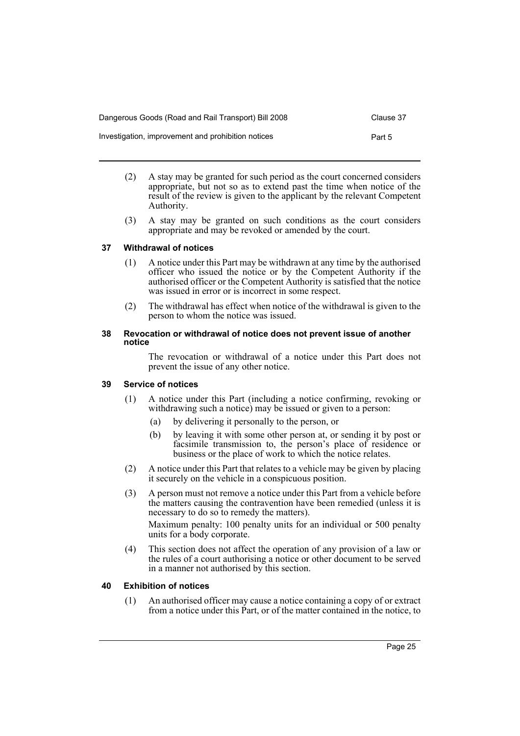(2) A stay may be granted for such period as the court concerned considers appropriate, but not so as to extend past the time when notice of the result of the review is given to the applicant by the relevant Competent Authority.

(3) A stay may be granted on such conditions as the court considers appropriate and may be revoked or amended by the court.

### 37 Withdrawal of notices

(1) A notice under this Part may be withdrawn at any time by the authorised officer who issued the notice or by the Competent Authority if the authorised officer or the Competent Authority is satisfied that the notice was issued in error or is incorrect in some respect.

(2) The withdrawal has effect when notice of the withdrawal is given to the person to whom the notice was issued.

### 38 Revocation or withdrawal of notice does not prevent issue of another notice

The revocation or withdrawal of a notice under this Part does not prevent the issue of any other notice.

### 39 Service of notices

(1) A notice under this Part (including a notice confirming, revoking or withdrawing such a notice) may be issued or given to a person:

- (a) by delivering it personally to the person, or
- (b) by leaving it with some other person at, or sending it by post or facsimile transmission to, the person's place of residence or business or the place of work to which the notice relates.

(2) A notice under this Part that relates to a vehicle may be given by placing it securely on the vehicle in a conspicuous position.

(3) A person must not remove a notice under this Part from a vehicle before the matters causing the contravention have been remedied (unless it is necessary to do so to remedy the matters).

Maximum penalty: 100 penalty units for an individual or 500 penalty units for a body corporate.

(4) This section does not affect the operation of any provision of a law or the rules of a court authorising a notice or other document to be served in a manner not authorised by this section.

### 40 Exhibition of notices

(1) An authorised officer may cause a notice containing a copy of or extract from a notice under this Part, or of the matter contained in the notice, to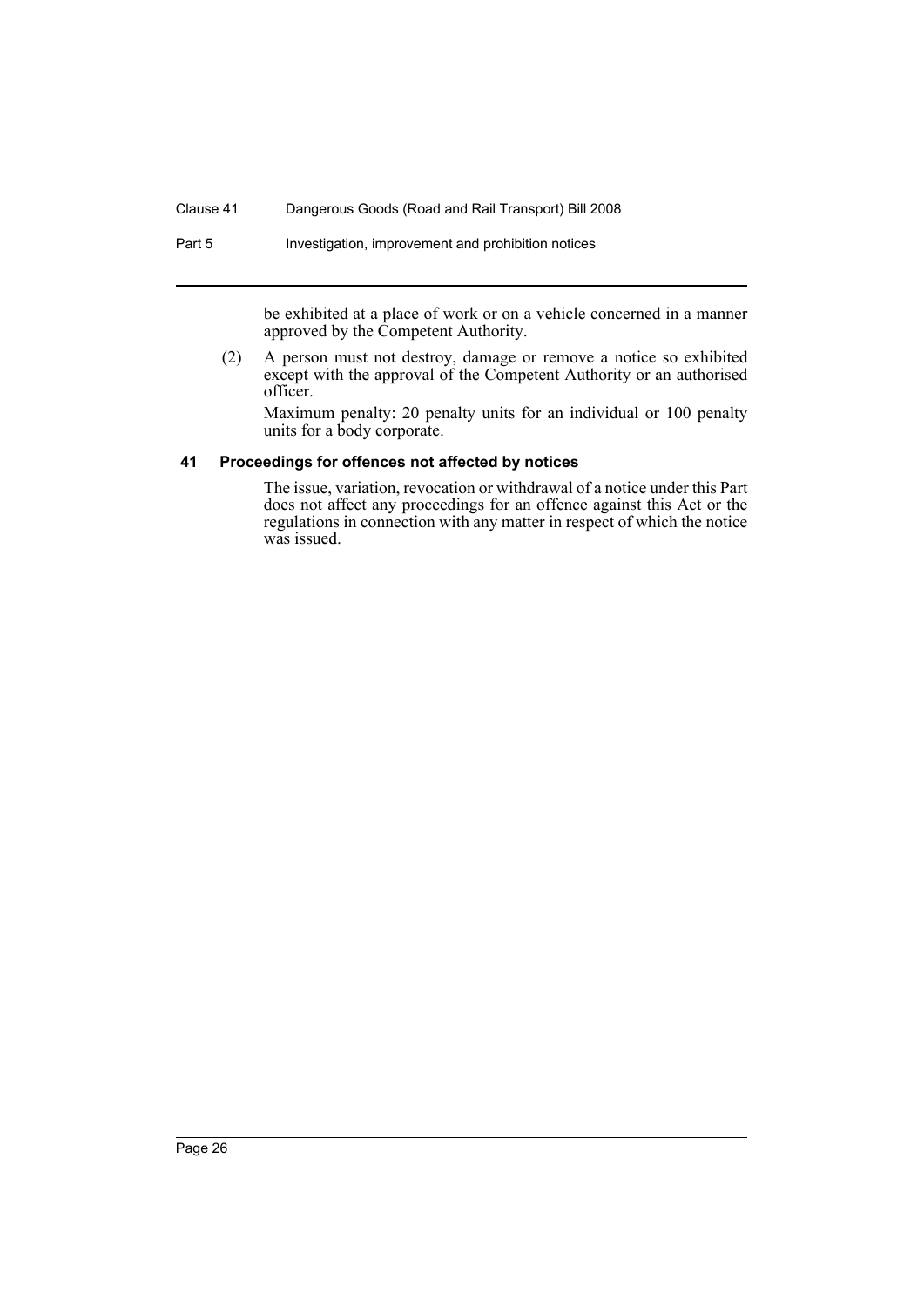be exhibited at a place of work or on a vehicle concerned in a manner approved by the Competent Authority.

(2) A person must not destroy, damage or remove a notice so exhibited except with the approval of the Competent Authority or an authorised officer.

Maximum penalty: 20 penalty units for an individual or 100 penalty units for a body corporate.

### 41 Proceedings for offences not affected by notices

The issue, variation, revocation or withdrawal of a notice under this Part does not affect any proceedings for an offence against this Act or the regulations in connection with any matter in respect of which the notice was issued.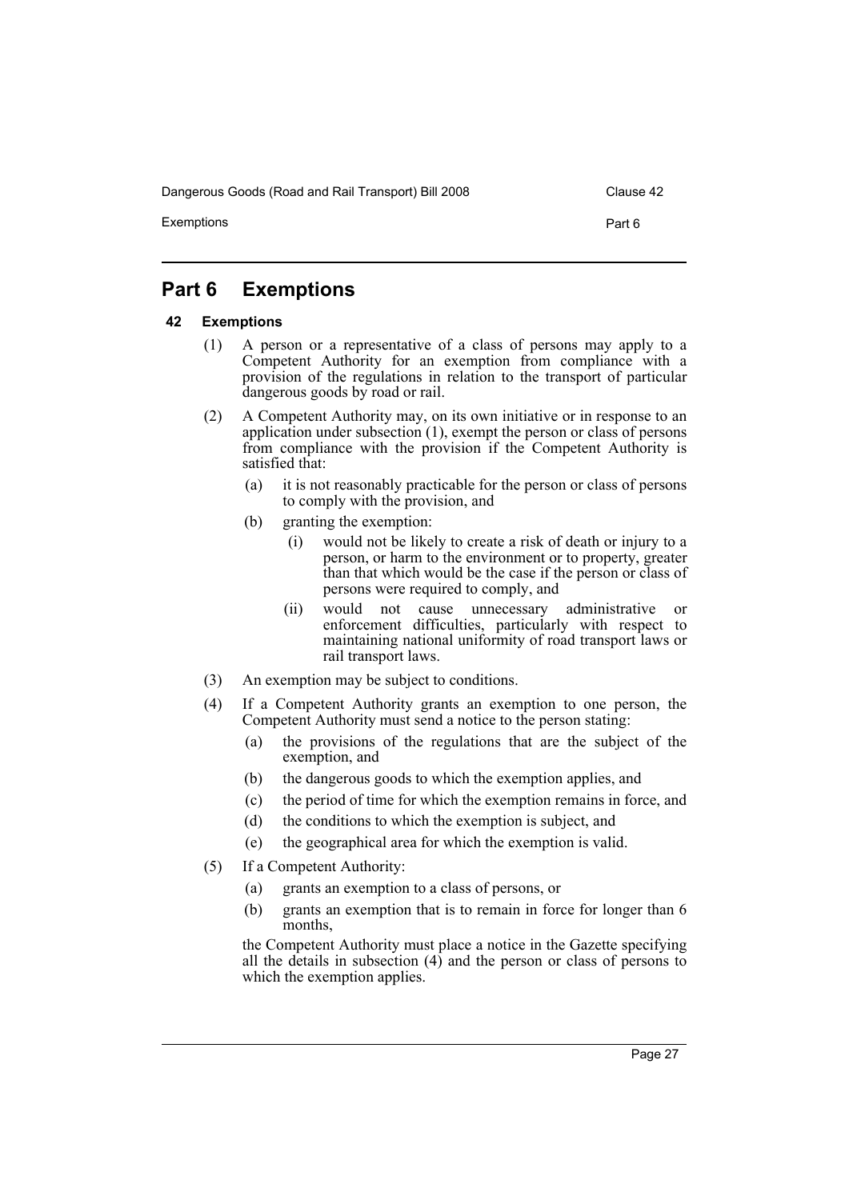# Part 6 Exemptions

## 42 Exemptions

(1) A person or a representative of a class of persons may apply to a Competent Authority for an exemption from compliance with a provision of the regulations in relation to the transport of particular dangerous goods by road or rail.

(2) A Competent Authority may, on its own initiative or in response to an application under subsection (1), exempt the person or class of persons from compliance with the provision if the Competent Authority is satisfied that:

- (a) it is not reasonably practicable for the person or class of persons to comply with the provision, and
- (b) granting the exemption:
  - (i) would not be likely to create a risk of death or injury to a person, or harm to the environment or to property, greater than that which would be the case if the person or class of persons were required to comply, and
  - (ii) would not cause unnecessary administrative or enforcement difficulties, particularly with respect to maintaining national uniformity of road transport laws or rail transport laws.

(3) An exemption may be subject to conditions.

(4) If a Competent Authority grants an exemption to one person, the Competent Authority must send a notice to the person stating:

- (a) the provisions of the regulations that are the subject of the exemption, and
- (b) the dangerous goods to which the exemption applies, and
- (c) the period of time for which the exemption remains in force, and
- (d) the conditions to which the exemption is subject, and
- (e) the geographical area for which the exemption is valid.

(5) If a Competent Authority:

- (a) grants an exemption to a class of persons, or
- (b) grants an exemption that is to remain in force for longer than 6 months,

the Competent Authority must place a notice in the Gazette specifying all the details in subsection (4) and the person or class of persons to which the exemption applies.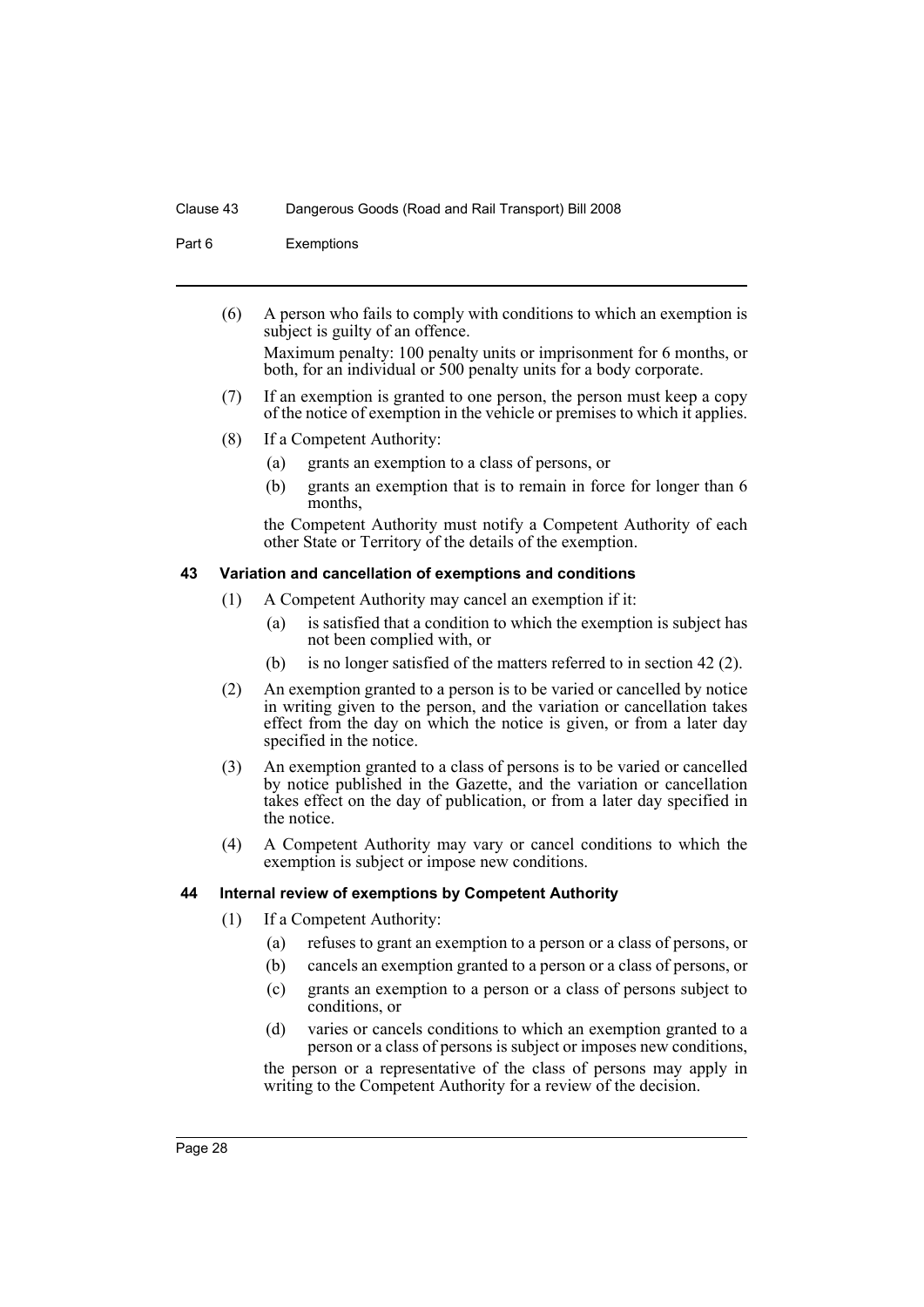(6) A person who fails to comply with conditions to which an exemption is subject is guilty of an offence.

Maximum penalty: 100 penalty units or imprisonment for 6 months, or both, for an individual or 500 penalty units for a body corporate.

(7) If an exemption is granted to one person, the person must keep a copy of the notice of exemption in the vehicle or premises to which it applies.

(8) If a Competent Authority:

(a) grants an exemption to a class of persons, or

(b) grants an exemption that is to remain in force for longer than 6 months,

the Competent Authority must notify a Competent Authority of each other State or Territory of the details of the exemption.

### 43 Variation and cancellation of exemptions and conditions

(1) A Competent Authority may cancel an exemption if it:

(a) is satisfied that a condition to which the exemption is subject has not been complied with, or

(b) is no longer satisfied of the matters referred to in section 42 (2).

(2) An exemption granted to a person is to be varied or cancelled by notice in writing given to the person, and the variation or cancellation takes effect from the day on which the notice is given, or from a later day specified in the notice.

(3) An exemption granted to a class of persons is to be varied or cancelled by notice published in the Gazette, and the variation or cancellation takes effect on the day of publication, or from a later day specified in the notice.

(4) A Competent Authority may vary or cancel conditions to which the exemption is subject or impose new conditions.

### 44 Internal review of exemptions by Competent Authority

(1) If a Competent Authority:

(a) refuses to grant an exemption to a person or a class of persons, or

(b) cancels an exemption granted to a person or a class of persons, or

(c) grants an exemption to a person or a class of persons subject to conditions, or

(d) varies or cancels conditions to which an exemption granted to a person or a class of persons is subject or imposes new conditions,

the person or a representative of the class of persons may apply in writing to the Competent Authority for a review of the decision.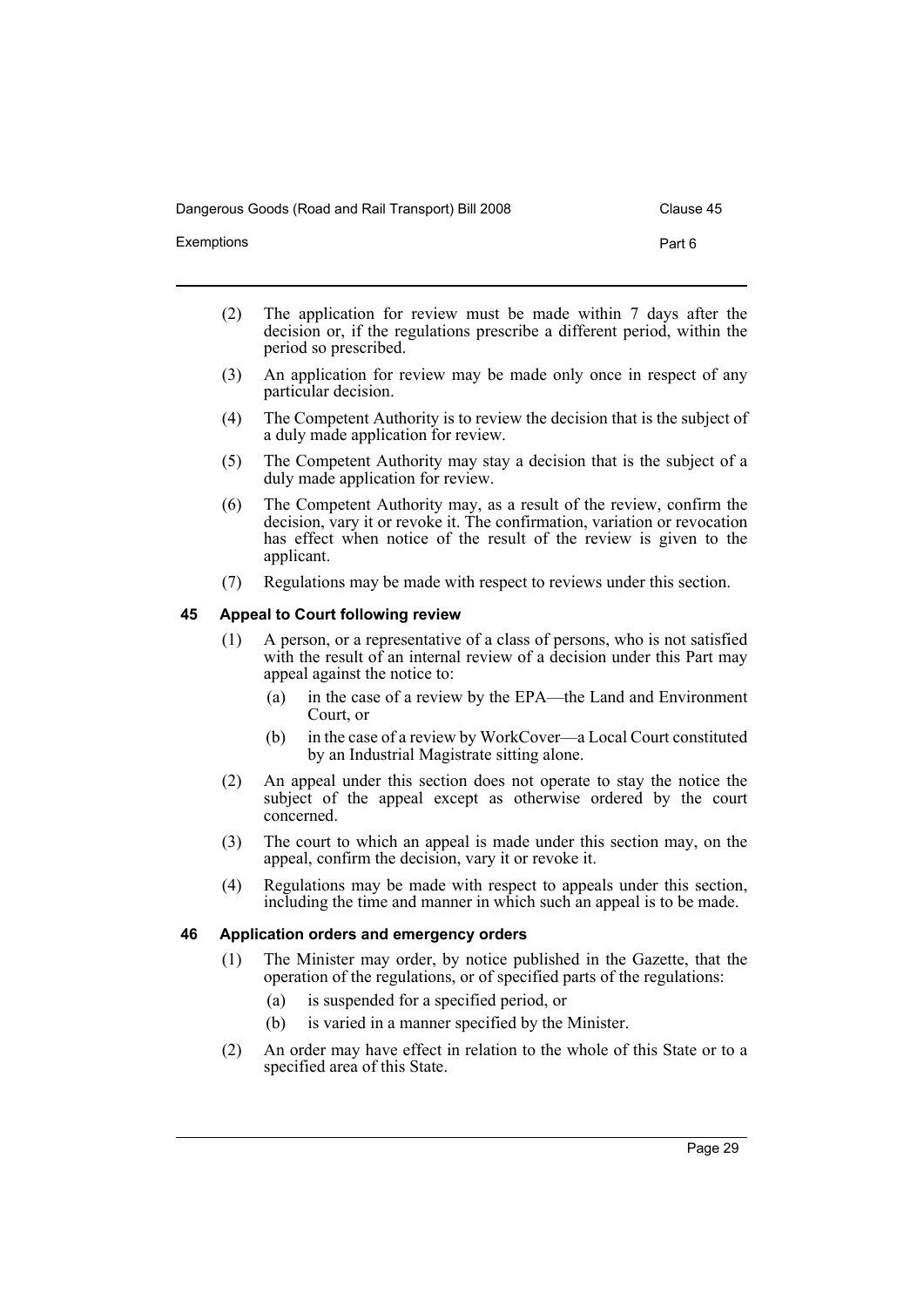(2) The application for review must be made within 7 days after the decision or, if the regulations prescribe a different period, within the period so prescribed.

(3) An application for review may be made only once in respect of any particular decision.

(4) The Competent Authority is to review the decision that is the subject of a duly made application for review.

(5) The Competent Authority may stay a decision that is the subject of a duly made application for review.

(6) The Competent Authority may, as a result of the review, confirm the decision, vary it or revoke it. The confirmation, variation or revocation has effect when notice of the result of the review is given to the applicant.

(7) Regulations may be made with respect to reviews under this section.

### 45 Appeal to Court following review

(1) A person, or a representative of a class of persons, who is not satisfied with the result of an internal review of a decision under this Part may appeal against the notice to:

- (a) in the case of a review by the EPA—the Land and Environment Court, or
- (b) in the case of a review by WorkCover—a Local Court constituted by an Industrial Magistrate sitting alone.

(2) An appeal under this section does not operate to stay the notice the subject of the appeal except as otherwise ordered by the court concerned.

(3) The court to which an appeal is made under this section may, on the appeal, confirm the decision, vary it or revoke it.

(4) Regulations may be made with respect to appeals under this section, including the time and manner in which such an appeal is to be made.

### 46 Application orders and emergency orders

(1) The Minister may order, by notice published in the Gazette, that the operation of the regulations, or of specified parts of the regulations:

- (a) is suspended for a specified period, or
- (b) is varied in a manner specified by the Minister.

(2) An order may have effect in relation to the whole of this State or to a specified area of this State.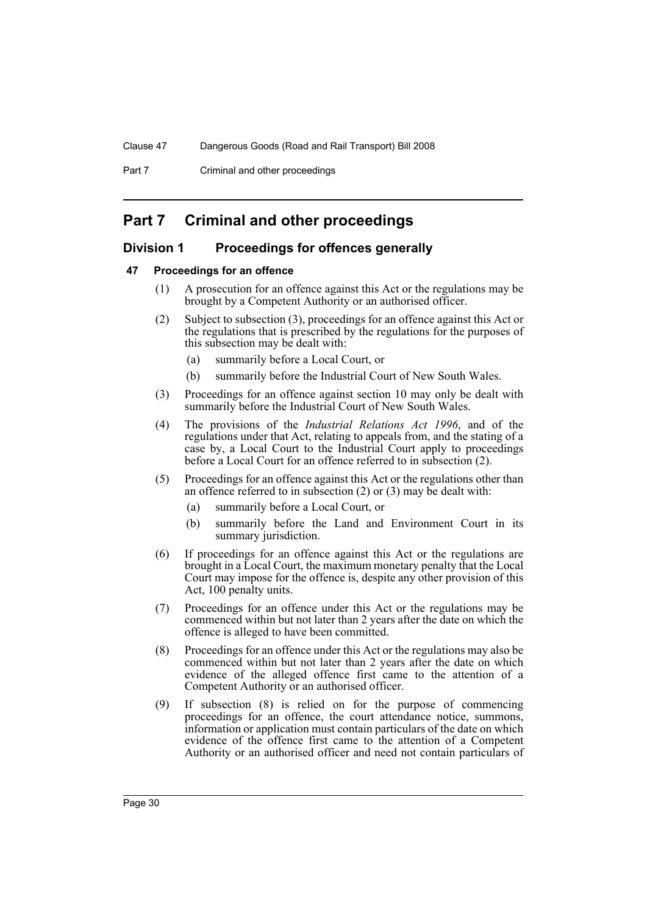# Part 7 Criminal and other proceedings

## Division 1 Proceedings for offences generally

### 47 Proceedings for an offence

(1) A prosecution for an offence against this Act or the regulations may be brought by a Competent Authority or an authorised officer.

(2) Subject to subsection (3), proceedings for an offence against this Act or the regulations that is prescribed by the regulations for the purposes of this subsection may be dealt with:

- (a) summarily before a Local Court, or
- (b) summarily before the Industrial Court of New South Wales.

(3) Proceedings for an offence against section 10 may only be dealt with summarily before the Industrial Court of New South Wales.

(4) The provisions of the *Industrial Relations Act 1996*, and of the regulations under that Act, relating to appeals from, and the stating of a case by, a Local Court to the Industrial Court apply to proceedings before a Local Court for an offence referred to in subsection (2).

(5) Proceedings for an offence against this Act or the regulations other than an offence referred to in subsection (2) or (3) may be dealt with:

- (a) summarily before a Local Court, or
- (b) summarily before the Land and Environment Court in its summary jurisdiction.

(6) If proceedings for an offence against this Act or the regulations are brought in a Local Court, the maximum monetary penalty that the Local Court may impose for the offence is, despite any other provision of this Act, 100 penalty units.

(7) Proceedings for an offence under this Act or the regulations may be commenced within but not later than 2 years after the date on which the offence is alleged to have been committed.

(8) Proceedings for an offence under this Act or the regulations may also be commenced within but not later than 2 years after the date on which evidence of the alleged offence first came to the attention of a Competent Authority or an authorised officer.

(9) If subsection (8) is relied on for the purpose of commencing proceedings for an offence, the court attendance notice, summons, information or application must contain particulars of the date on which evidence of the offence first came to the attention of a Competent Authority or an authorised officer and need not contain particulars of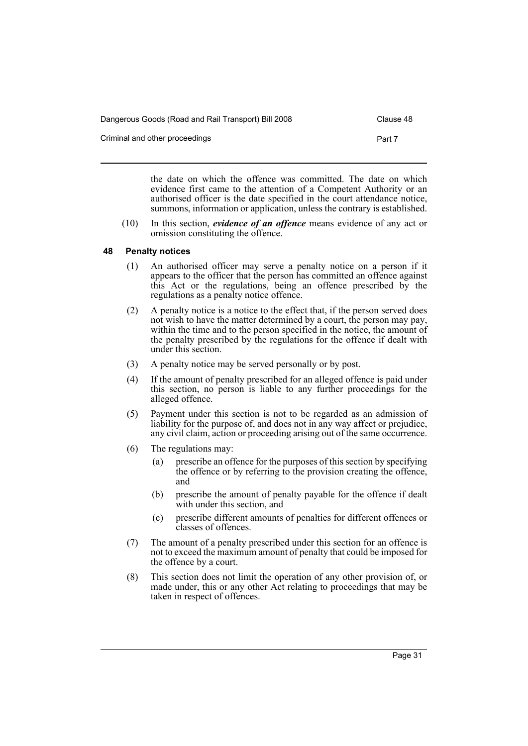the date on which the offence was committed. The date on which evidence first came to the attention of a Competent Authority or an authorised officer is the date specified in the court attendance notice, summons, information or application, unless the contrary is established.

(10) In this section, ***evidence of an offence*** means evidence of any act or omission constituting the offence.

### 48 Penalty notices

(1) An authorised officer may serve a penalty notice on a person if it appears to the officer that the person has committed an offence against this Act or the regulations, being an offence prescribed by the regulations as a penalty notice offence.

(2) A penalty notice is a notice to the effect that, if the person served does not wish to have the matter determined by a court, the person may pay, within the time and to the person specified in the notice, the amount of the penalty prescribed by the regulations for the offence if dealt with under this section.

(3) A penalty notice may be served personally or by post.

(4) If the amount of penalty prescribed for an alleged offence is paid under this section, no person is liable to any further proceedings for the alleged offence.

(5) Payment under this section is not to be regarded as an admission of liability for the purpose of, and does not in any way affect or prejudice, any civil claim, action or proceeding arising out of the same occurrence.

(6) The regulations may:

- (a) prescribe an offence for the purposes of this section by specifying the offence or by referring to the provision creating the offence, and
- (b) prescribe the amount of penalty payable for the offence if dealt with under this section, and
- (c) prescribe different amounts of penalties for different offences or classes of offences.

(7) The amount of a penalty prescribed under this section for an offence is not to exceed the maximum amount of penalty that could be imposed for the offence by a court.

(8) This section does not limit the operation of any other provision of, or made under, this or any other Act relating to proceedings that may be taken in respect of offences.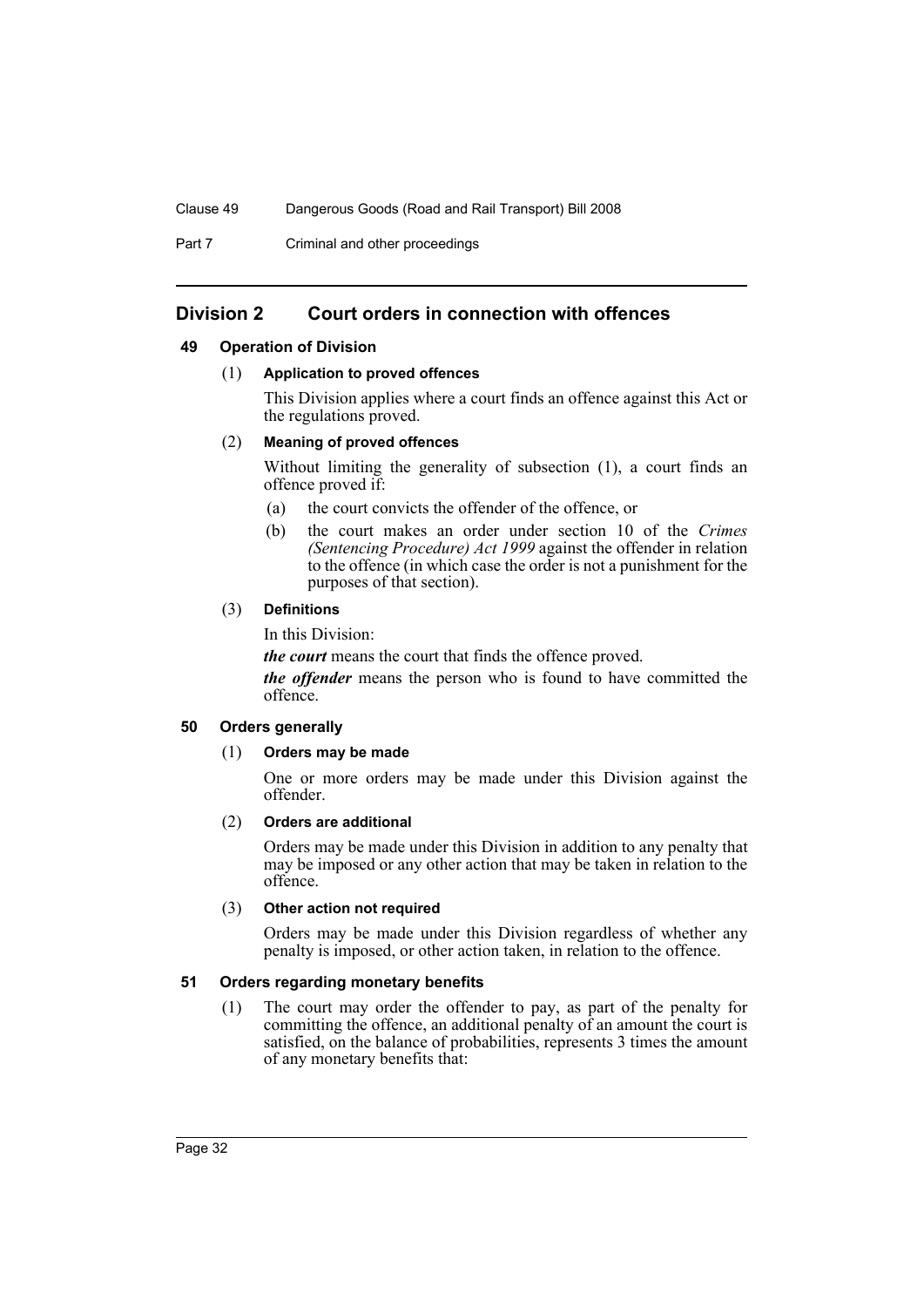## Division 2 Court orders in connection with offences

### 49 Operation of Division

(1) **Application to proved offences**

This Division applies where a court finds an offence against this Act or the regulations proved.

(2) **Meaning of proved offences**

Without limiting the generality of subsection (1), a court finds an offence proved if:

- (a) the court convicts the offender of the offence, or
- (b) the court makes an order under section 10 of the *Crimes (Sentencing Procedure) Act 1999* against the offender in relation to the offence (in which case the order is not a punishment for the purposes of that section).

(3) **Definitions**

In this Division:

***the court*** means the court that finds the offence proved.

***the offender*** means the person who is found to have committed the offence.

### 50 Orders generally

(1) **Orders may be made**

One or more orders may be made under this Division against the offender.

(2) **Orders are additional**

Orders may be made under this Division in addition to any penalty that may be imposed or any other action that may be taken in relation to the offence.

(3) **Other action not required**

Orders may be made under this Division regardless of whether any penalty is imposed, or other action taken, in relation to the offence.

### 51 Orders regarding monetary benefits

(1) The court may order the offender to pay, as part of the penalty for committing the offence, an additional penalty of an amount the court is satisfied, on the balance of probabilities, represents 3 times the amount of any monetary benefits that: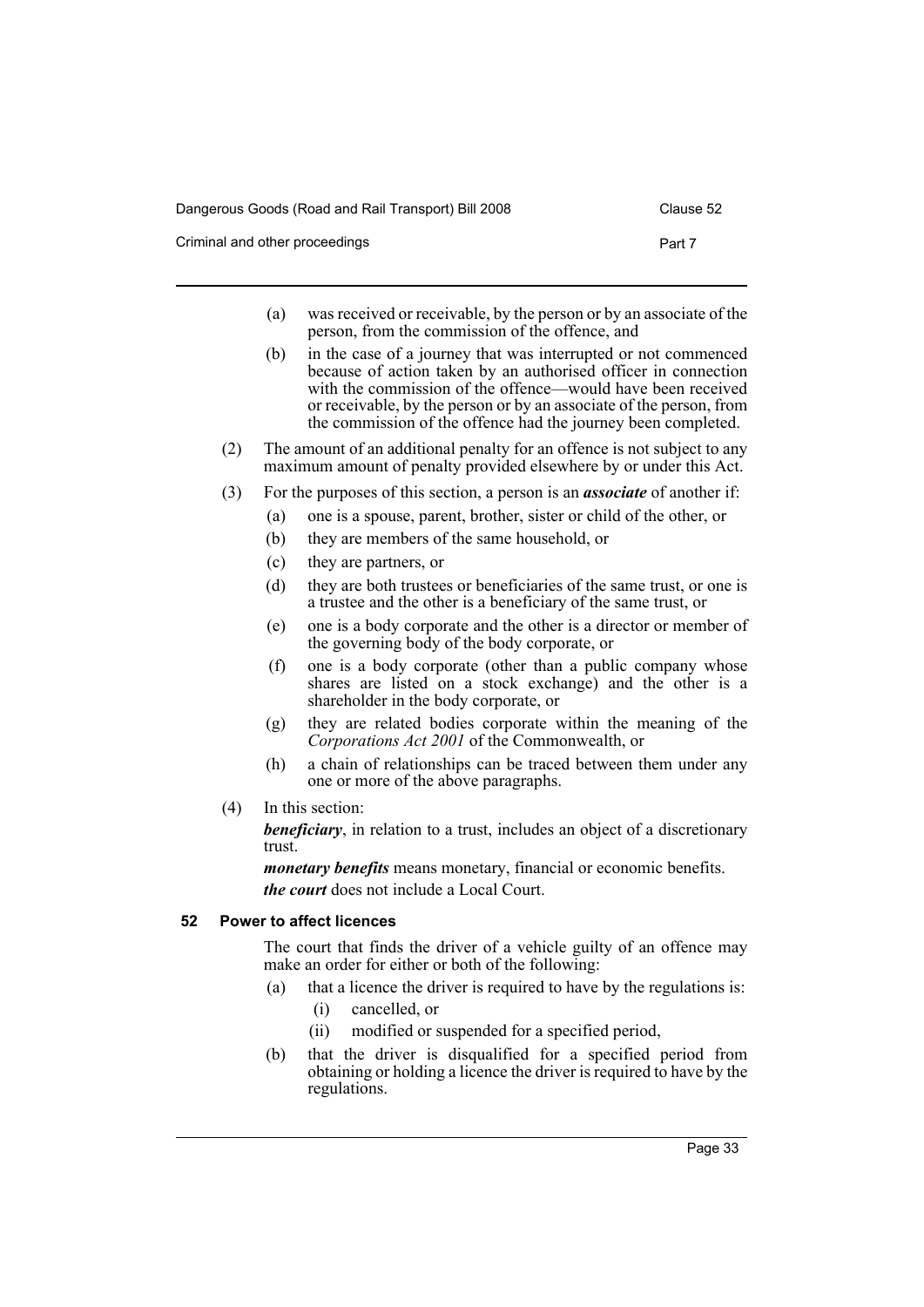(a) was received or receivable, by the person or by an associate of the person, from the commission of the offence, and

(b) in the case of a journey that was interrupted or not commenced because of action taken by an authorised officer in connection with the commission of the offence—would have been received or receivable, by the person or by an associate of the person, from the commission of the offence had the journey been completed.

(2) The amount of an additional penalty for an offence is not subject to any maximum amount of penalty provided elsewhere by or under this Act.

(3) For the purposes of this section, a person is an ***associate*** of another if:

(a) one is a spouse, parent, brother, sister or child of the other, or

(b) they are members of the same household, or

(c) they are partners, or

(d) they are both trustees or beneficiaries of the same trust, or one is a trustee and the other is a beneficiary of the same trust, or

(e) one is a body corporate and the other is a director or member of the governing body of the body corporate, or

(f) one is a body corporate (other than a public company whose shares are listed on a stock exchange) and the other is a shareholder in the body corporate, or

(g) they are related bodies corporate within the meaning of the *Corporations Act 2001* of the Commonwealth, or

(h) a chain of relationships can be traced between them under any one or more of the above paragraphs.

(4) In this section:

***beneficiary***, in relation to a trust, includes an object of a discretionary trust.

***monetary benefits*** means monetary, financial or economic benefits.

***the court*** does not include a Local Court.

## 52 Power to affect licences

The court that finds the driver of a vehicle guilty of an offence may make an order for either or both of the following:

(a) that a licence the driver is required to have by the regulations is:

(i) cancelled, or

(ii) modified or suspended for a specified period,

(b) that the driver is disqualified for a specified period from obtaining or holding a licence the driver is required to have by the regulations.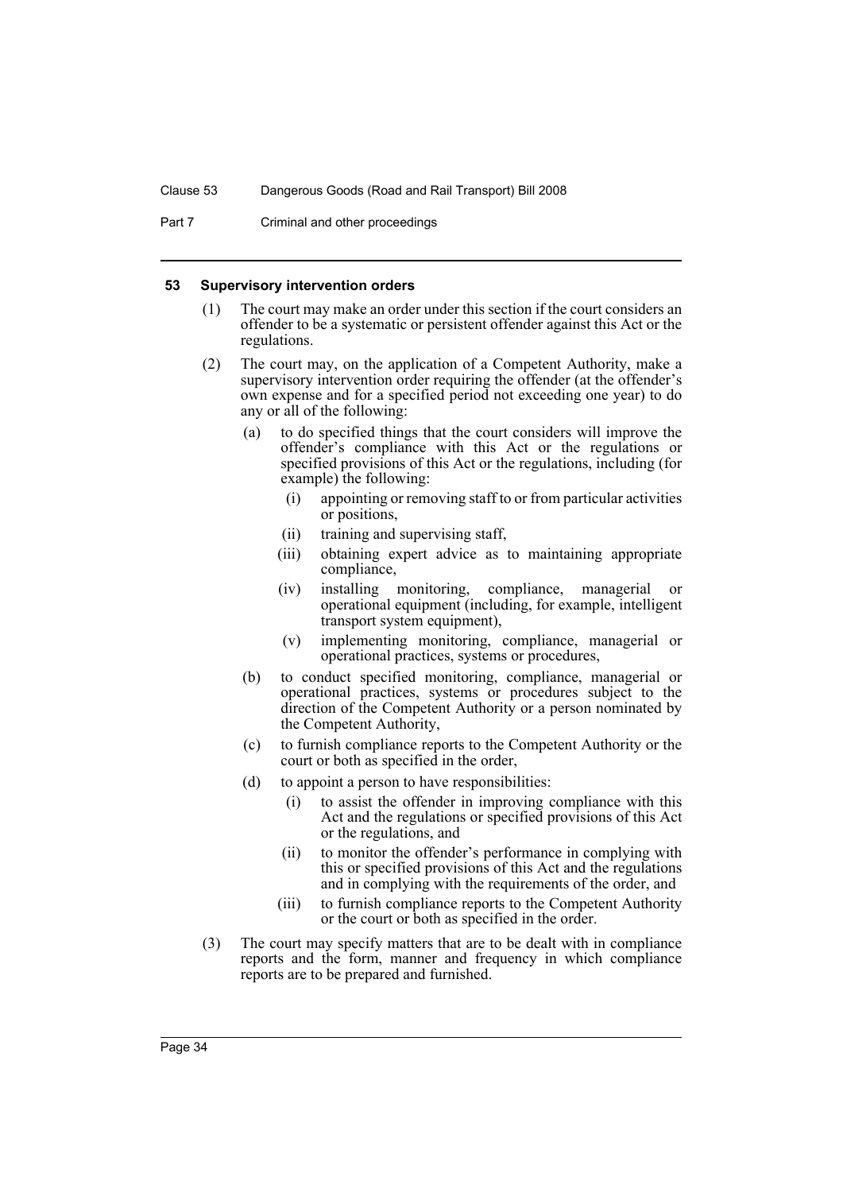#### 53 Supervisory intervention orders

(1) The court may make an order under this section if the court considers an offender to be a systematic or persistent offender against this Act or the regulations.

(2) The court may, on the application of a Competent Authority, make a supervisory intervention order requiring the offender (at the offender's own expense and for a specified period not exceeding one year) to do any or all of the following:

 (a) to do specified things that the court considers will improve the offender's compliance with this Act or the regulations or specified provisions of this Act or the regulations, including (for example) the following:

  (i) appointing or removing staff to or from particular activities or positions,

  (ii) training and supervising staff,

  (iii) obtaining expert advice as to maintaining appropriate compliance,

  (iv) installing monitoring, compliance, managerial or operational equipment (including, for example, intelligent transport system equipment),

  (v) implementing monitoring, compliance, managerial or operational practices, systems or procedures,

 (b) to conduct specified monitoring, compliance, managerial or operational practices, systems or procedures subject to the direction of the Competent Authority or a person nominated by the Competent Authority,

 (c) to furnish compliance reports to the Competent Authority or the court or both as specified in the order,

 (d) to appoint a person to have responsibilities:

  (i) to assist the offender in improving compliance with this Act and the regulations or specified provisions of this Act or the regulations, and

  (ii) to monitor the offender's performance in complying with this or specified provisions of this Act and the regulations and in complying with the requirements of the order, and

  (iii) to furnish compliance reports to the Competent Authority or the court or both as specified in the order.

(3) The court may specify matters that are to be dealt with in compliance reports and the form, manner and frequency in which compliance reports are to be prepared and furnished.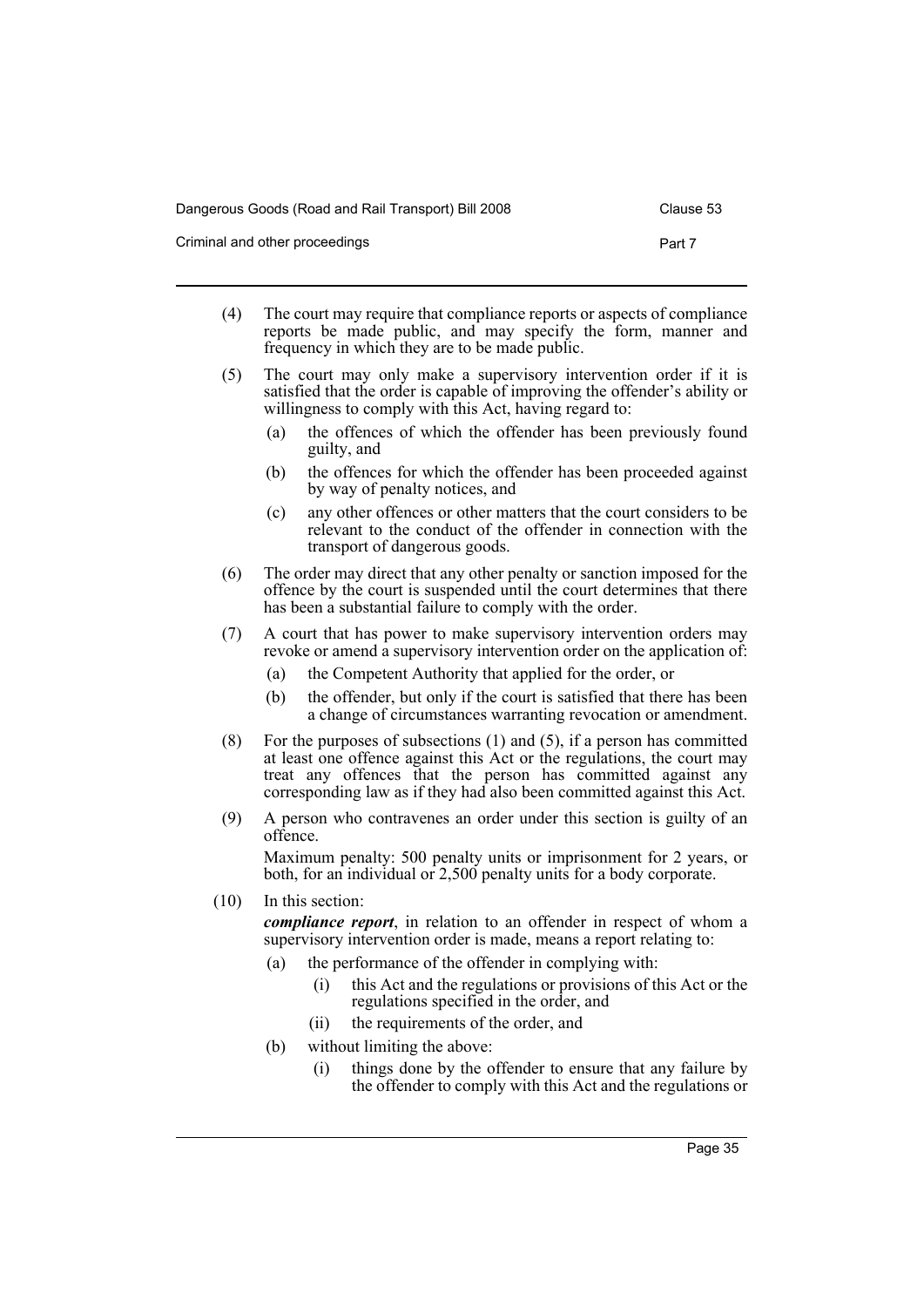(4) The court may require that compliance reports or aspects of compliance reports be made public, and may specify the form, manner and frequency in which they are to be made public.

(5) The court may only make a supervisory intervention order if it is satisfied that the order is capable of improving the offender's ability or willingness to comply with this Act, having regard to:

- (a) the offences of which the offender has been previously found guilty, and
- (b) the offences for which the offender has been proceeded against by way of penalty notices, and
- (c) any other offences or other matters that the court considers to be relevant to the conduct of the offender in connection with the transport of dangerous goods.

(6) The order may direct that any other penalty or sanction imposed for the offence by the court is suspended until the court determines that there has been a substantial failure to comply with the order.

(7) A court that has power to make supervisory intervention orders may revoke or amend a supervisory intervention order on the application of:

- (a) the Competent Authority that applied for the order, or
- (b) the offender, but only if the court is satisfied that there has been a change of circumstances warranting revocation or amendment.

(8) For the purposes of subsections (1) and (5), if a person has committed at least one offence against this Act or the regulations, the court may treat any offences that the person has committed against any corresponding law as if they had also been committed against this Act.

(9) A person who contravenes an order under this section is guilty of an offence.

Maximum penalty: 500 penalty units or imprisonment for 2 years, or both, for an individual or 2,500 penalty units for a body corporate.

(10) In this section:

***compliance report***, in relation to an offender in respect of whom a supervisory intervention order is made, means a report relating to:

- (a) the performance of the offender in complying with:
  - (i) this Act and the regulations or provisions of this Act or the regulations specified in the order, and
  - (ii) the requirements of the order, and
- (b) without limiting the above:
  - (i) things done by the offender to ensure that any failure by the offender to comply with this Act and the regulations or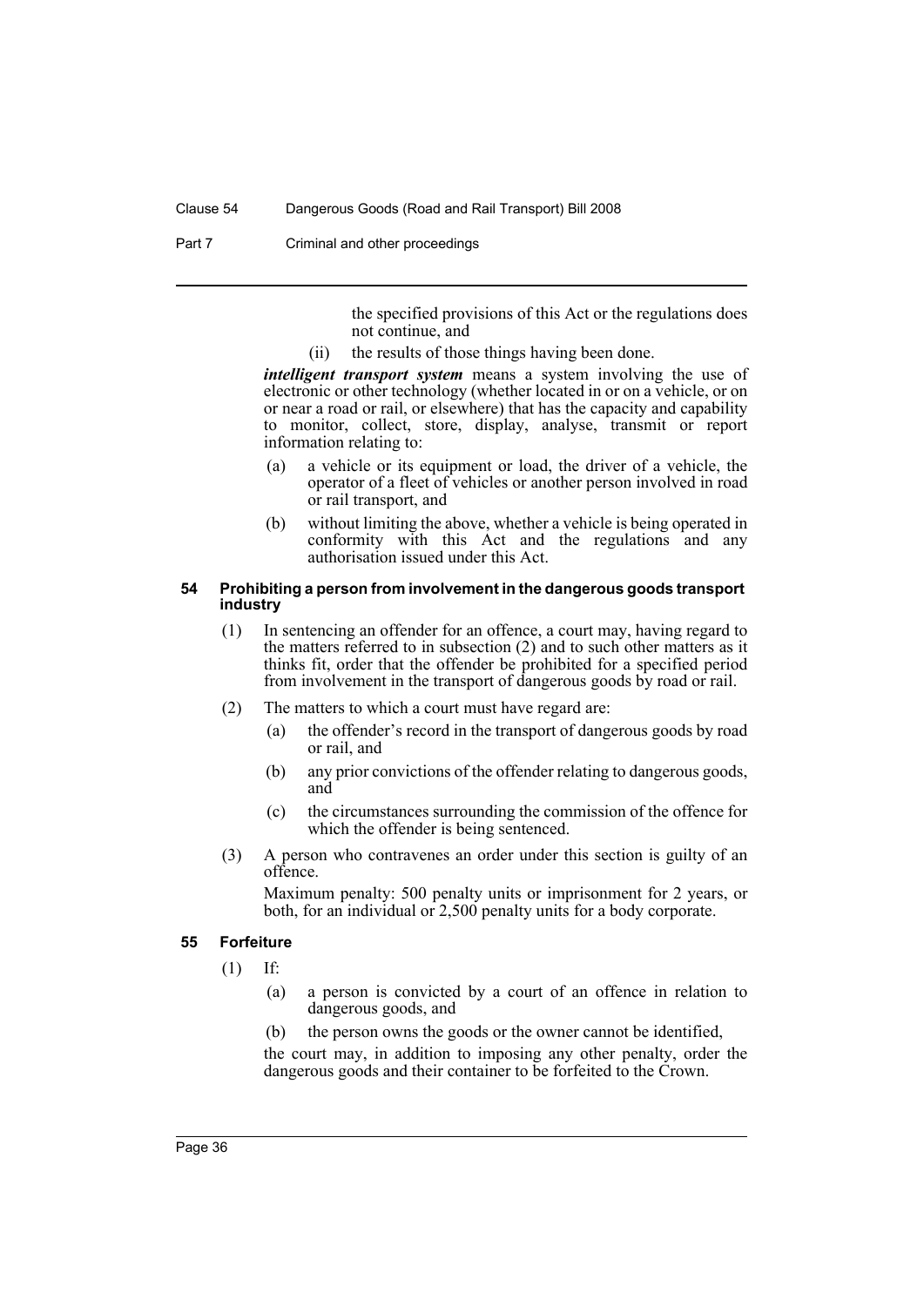the specified provisions of this Act or the regulations does not continue, and

(ii) the results of those things having been done.

***intelligent transport system*** means a system involving the use of electronic or other technology (whether located in or on a vehicle, or on or near a road or rail, or elsewhere) that has the capacity and capability to monitor, collect, store, display, analyse, transmit or report information relating to:

(a) a vehicle or its equipment or load, the driver of a vehicle, the operator of a fleet of vehicles or another person involved in road or rail transport, and

(b) without limiting the above, whether a vehicle is being operated in conformity with this Act and the regulations and any authorisation issued under this Act.

#### 54 Prohibiting a person from involvement in the dangerous goods transport industry

(1) In sentencing an offender for an offence, a court may, having regard to the matters referred to in subsection (2) and to such other matters as it thinks fit, order that the offender be prohibited for a specified period from involvement in the transport of dangerous goods by road or rail.

(2) The matters to which a court must have regard are:

(a) the offender's record in the transport of dangerous goods by road or rail, and

(b) any prior convictions of the offender relating to dangerous goods, and

(c) the circumstances surrounding the commission of the offence for which the offender is being sentenced.

(3) A person who contravenes an order under this section is guilty of an offence.

Maximum penalty: 500 penalty units or imprisonment for 2 years, or both, for an individual or 2,500 penalty units for a body corporate.

#### 55 Forfeiture

(1) If:

(a) a person is convicted by a court of an offence in relation to dangerous goods, and

(b) the person owns the goods or the owner cannot be identified,

the court may, in addition to imposing any other penalty, order the dangerous goods and their container to be forfeited to the Crown.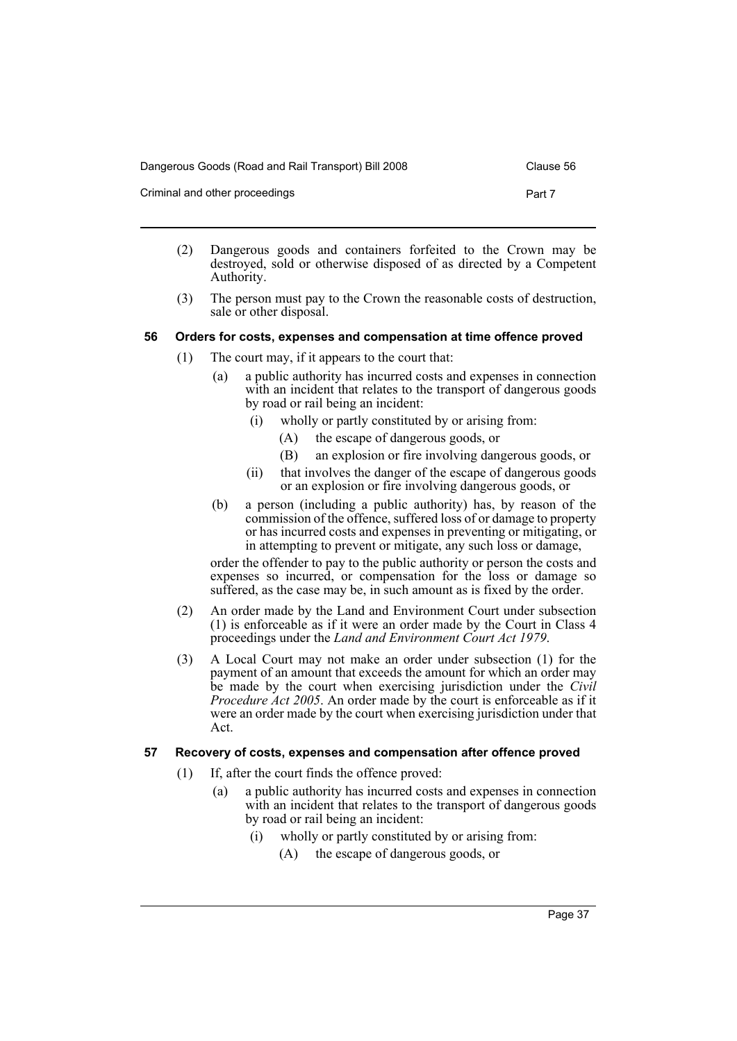(2) Dangerous goods and containers forfeited to the Crown may be destroyed, sold or otherwise disposed of as directed by a Competent Authority.

(3) The person must pay to the Crown the reasonable costs of destruction, sale or other disposal.

### 56 Orders for costs, expenses and compensation at time offence proved

(1) The court may, if it appears to the court that:

- (a) a public authority has incurred costs and expenses in connection with an incident that relates to the transport of dangerous goods by road or rail being an incident:
  - (i) wholly or partly constituted by or arising from:
    - (A) the escape of dangerous goods, or
    - (B) an explosion or fire involving dangerous goods, or
  - (ii) that involves the danger of the escape of dangerous goods or an explosion or fire involving dangerous goods, or
- (b) a person (including a public authority) has, by reason of the commission of the offence, suffered loss of or damage to property or has incurred costs and expenses in preventing or mitigating, or in attempting to prevent or mitigate, any such loss or damage,

order the offender to pay to the public authority or person the costs and expenses so incurred, or compensation for the loss or damage so suffered, as the case may be, in such amount as is fixed by the order.

(2) An order made by the Land and Environment Court under subsection (1) is enforceable as if it were an order made by the Court in Class 4 proceedings under the *Land and Environment Court Act 1979*.

(3) A Local Court may not make an order under subsection (1) for the payment of an amount that exceeds the amount for which an order may be made by the court when exercising jurisdiction under the *Civil Procedure Act 2005*. An order made by the court is enforceable as if it were an order made by the court when exercising jurisdiction under that Act.

### 57 Recovery of costs, expenses and compensation after offence proved

(1) If, after the court finds the offence proved:

- (a) a public authority has incurred costs and expenses in connection with an incident that relates to the transport of dangerous goods by road or rail being an incident:
  - (i) wholly or partly constituted by or arising from:
    - (A) the escape of dangerous goods, or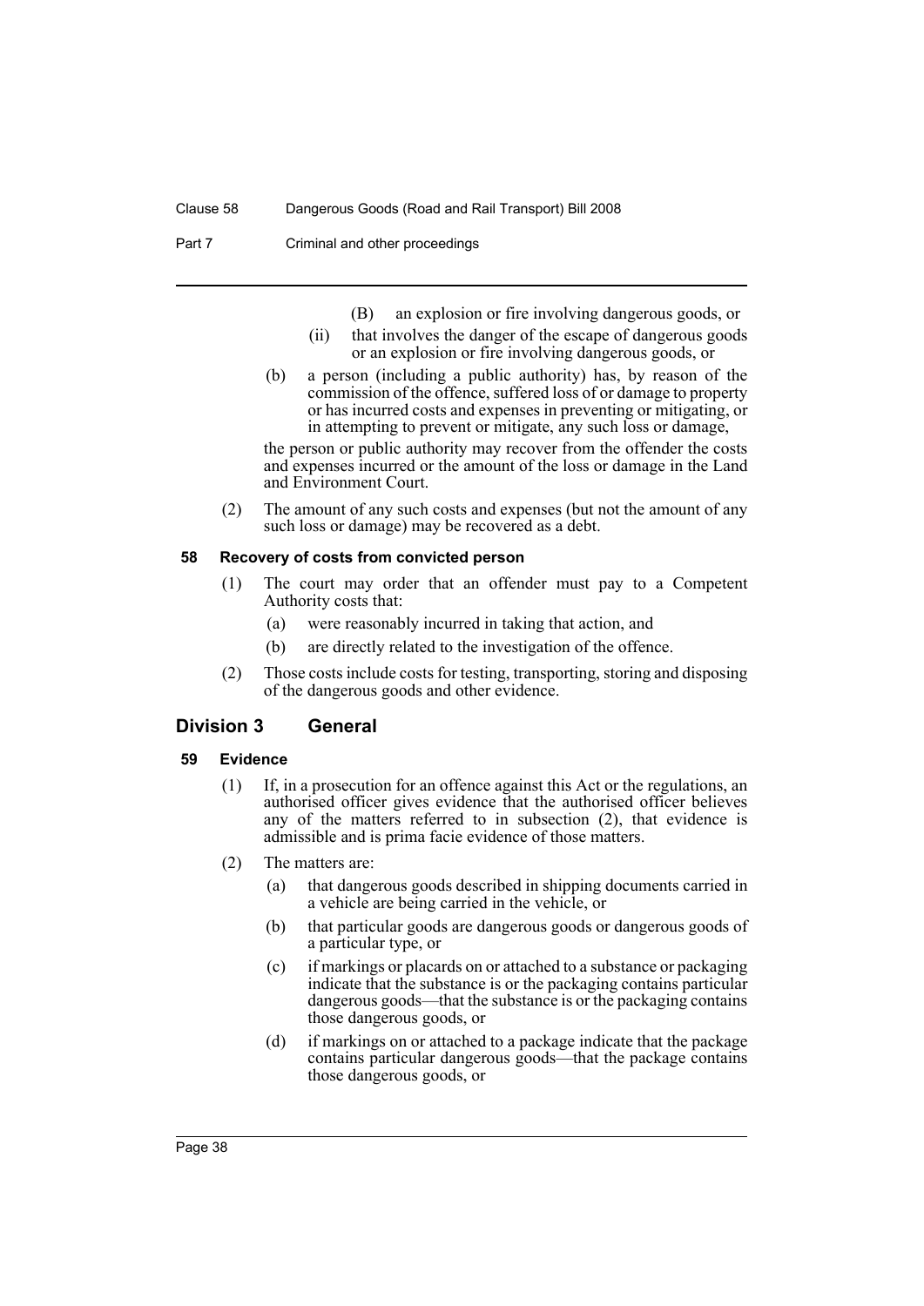(B) an explosion or fire involving dangerous goods, or

(ii) that involves the danger of the escape of dangerous goods or an explosion or fire involving dangerous goods, or

(b) a person (including a public authority) has, by reason of the commission of the offence, suffered loss of or damage to property or has incurred costs and expenses in preventing or mitigating, or in attempting to prevent or mitigate, any such loss or damage,

the person or public authority may recover from the offender the costs and expenses incurred or the amount of the loss or damage in the Land and Environment Court.

(2) The amount of any such costs and expenses (but not the amount of any such loss or damage) may be recovered as a debt.

#### 58 Recovery of costs from convicted person

(1) The court may order that an offender must pay to a Competent Authority costs that:

(a) were reasonably incurred in taking that action, and

(b) are directly related to the investigation of the offence.

(2) Those costs include costs for testing, transporting, storing and disposing of the dangerous goods and other evidence.

### Division 3 General

#### 59 Evidence

(1) If, in a prosecution for an offence against this Act or the regulations, an authorised officer gives evidence that the authorised officer believes any of the matters referred to in subsection (2), that evidence is admissible and is prima facie evidence of those matters.

(2) The matters are:

(a) that dangerous goods described in shipping documents carried in a vehicle are being carried in the vehicle, or

(b) that particular goods are dangerous goods or dangerous goods of a particular type, or

(c) if markings or placards on or attached to a substance or packaging indicate that the substance is or the packaging contains particular dangerous goods—that the substance is or the packaging contains those dangerous goods, or

(d) if markings on or attached to a package indicate that the package contains particular dangerous goods—that the package contains those dangerous goods, or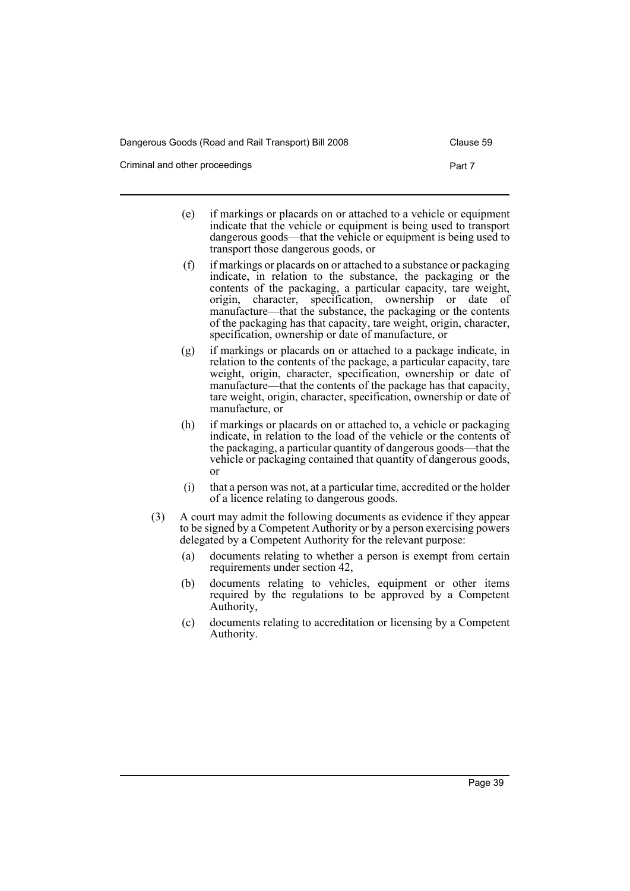(e) if markings or placards on or attached to a vehicle or equipment indicate that the vehicle or equipment is being used to transport dangerous goods—that the vehicle or equipment is being used to transport those dangerous goods, or

(f) if markings or placards on or attached to a substance or packaging indicate, in relation to the substance, the packaging or the contents of the packaging, a particular capacity, tare weight, origin, character, specification, ownership or date of manufacture—that the substance, the packaging or the contents of the packaging has that capacity, tare weight, origin, character, specification, ownership or date of manufacture, or

(g) if markings or placards on or attached to a package indicate, in relation to the contents of the package, a particular capacity, tare weight, origin, character, specification, ownership or date of manufacture—that the contents of the package has that capacity, tare weight, origin, character, specification, ownership or date of manufacture, or

(h) if markings or placards on or attached to, a vehicle or packaging indicate, in relation to the load of the vehicle or the contents of the packaging, a particular quantity of dangerous goods—that the vehicle or packaging contained that quantity of dangerous goods, or

(i) that a person was not, at a particular time, accredited or the holder of a licence relating to dangerous goods.

(3) A court may admit the following documents as evidence if they appear to be signed by a Competent Authority or by a person exercising powers delegated by a Competent Authority for the relevant purpose:

(a) documents relating to whether a person is exempt from certain requirements under section 42,

(b) documents relating to vehicles, equipment or other items required by the regulations to be approved by a Competent Authority,

(c) documents relating to accreditation or licensing by a Competent Authority.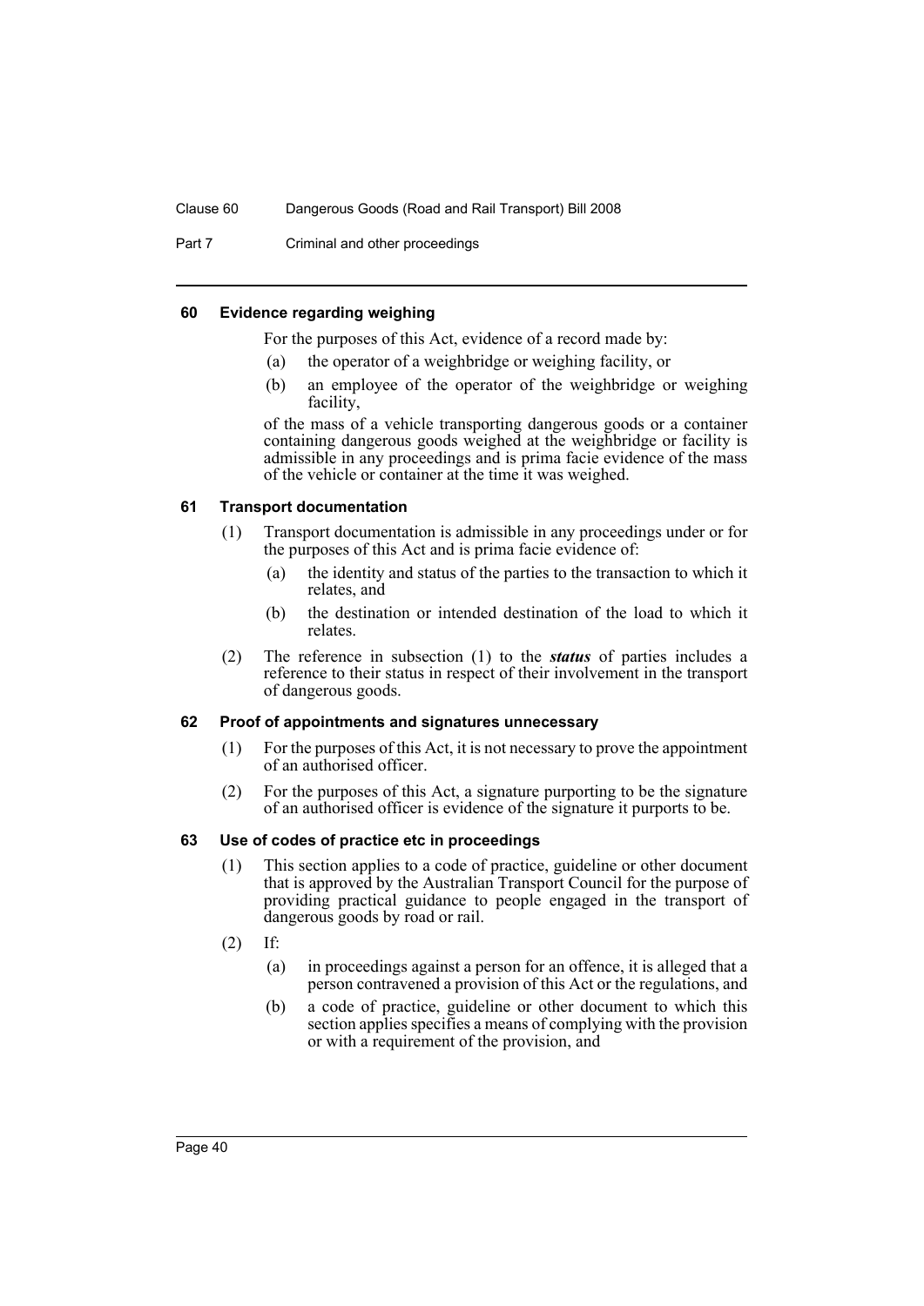#### 60 Evidence regarding weighing

For the purposes of this Act, evidence of a record made by:

(a) the operator of a weighbridge or weighing facility, or

(b) an employee of the operator of the weighbridge or weighing facility,

of the mass of a vehicle transporting dangerous goods or a container containing dangerous goods weighed at the weighbridge or facility is admissible in any proceedings and is prima facie evidence of the mass of the vehicle or container at the time it was weighed.

#### 61 Transport documentation

(1) Transport documentation is admissible in any proceedings under or for the purposes of this Act and is prima facie evidence of:

(a) the identity and status of the parties to the transaction to which it relates, and

(b) the destination or intended destination of the load to which it relates.

(2) The reference in subsection (1) to the ***status*** of parties includes a reference to their status in respect of their involvement in the transport of dangerous goods.

#### 62 Proof of appointments and signatures unnecessary

(1) For the purposes of this Act, it is not necessary to prove the appointment of an authorised officer.

(2) For the purposes of this Act, a signature purporting to be the signature of an authorised officer is evidence of the signature it purports to be.

#### 63 Use of codes of practice etc in proceedings

(1) This section applies to a code of practice, guideline or other document that is approved by the Australian Transport Council for the purpose of providing practical guidance to people engaged in the transport of dangerous goods by road or rail.

(2) If:

(a) in proceedings against a person for an offence, it is alleged that a person contravened a provision of this Act or the regulations, and

(b) a code of practice, guideline or other document to which this section applies specifies a means of complying with the provision or with a requirement of the provision, and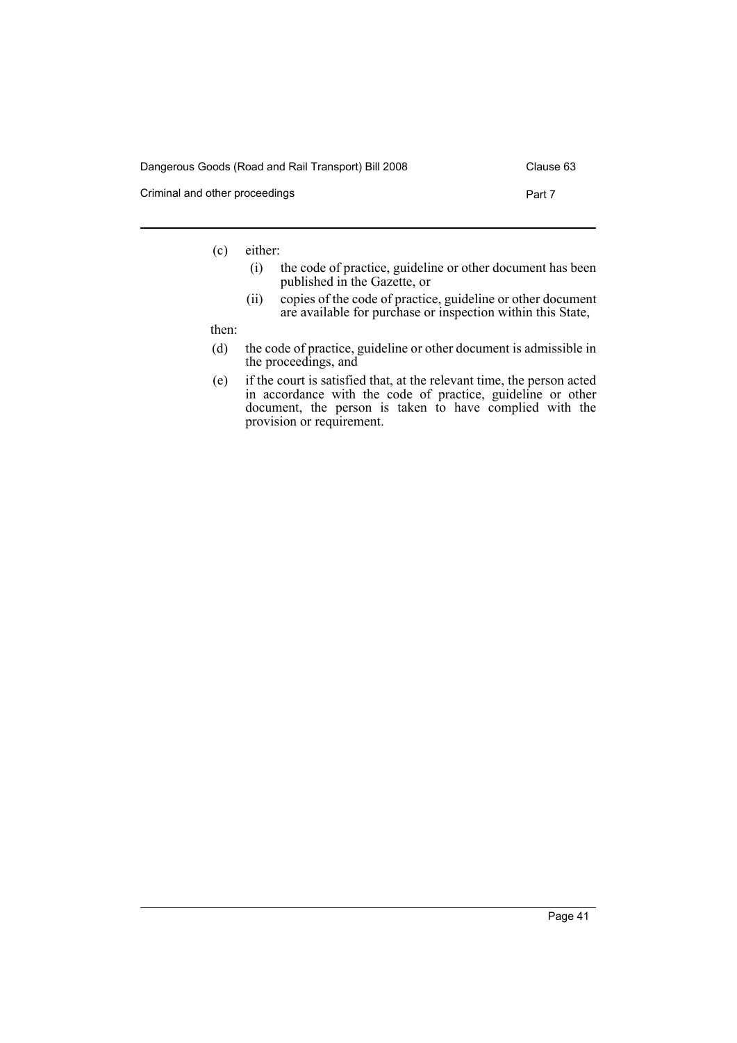(c) either:

  (i) the code of practice, guideline or other document has been published in the Gazette, or

  (ii) copies of the code of practice, guideline or other document are available for purchase or inspection within this State,

then:

(d) the code of practice, guideline or other document is admissible in the proceedings, and

(e) if the court is satisfied that, at the relevant time, the person acted in accordance with the code of practice, guideline or other document, the person is taken to have complied with the provision or requirement.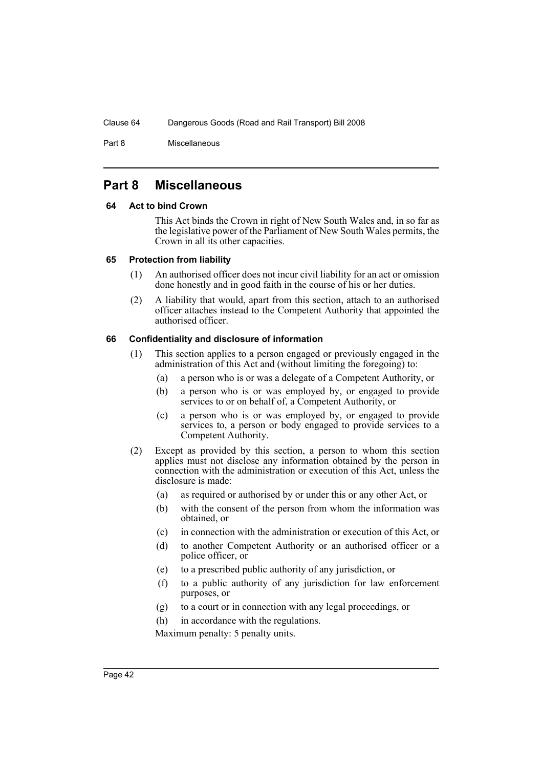# Part 8 Miscellaneous

### 64 Act to bind Crown

This Act binds the Crown in right of New South Wales and, in so far as the legislative power of the Parliament of New South Wales permits, the Crown in all its other capacities.

### 65 Protection from liability

(1) An authorised officer does not incur civil liability for an act or omission done honestly and in good faith in the course of his or her duties.

(2) A liability that would, apart from this section, attach to an authorised officer attaches instead to the Competent Authority that appointed the authorised officer.

### 66 Confidentiality and disclosure of information

(1) This section applies to a person engaged or previously engaged in the administration of this Act and (without limiting the foregoing) to:

- (a) a person who is or was a delegate of a Competent Authority, or
- (b) a person who is or was employed by, or engaged to provide services to or on behalf of, a Competent Authority, or
- (c) a person who is or was employed by, or engaged to provide services to, a person or body engaged to provide services to a Competent Authority.

(2) Except as provided by this section, a person to whom this section applies must not disclose any information obtained by the person in connection with the administration or execution of this Act, unless the disclosure is made:

- (a) as required or authorised by or under this or any other Act, or
- (b) with the consent of the person from whom the information was obtained, or
- (c) in connection with the administration or execution of this Act, or
- (d) to another Competent Authority or an authorised officer or a police officer, or
- (e) to a prescribed public authority of any jurisdiction, or
- (f) to a public authority of any jurisdiction for law enforcement purposes, or
- (g) to a court or in connection with any legal proceedings, or
- (h) in accordance with the regulations.

Maximum penalty: 5 penalty units.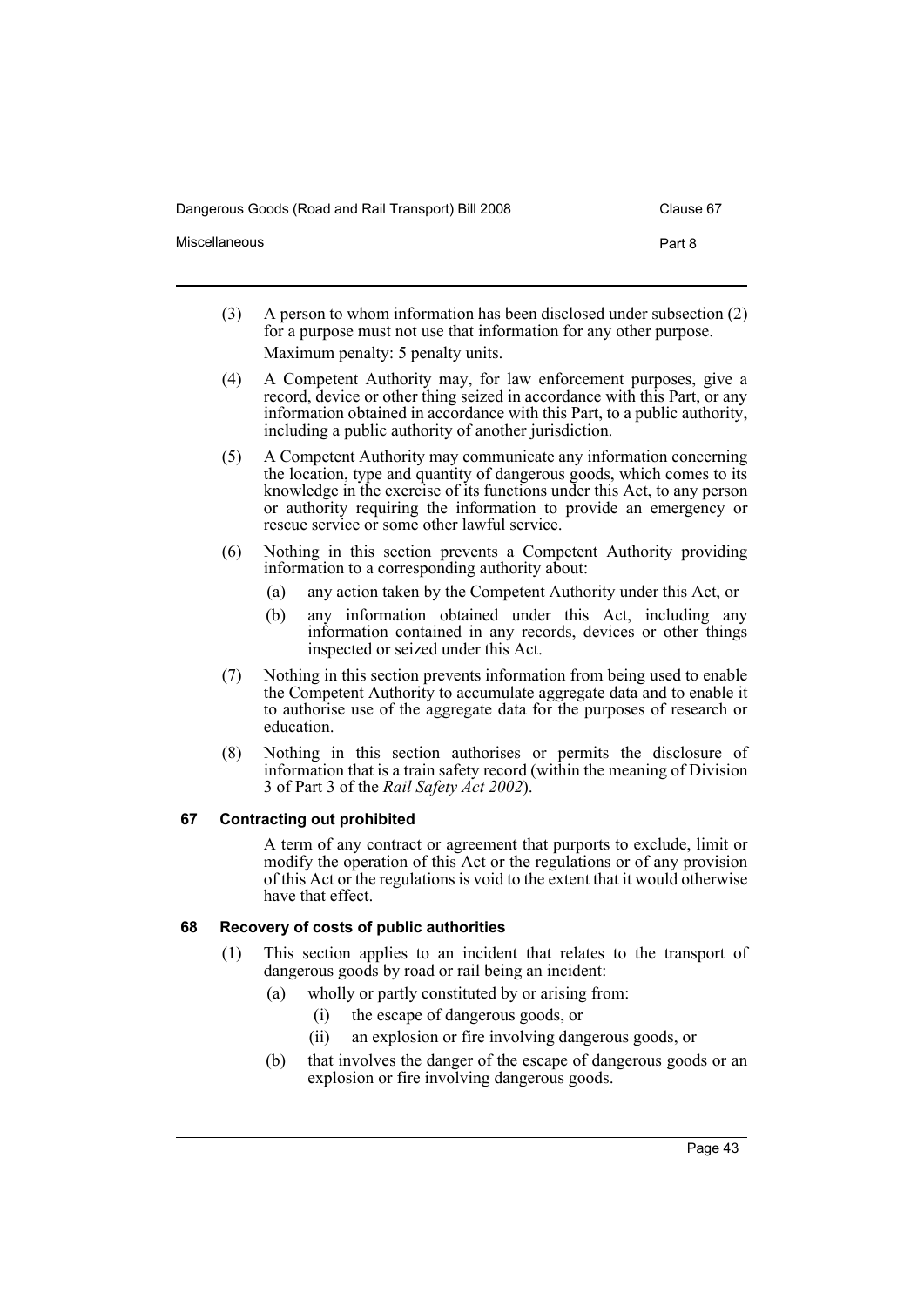(3) A person to whom information has been disclosed under subsection (2) for a purpose must not use that information for any other purpose.

Maximum penalty: 5 penalty units.

(4) A Competent Authority may, for law enforcement purposes, give a record, device or other thing seized in accordance with this Part, or any information obtained in accordance with this Part, to a public authority, including a public authority of another jurisdiction.

(5) A Competent Authority may communicate any information concerning the location, type and quantity of dangerous goods, which comes to its knowledge in the exercise of its functions under this Act, to any person or authority requiring the information to provide an emergency or rescue service or some other lawful service.

(6) Nothing in this section prevents a Competent Authority providing information to a corresponding authority about:

- (a) any action taken by the Competent Authority under this Act, or
- (b) any information obtained under this Act, including any information contained in any records, devices or other things inspected or seized under this Act.

(7) Nothing in this section prevents information from being used to enable the Competent Authority to accumulate aggregate data and to enable it to authorise use of the aggregate data for the purposes of research or education.

(8) Nothing in this section authorises or permits the disclosure of information that is a train safety record (within the meaning of Division 3 of Part 3 of the *Rail Safety Act 2002*).

### 67 Contracting out prohibited

A term of any contract or agreement that purports to exclude, limit or modify the operation of this Act or the regulations or of any provision of this Act or the regulations is void to the extent that it would otherwise have that effect.

### 68 Recovery of costs of public authorities

(1) This section applies to an incident that relates to the transport of dangerous goods by road or rail being an incident:

- (a) wholly or partly constituted by or arising from:
  - (i) the escape of dangerous goods, or
  - (ii) an explosion or fire involving dangerous goods, or
- (b) that involves the danger of the escape of dangerous goods or an explosion or fire involving dangerous goods.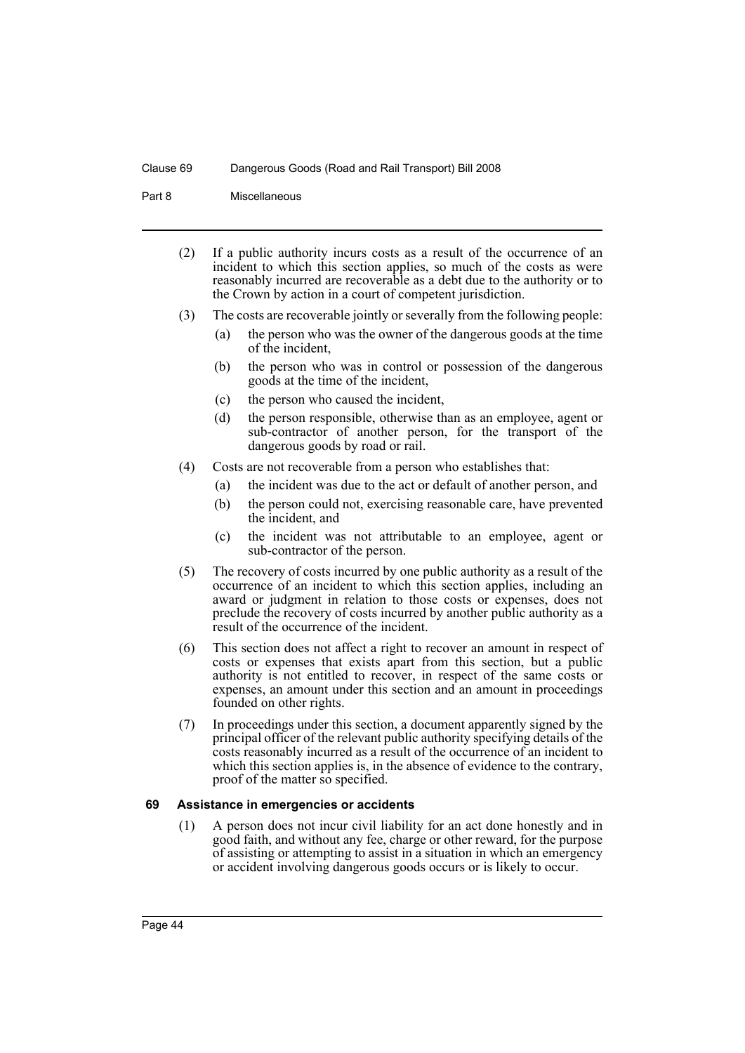(2) If a public authority incurs costs as a result of the occurrence of an incident to which this section applies, so much of the costs as were reasonably incurred are recoverable as a debt due to the authority or to the Crown by action in a court of competent jurisdiction.

(3) The costs are recoverable jointly or severally from the following people:

- (a) the person who was the owner of the dangerous goods at the time of the incident,
- (b) the person who was in control or possession of the dangerous goods at the time of the incident,
- (c) the person who caused the incident,
- (d) the person responsible, otherwise than as an employee, agent or sub-contractor of another person, for the transport of the dangerous goods by road or rail.

(4) Costs are not recoverable from a person who establishes that:

- (a) the incident was due to the act or default of another person, and
- (b) the person could not, exercising reasonable care, have prevented the incident, and
- (c) the incident was not attributable to an employee, agent or sub-contractor of the person.

(5) The recovery of costs incurred by one public authority as a result of the occurrence of an incident to which this section applies, including an award or judgment in relation to those costs or expenses, does not preclude the recovery of costs incurred by another public authority as a result of the occurrence of the incident.

(6) This section does not affect a right to recover an amount in respect of costs or expenses that exists apart from this section, but a public authority is not entitled to recover, in respect of the same costs or expenses, an amount under this section and an amount in proceedings founded on other rights.

(7) In proceedings under this section, a document apparently signed by the principal officer of the relevant public authority specifying details of the costs reasonably incurred as a result of the occurrence of an incident to which this section applies is, in the absence of evidence to the contrary, proof of the matter so specified.

#### 69 Assistance in emergencies or accidents

(1) A person does not incur civil liability for an act done honestly and in good faith, and without any fee, charge or other reward, for the purpose of assisting or attempting to assist in a situation in which an emergency or accident involving dangerous goods occurs or is likely to occur.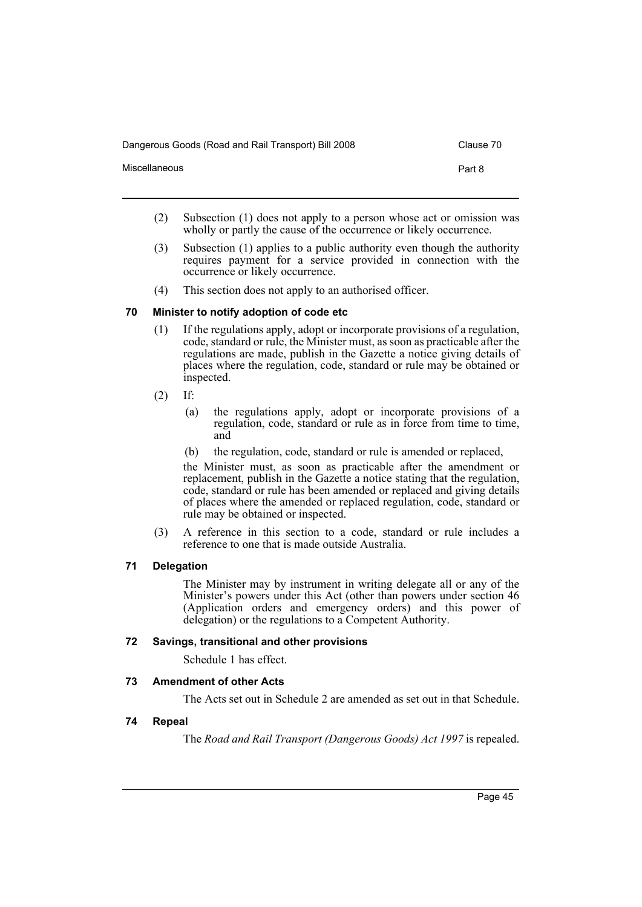(2) Subsection (1) does not apply to a person whose act or omission was wholly or partly the cause of the occurrence or likely occurrence.

(3) Subsection (1) applies to a public authority even though the authority requires payment for a service provided in connection with the occurrence or likely occurrence.

(4) This section does not apply to an authorised officer.

### 70 Minister to notify adoption of code etc

(1) If the regulations apply, adopt or incorporate provisions of a regulation, code, standard or rule, the Minister must, as soon as practicable after the regulations are made, publish in the Gazette a notice giving details of places where the regulation, code, standard or rule may be obtained or inspected.

(2) If:

(a) the regulations apply, adopt or incorporate provisions of a regulation, code, standard or rule as in force from time to time, and

(b) the regulation, code, standard or rule is amended or replaced,

the Minister must, as soon as practicable after the amendment or replacement, publish in the Gazette a notice stating that the regulation, code, standard or rule has been amended or replaced and giving details of places where the amended or replaced regulation, code, standard or rule may be obtained or inspected.

(3) A reference in this section to a code, standard or rule includes a reference to one that is made outside Australia.

### 71 Delegation

The Minister may by instrument in writing delegate all or any of the Minister's powers under this Act (other than powers under section 46 (Application orders and emergency orders) and this power of delegation) or the regulations to a Competent Authority.

### 72 Savings, transitional and other provisions

Schedule 1 has effect.

### 73 Amendment of other Acts

The Acts set out in Schedule 2 are amended as set out in that Schedule.

### 74 Repeal

The *Road and Rail Transport (Dangerous Goods) Act 1997* is repealed.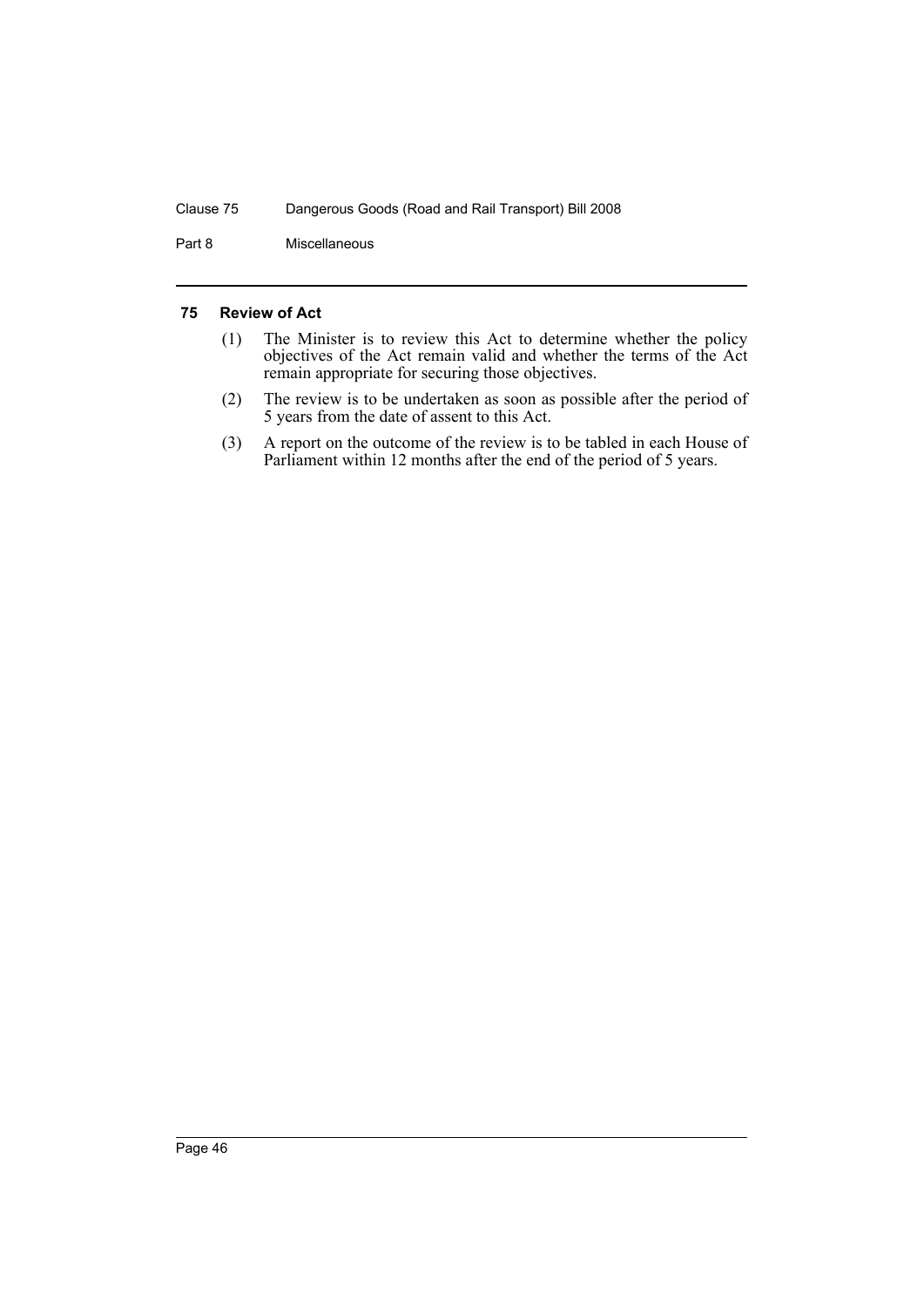### 75 Review of Act

(1) The Minister is to review this Act to determine whether the policy objectives of the Act remain valid and whether the terms of the Act remain appropriate for securing those objectives.

(2) The review is to be undertaken as soon as possible after the period of 5 years from the date of assent to this Act.

(3) A report on the outcome of the review is to be tabled in each House of Parliament within 12 months after the end of the period of 5 years.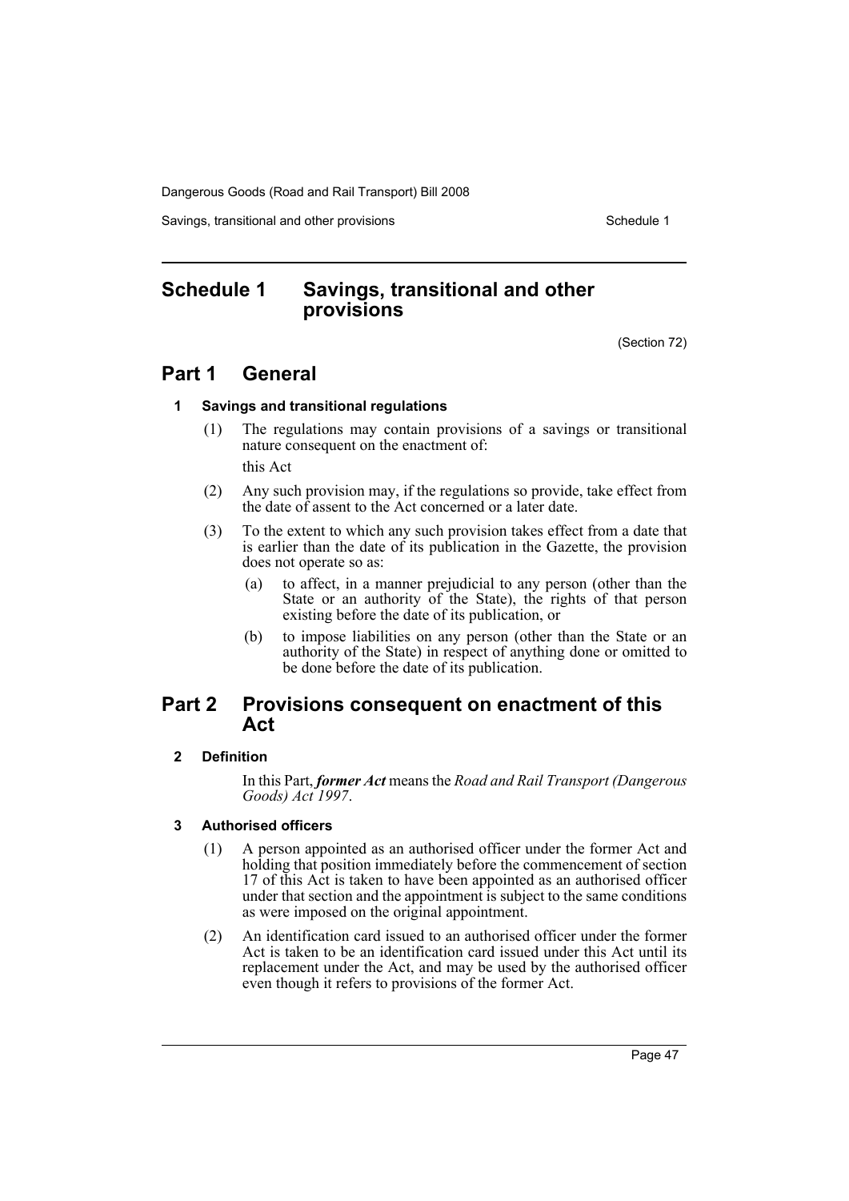# Schedule 1 Savings, transitional and other provisions

(Section 72)

## Part 1 General

### 1 Savings and transitional regulations

(1) The regulations may contain provisions of a savings or transitional nature consequent on the enactment of:

this Act

(2) Any such provision may, if the regulations so provide, take effect from the date of assent to the Act concerned or a later date.

(3) To the extent to which any such provision takes effect from a date that is earlier than the date of its publication in the Gazette, the provision does not operate so as:

- (a) to affect, in a manner prejudicial to any person (other than the State or an authority of the State), the rights of that person existing before the date of its publication, or
- (b) to impose liabilities on any person (other than the State or an authority of the State) in respect of anything done or omitted to be done before the date of its publication.

## Part 2 Provisions consequent on enactment of this Act

### 2 Definition

In this Part, ***former Act*** means the *Road and Rail Transport (Dangerous Goods) Act 1997*.

### 3 Authorised officers

(1) A person appointed as an authorised officer under the former Act and holding that position immediately before the commencement of section 17 of this Act is taken to have been appointed as an authorised officer under that section and the appointment is subject to the same conditions as were imposed on the original appointment.

(2) An identification card issued to an authorised officer under the former Act is taken to be an identification card issued under this Act until its replacement under the Act, and may be used by the authorised officer even though it refers to provisions of the former Act.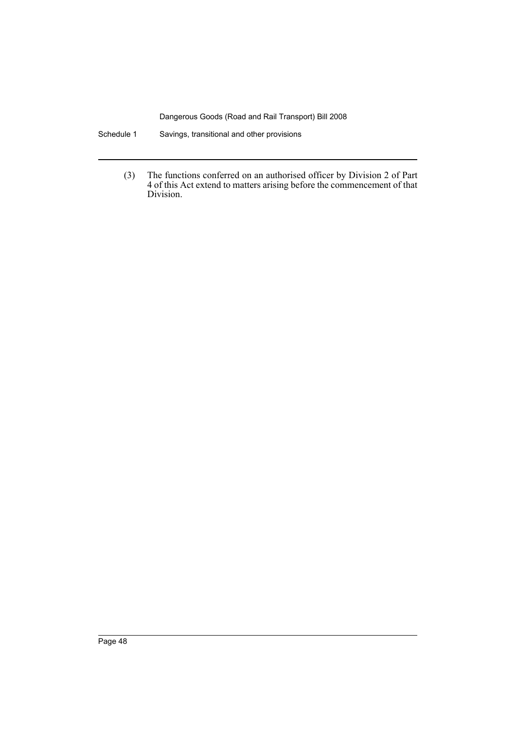(3) The functions conferred on an authorised officer by Division 2 of Part 4 of this Act extend to matters arising before the commencement of that Division.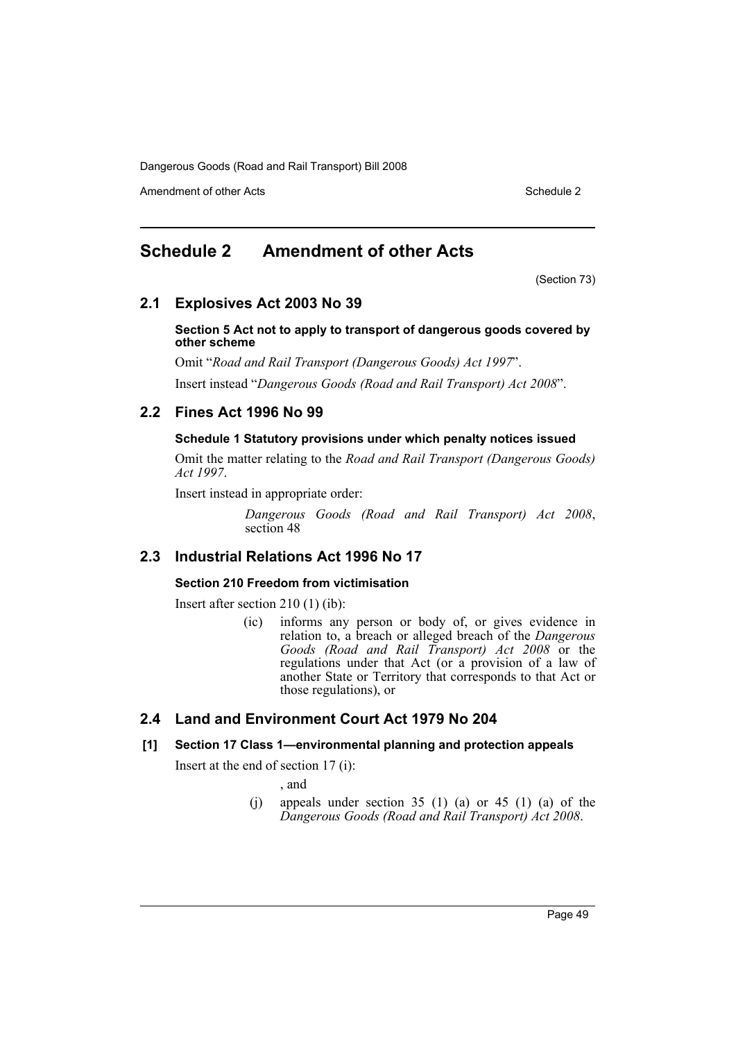# Schedule 2 Amendment of other Acts

(Section 73)

## 2.1 Explosives Act 2003 No 39

**Section 5 Act not to apply to transport of dangerous goods covered by other scheme**

Omit "*Road and Rail Transport (Dangerous Goods) Act 1997*".

Insert instead "*Dangerous Goods (Road and Rail Transport) Act 2008*".

## 2.2 Fines Act 1996 No 99

**Schedule 1 Statutory provisions under which penalty notices issued**

Omit the matter relating to the *Road and Rail Transport (Dangerous Goods) Act 1997*.

Insert instead in appropriate order:

> *Dangerous Goods (Road and Rail Transport) Act 2008*, section 48

## 2.3 Industrial Relations Act 1996 No 17

**Section 210 Freedom from victimisation**

Insert after section 210 (1) (ib):

> (ic) informs any person or body of, or gives evidence in relation to, a breach or alleged breach of the *Dangerous Goods (Road and Rail Transport) Act 2008* or the regulations under that Act (or a provision of a law of another State or Territory that corresponds to that Act or those regulations), or

## 2.4 Land and Environment Court Act 1979 No 204

**[1] Section 17 Class 1—environmental planning and protection appeals**

Insert at the end of section 17 (i):

> , and
>
> (j) appeals under section 35 (1) (a) or 45 (1) (a) of the *Dangerous Goods (Road and Rail Transport) Act 2008*.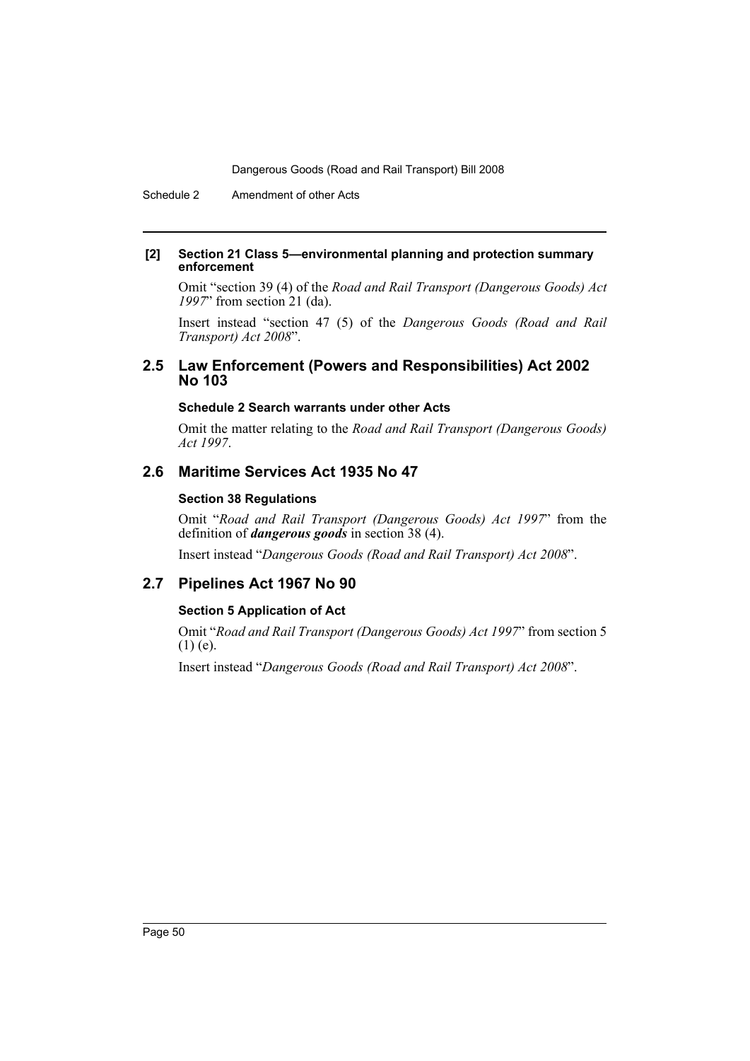**[2] Section 21 Class 5—environmental planning and protection summary enforcement**

Omit "section 39 (4) of the *Road and Rail Transport (Dangerous Goods) Act 1997*" from section 21 (da).

Insert instead "section 47 (5) of the *Dangerous Goods (Road and Rail Transport) Act 2008*".

## 2.5 Law Enforcement (Powers and Responsibilities) Act 2002 No 103

**Schedule 2 Search warrants under other Acts**

Omit the matter relating to the *Road and Rail Transport (Dangerous Goods) Act 1997*.

## 2.6 Maritime Services Act 1935 No 47

**Section 38 Regulations**

Omit "*Road and Rail Transport (Dangerous Goods) Act 1997*" from the definition of ***dangerous goods*** in section 38 (4).

Insert instead "*Dangerous Goods (Road and Rail Transport) Act 2008*".

## 2.7 Pipelines Act 1967 No 90

**Section 5 Application of Act**

Omit "*Road and Rail Transport (Dangerous Goods) Act 1997*" from section 5 (1) (e).

Insert instead "*Dangerous Goods (Road and Rail Transport) Act 2008*".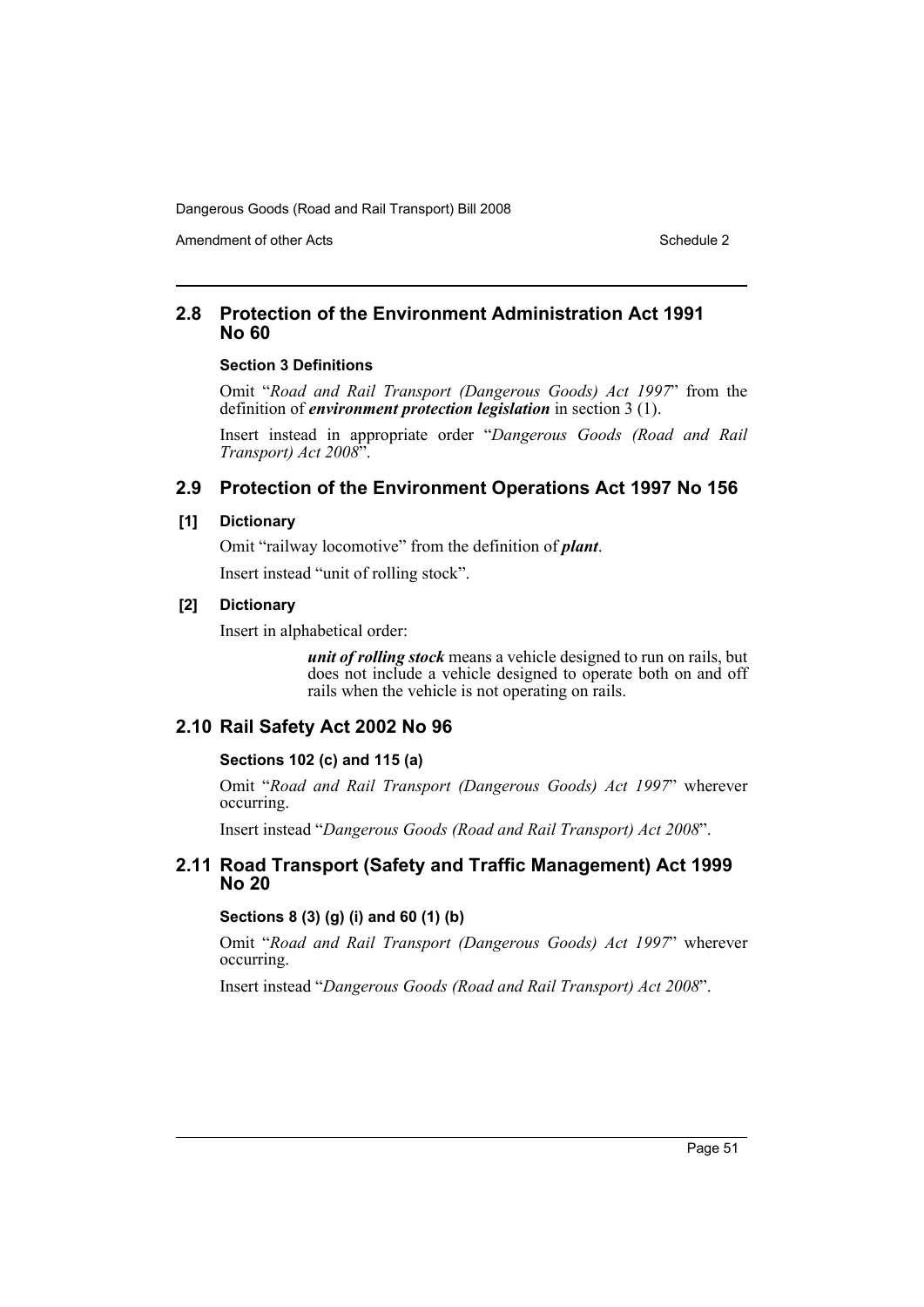## 2.8 Protection of the Environment Administration Act 1991 No 60

### Section 3 Definitions

Omit "*Road and Rail Transport (Dangerous Goods) Act 1997*" from the definition of ***environment protection legislation*** in section 3 (1).

Insert instead in appropriate order "*Dangerous Goods (Road and Rail Transport) Act 2008*".

## 2.9 Protection of the Environment Operations Act 1997 No 156

### [1] Dictionary

Omit "railway locomotive" from the definition of ***plant***.

Insert instead "unit of rolling stock".

### [2] Dictionary

Insert in alphabetical order:

> ***unit of rolling stock*** means a vehicle designed to run on rails, but does not include a vehicle designed to operate both on and off rails when the vehicle is not operating on rails.

## 2.10 Rail Safety Act 2002 No 96

### Sections 102 (c) and 115 (a)

Omit "*Road and Rail Transport (Dangerous Goods) Act 1997*" wherever occurring.

Insert instead "*Dangerous Goods (Road and Rail Transport) Act 2008*".

## 2.11 Road Transport (Safety and Traffic Management) Act 1999 No 20

### Sections 8 (3) (g) (i) and 60 (1) (b)

Omit "*Road and Rail Transport (Dangerous Goods) Act 1997*" wherever occurring.

Insert instead "*Dangerous Goods (Road and Rail Transport) Act 2008*".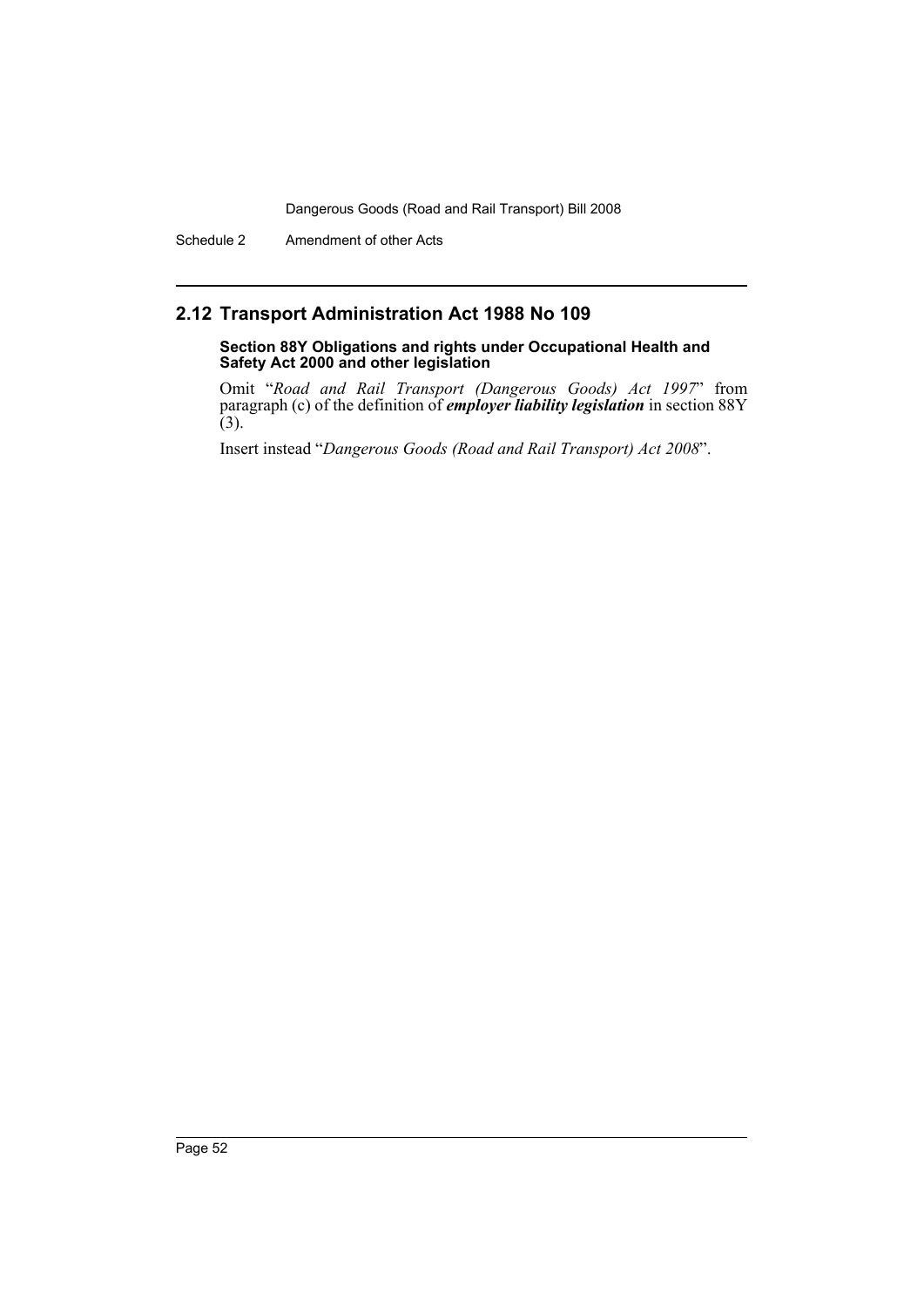## 2.12 Transport Administration Act 1988 No 109

**Section 88Y Obligations and rights under Occupational Health and Safety Act 2000 and other legislation**

Omit "*Road and Rail Transport (Dangerous Goods) Act 1997*" from paragraph (c) of the definition of ***employer liability legislation*** in section 88Y (3).

Insert instead "*Dangerous Goods (Road and Rail Transport) Act 2008*".